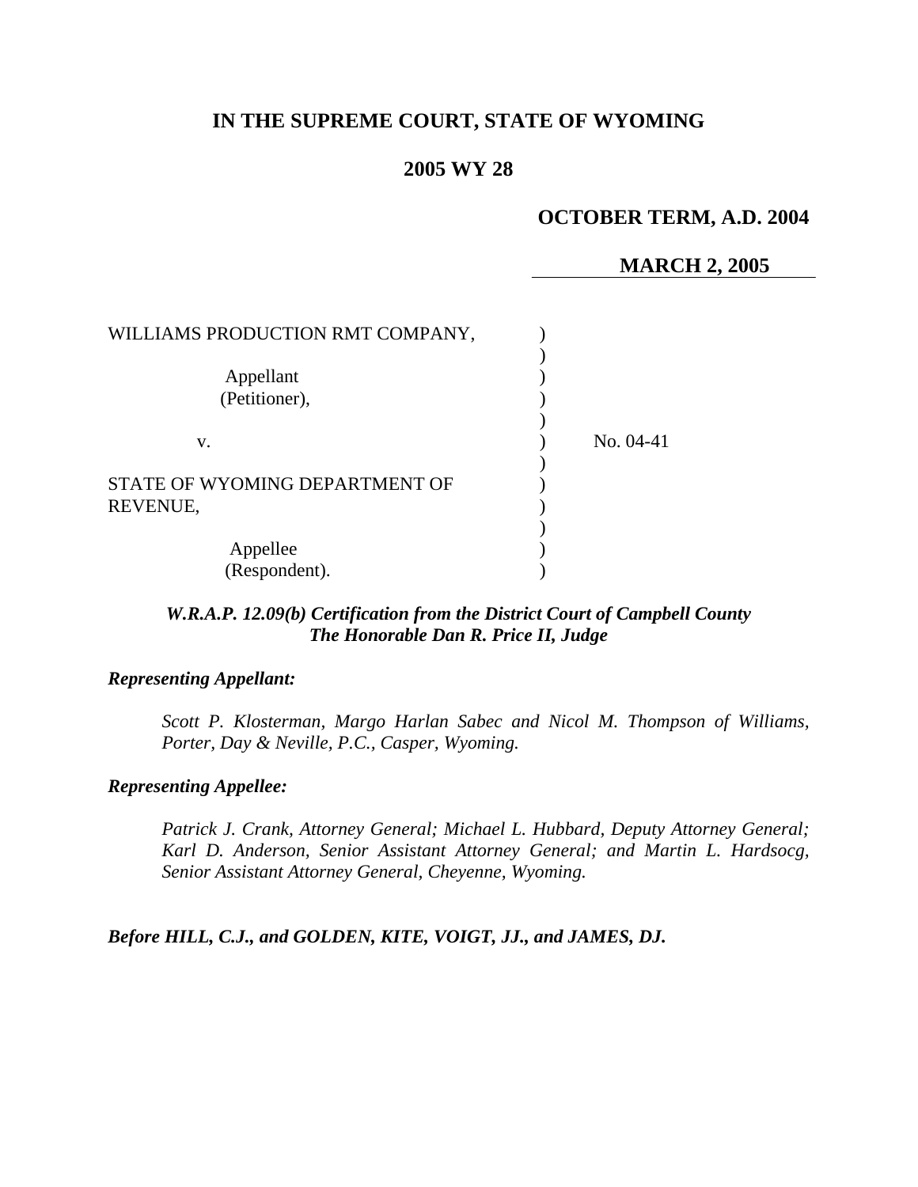**IN THE SUPREME COURT, STATE OF WYOMING**

**2005 WY 28**

**OCTOBER TERM, A.D. 2004**

**MARCH 2, 2005**

| | | |
|---|---|---|
| WILLIAMS PRODUCTION RMT COMPANY, | ) | |
| | ) | |
| Appellant | ) | |
| (Petitioner), | ) | |
| | ) | |
| v. | ) | No. 04-41 |
| | ) | |
| STATE OF WYOMING DEPARTMENT OF REVENUE, | ) | |
| | ) | |
| Appellee | ) | |
| (Respondent). | ) | |

***W.R.A.P. 12.09(b) Certification from the District Court of Campbell County***
***The Honorable Dan R. Price II, Judge***

***Representing Appellant:***

*Scott P. Klosterman, Margo Harlan Sabec and Nicol M. Thompson of Williams, Porter, Day & Neville, P.C., Casper, Wyoming.*

***Representing Appellee:***

*Patrick J. Crank, Attorney General; Michael L. Hubbard, Deputy Attorney General; Karl D. Anderson, Senior Assistant Attorney General; and Martin L. Hardsocg, Senior Assistant Attorney General, Cheyenne, Wyoming.*

***Before HILL, C.J., and GOLDEN, KITE, VOIGT, JJ., and JAMES, DJ.***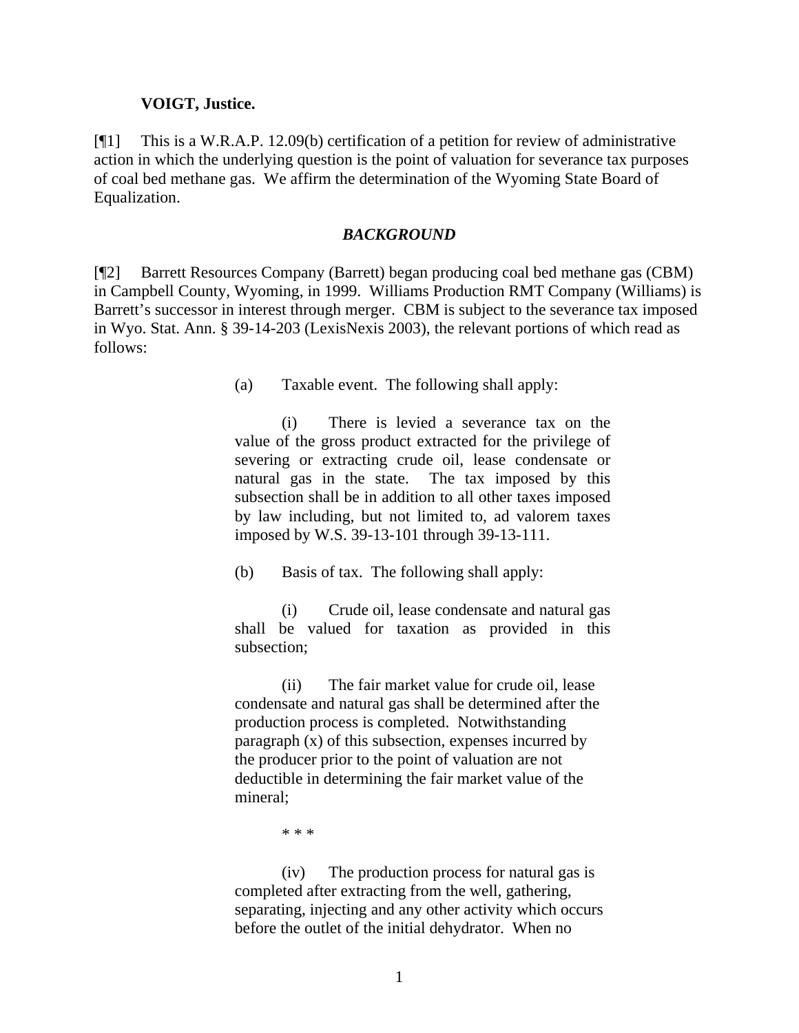**VOIGT, Justice.**

[¶1] This is a W.R.A.P. 12.09(b) certification of a petition for review of administrative action in which the underlying question is the point of valuation for severance tax purposes of coal bed methane gas. We affirm the determination of the Wyoming State Board of Equalization.

## *BACKGROUND*

[¶2] Barrett Resources Company (Barrett) began producing coal bed methane gas (CBM) in Campbell County, Wyoming, in 1999. Williams Production RMT Company (Williams) is Barrett's successor in interest through merger. CBM is subject to the severance tax imposed in Wyo. Stat. Ann. § 39-14-203 (LexisNexis 2003), the relevant portions of which read as follows:

> (a) Taxable event. The following shall apply:
>
> (i) There is levied a severance tax on the value of the gross product extracted for the privilege of severing or extracting crude oil, lease condensate or natural gas in the state. The tax imposed by this subsection shall be in addition to all other taxes imposed by law including, but not limited to, ad valorem taxes imposed by W.S. 39-13-101 through 39-13-111.
>
> (b) Basis of tax. The following shall apply:
>
> (i) Crude oil, lease condensate and natural gas shall be valued for taxation as provided in this subsection;
>
> (ii) The fair market value for crude oil, lease condensate and natural gas shall be determined after the production process is completed. Notwithstanding paragraph (x) of this subsection, expenses incurred by the producer prior to the point of valuation are not deductible in determining the fair market value of the mineral;
>
> * * *
>
> (iv) The production process for natural gas is completed after extracting from the well, gathering, separating, injecting and any other activity which occurs before the outlet of the initial dehydrator. When no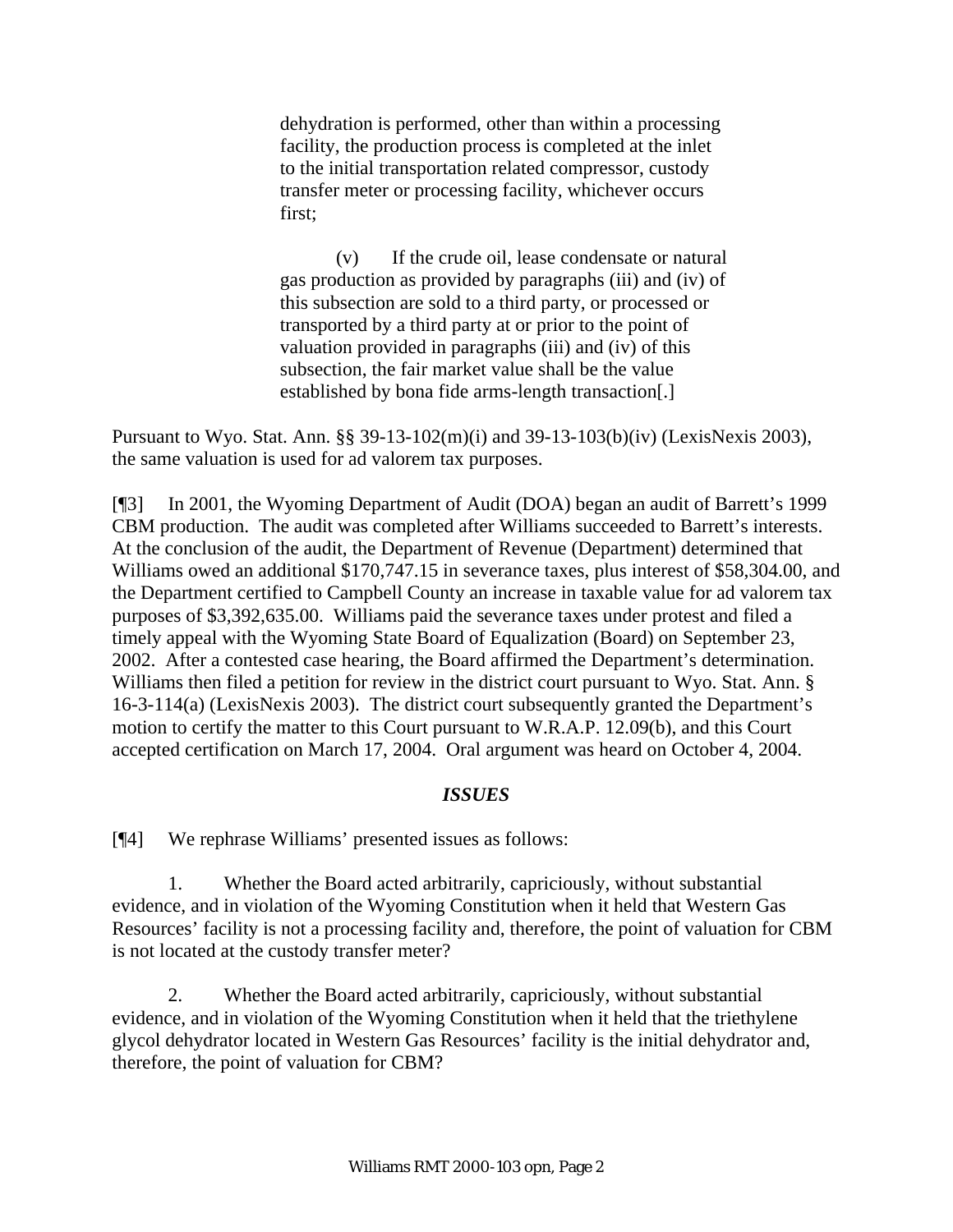> dehydration is performed, other than within a processing facility, the production process is completed at the inlet to the initial transportation related compressor, custody transfer meter or processing facility, whichever occurs first;
>
> (v) If the crude oil, lease condensate or natural gas production as provided by paragraphs (iii) and (iv) of this subsection are sold to a third party, or processed or transported by a third party at or prior to the point of valuation provided in paragraphs (iii) and (iv) of this subsection, the fair market value shall be the value established by bona fide arms-length transaction[.]

Pursuant to Wyo. Stat. Ann. §§ 39-13-102(m)(i) and 39-13-103(b)(iv) (LexisNexis 2003), the same valuation is used for ad valorem tax purposes.

[¶3] In 2001, the Wyoming Department of Audit (DOA) began an audit of Barrett's 1999 CBM production. The audit was completed after Williams succeeded to Barrett's interests. At the conclusion of the audit, the Department of Revenue (Department) determined that Williams owed an additional $170,747.15 in severance taxes, plus interest of $58,304.00, and the Department certified to Campbell County an increase in taxable value for ad valorem tax purposes of $3,392,635.00. Williams paid the severance taxes under protest and filed a timely appeal with the Wyoming State Board of Equalization (Board) on September 23, 2002. After a contested case hearing, the Board affirmed the Department's determination. Williams then filed a petition for review in the district court pursuant to Wyo. Stat. Ann. § 16-3-114(a) (LexisNexis 2003). The district court subsequently granted the Department's motion to certify the matter to this Court pursuant to W.R.A.P. 12.09(b), and this Court accepted certification on March 17, 2004. Oral argument was heard on October 4, 2004.

### *ISSUES*

[¶4] We rephrase Williams' presented issues as follows:

1. Whether the Board acted arbitrarily, capriciously, without substantial evidence, and in violation of the Wyoming Constitution when it held that Western Gas Resources' facility is not a processing facility and, therefore, the point of valuation for CBM is not located at the custody transfer meter?

2. Whether the Board acted arbitrarily, capriciously, without substantial evidence, and in violation of the Wyoming Constitution when it held that the triethylene glycol dehydrator located in Western Gas Resources' facility is the initial dehydrator and, therefore, the point of valuation for CBM?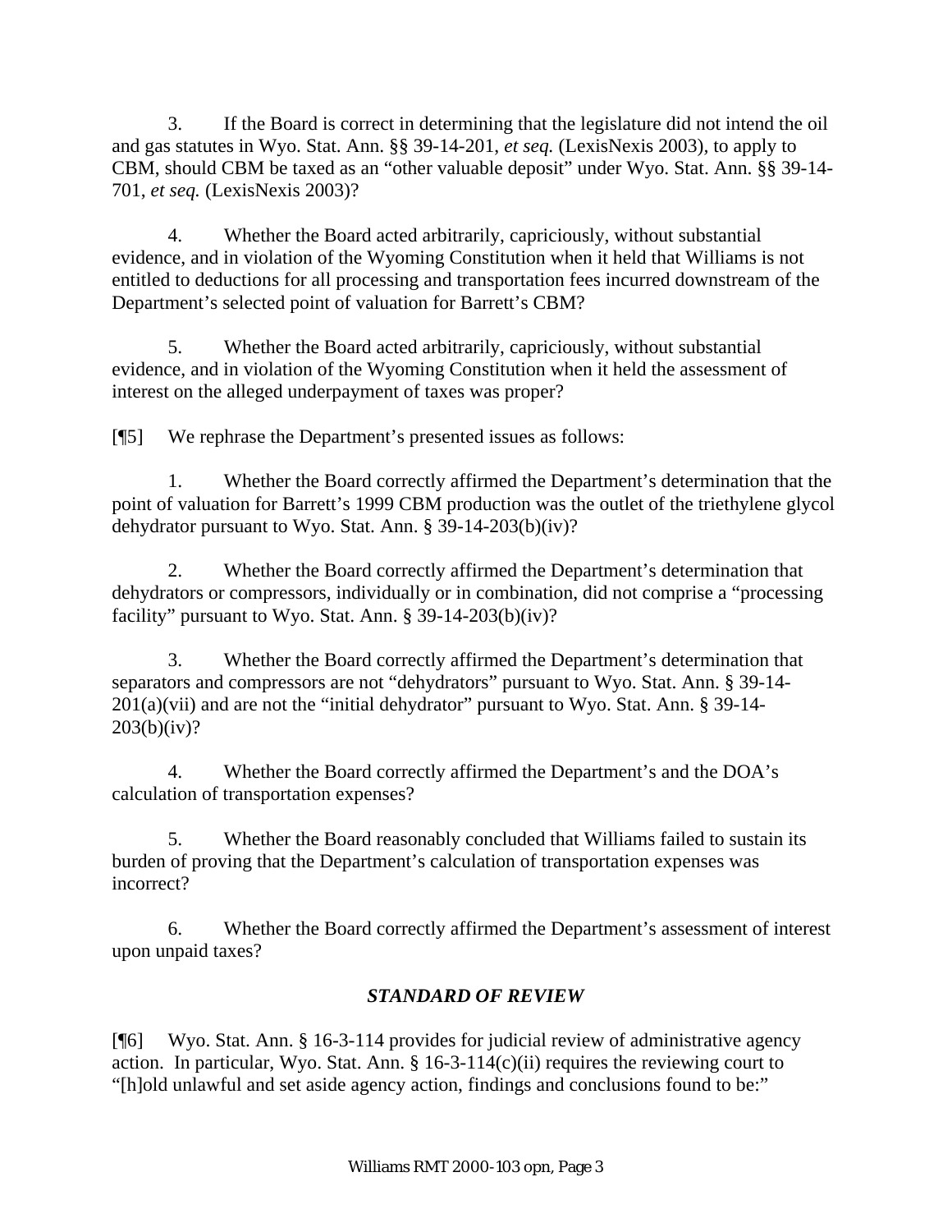3. If the Board is correct in determining that the legislature did not intend the oil and gas statutes in Wyo. Stat. Ann. §§ 39-14-201, *et seq.* (LexisNexis 2003), to apply to CBM, should CBM be taxed as an "other valuable deposit" under Wyo. Stat. Ann. §§ 39-14-701, *et seq.* (LexisNexis 2003)?

4. Whether the Board acted arbitrarily, capriciously, without substantial evidence, and in violation of the Wyoming Constitution when it held that Williams is not entitled to deductions for all processing and transportation fees incurred downstream of the Department's selected point of valuation for Barrett's CBM?

5. Whether the Board acted arbitrarily, capriciously, without substantial evidence, and in violation of the Wyoming Constitution when it held the assessment of interest on the alleged underpayment of taxes was proper?

[¶5] We rephrase the Department's presented issues as follows:

1. Whether the Board correctly affirmed the Department's determination that the point of valuation for Barrett's 1999 CBM production was the outlet of the triethylene glycol dehydrator pursuant to Wyo. Stat. Ann. § 39-14-203(b)(iv)?

2. Whether the Board correctly affirmed the Department's determination that dehydrators or compressors, individually or in combination, did not comprise a "processing facility" pursuant to Wyo. Stat. Ann. § 39-14-203(b)(iv)?

3. Whether the Board correctly affirmed the Department's determination that separators and compressors are not "dehydrators" pursuant to Wyo. Stat. Ann. § 39-14-201(a)(vii) and are not the "initial dehydrator" pursuant to Wyo. Stat. Ann. § 39-14-203(b)(iv)?

4. Whether the Board correctly affirmed the Department's and the DOA's calculation of transportation expenses?

5. Whether the Board reasonably concluded that Williams failed to sustain its burden of proving that the Department's calculation of transportation expenses was incorrect?

6. Whether the Board correctly affirmed the Department's assessment of interest upon unpaid taxes?

## *STANDARD OF REVIEW*

[¶6] Wyo. Stat. Ann. § 16-3-114 provides for judicial review of administrative agency action. In particular, Wyo. Stat. Ann. § 16-3-114(c)(ii) requires the reviewing court to "[h]old unlawful and set aside agency action, findings and conclusions found to be:"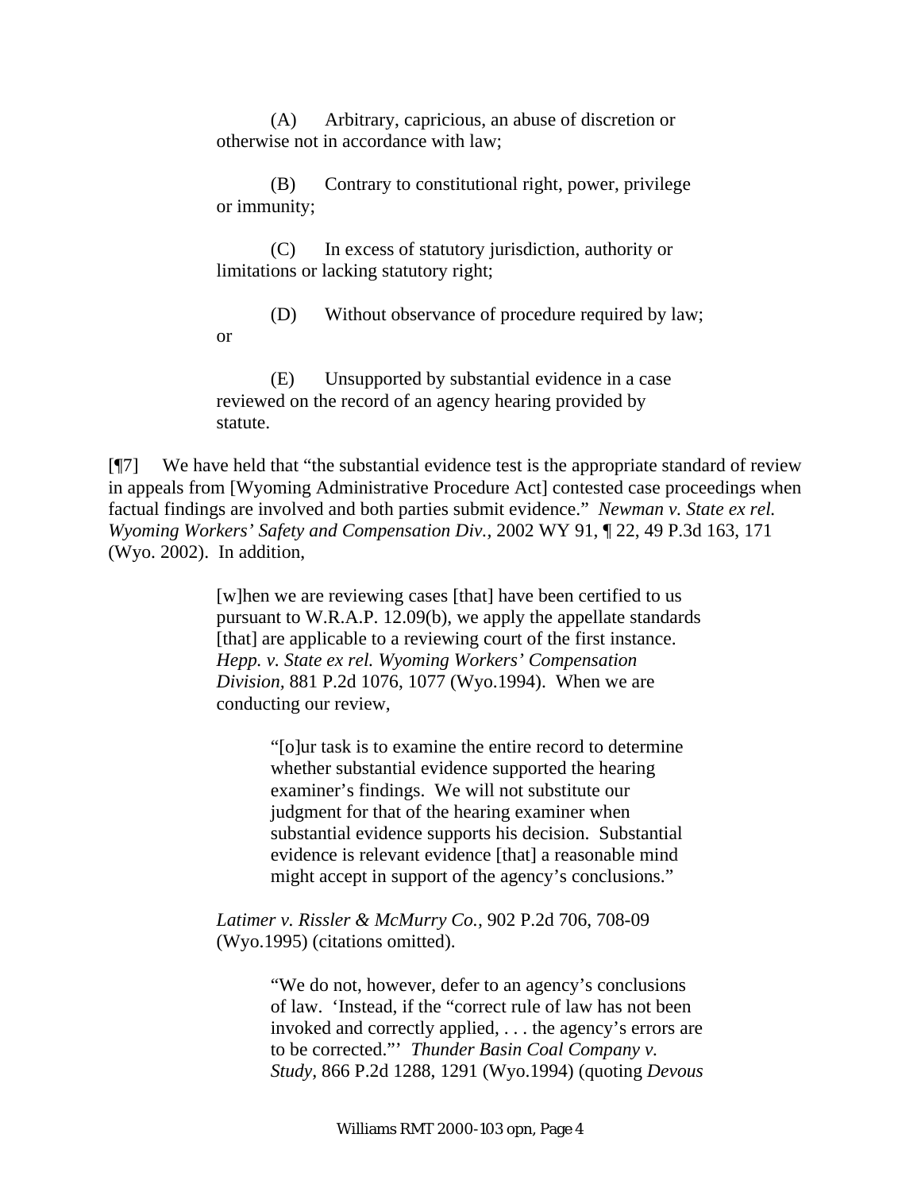(A) Arbitrary, capricious, an abuse of discretion or otherwise not in accordance with law;

(B) Contrary to constitutional right, power, privilege or immunity;

(C) In excess of statutory jurisdiction, authority or limitations or lacking statutory right;

(D) Without observance of procedure required by law; or

(E) Unsupported by substantial evidence in a case reviewed on the record of an agency hearing provided by statute.

[¶7] We have held that "the substantial evidence test is the appropriate standard of review in appeals from [Wyoming Administrative Procedure Act] contested case proceedings when factual findings are involved and both parties submit evidence." *Newman v. State ex rel. Wyoming Workers' Safety and Compensation Div.*, 2002 WY 91, ¶ 22, 49 P.3d 163, 171 (Wyo. 2002). In addition,

> [w]hen we are reviewing cases [that] have been certified to us pursuant to W.R.A.P. 12.09(b), we apply the appellate standards [that] are applicable to a reviewing court of the first instance. *Hepp. v. State ex rel. Wyoming Workers' Compensation Division*, 881 P.2d 1076, 1077 (Wyo.1994). When we are conducting our review,
>
> > "[o]ur task is to examine the entire record to determine whether substantial evidence supported the hearing examiner's findings. We will not substitute our judgment for that of the hearing examiner when substantial evidence supports his decision. Substantial evidence is relevant evidence [that] a reasonable mind might accept in support of the agency's conclusions."
>
> *Latimer v. Rissler & McMurry Co.*, 902 P.2d 706, 708-09 (Wyo.1995) (citations omitted).
>
> > "We do not, however, defer to an agency's conclusions of law. 'Instead, if the "correct rule of law has not been invoked and correctly applied, . . . the agency's errors are to be corrected."' *Thunder Basin Coal Company v. Study*, 866 P.2d 1288, 1291 (Wyo.1994) (quoting *Devous*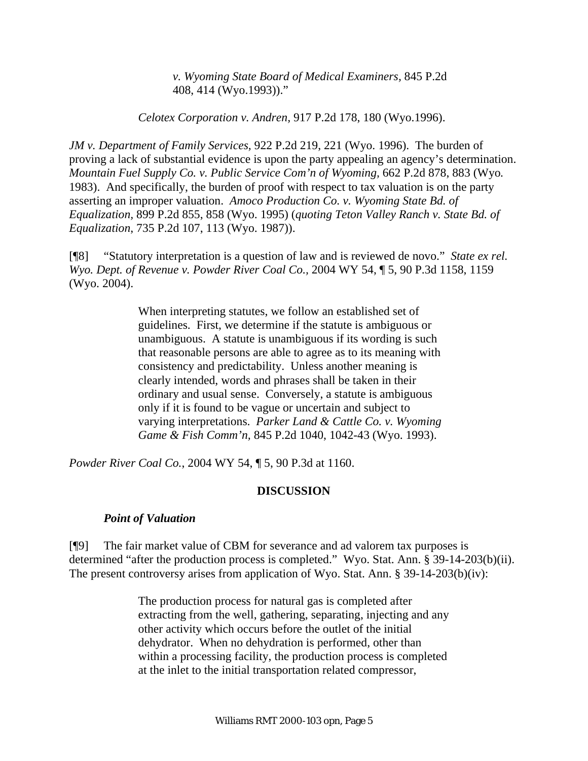> *v. Wyoming State Board of Medical Examiners*, 845 P.2d 408, 414 (Wyo.1993))."
>
> *Celotex Corporation v. Andren*, 917 P.2d 178, 180 (Wyo.1996).

*JM v. Department of Family Services*, 922 P.2d 219, 221 (Wyo. 1996). The burden of proving a lack of substantial evidence is upon the party appealing an agency's determination. *Mountain Fuel Supply Co. v. Public Service Com'n of Wyoming*, 662 P.2d 878, 883 (Wyo. 1983). And specifically, the burden of proof with respect to tax valuation is on the party asserting an improper valuation. *Amoco Production Co. v. Wyoming State Bd. of Equalization*, 899 P.2d 855, 858 (Wyo. 1995) (*quoting Teton Valley Ranch v. State Bd. of Equalization*, 735 P.2d 107, 113 (Wyo. 1987)).

[¶8] "Statutory interpretation is a question of law and is reviewed de novo." *State ex rel. Wyo. Dept. of Revenue v. Powder River Coal Co.*, 2004 WY 54, ¶ 5, 90 P.3d 1158, 1159 (Wyo. 2004).

> When interpreting statutes, we follow an established set of guidelines. First, we determine if the statute is ambiguous or unambiguous. A statute is unambiguous if its wording is such that reasonable persons are able to agree as to its meaning with consistency and predictability. Unless another meaning is clearly intended, words and phrases shall be taken in their ordinary and usual sense. Conversely, a statute is ambiguous only if it is found to be vague or uncertain and subject to varying interpretations. *Parker Land & Cattle Co. v. Wyoming Game & Fish Comm'n*, 845 P.2d 1040, 1042-43 (Wyo. 1993).

*Powder River Coal Co.*, 2004 WY 54, ¶ 5, 90 P.3d at 1160.

## DISCUSSION

### *Point of Valuation*

[¶9] The fair market value of CBM for severance and ad valorem tax purposes is determined "after the production process is completed." Wyo. Stat. Ann. § 39-14-203(b)(ii). The present controversy arises from application of Wyo. Stat. Ann. § 39-14-203(b)(iv):

> The production process for natural gas is completed after extracting from the well, gathering, separating, injecting and any other activity which occurs before the outlet of the initial dehydrator. When no dehydration is performed, other than within a processing facility, the production process is completed at the inlet to the initial transportation related compressor,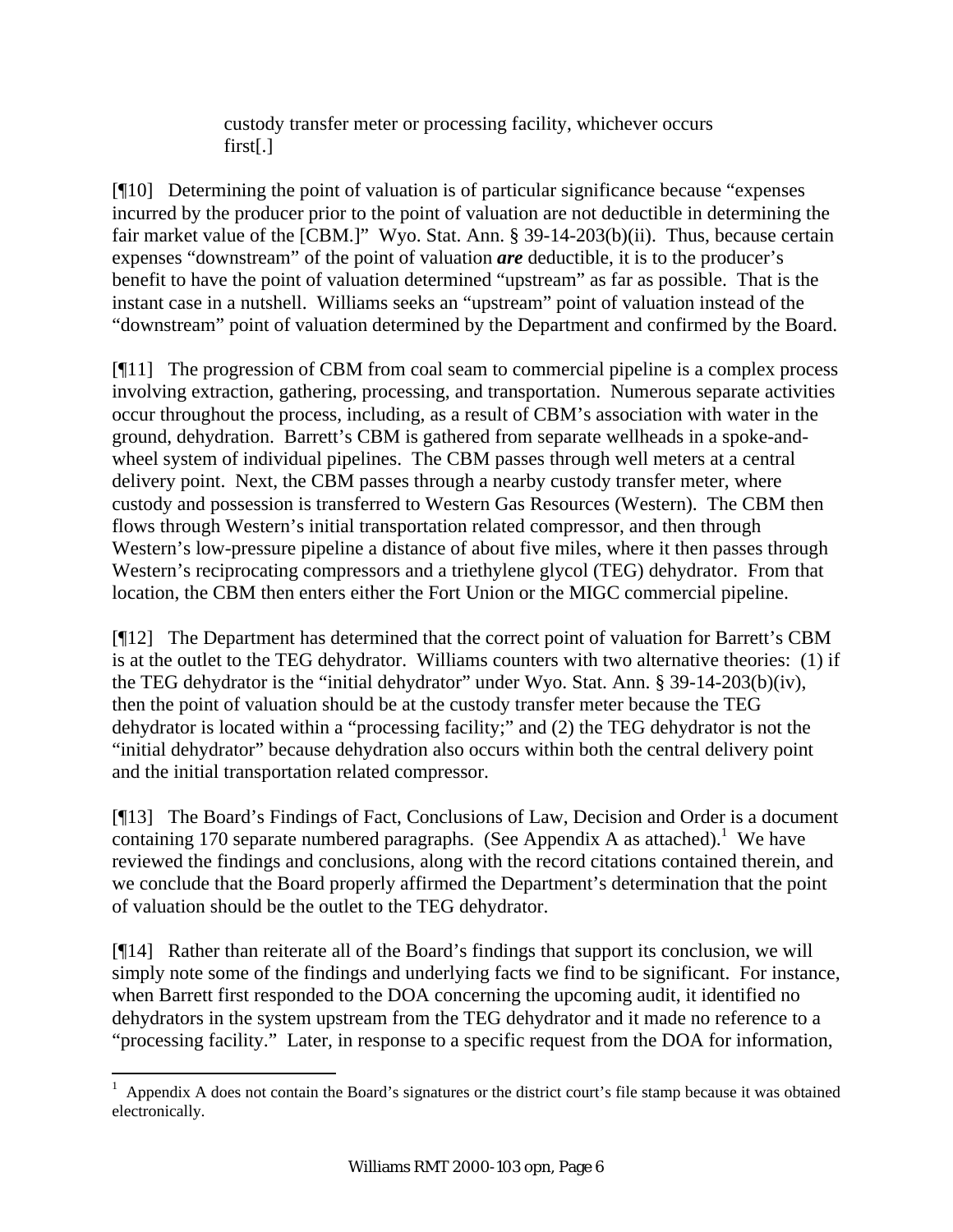> custody transfer meter or processing facility, whichever occurs first[.]

[¶10] Determining the point of valuation is of particular significance because "expenses incurred by the producer prior to the point of valuation are not deductible in determining the fair market value of the [CBM.]" Wyo. Stat. Ann. § 39-14-203(b)(ii). Thus, because certain expenses "downstream" of the point of valuation ***are*** deductible, it is to the producer's benefit to have the point of valuation determined "upstream" as far as possible. That is the instant case in a nutshell. Williams seeks an "upstream" point of valuation instead of the "downstream" point of valuation determined by the Department and confirmed by the Board.

[¶11] The progression of CBM from coal seam to commercial pipeline is a complex process involving extraction, gathering, processing, and transportation. Numerous separate activities occur throughout the process, including, as a result of CBM's association with water in the ground, dehydration. Barrett's CBM is gathered from separate wellheads in a spoke-and-wheel system of individual pipelines. The CBM passes through well meters at a central delivery point. Next, the CBM passes through a nearby custody transfer meter, where custody and possession is transferred to Western Gas Resources (Western). The CBM then flows through Western's initial transportation related compressor, and then through Western's low-pressure pipeline a distance of about five miles, where it then passes through Western's reciprocating compressors and a triethylene glycol (TEG) dehydrator. From that location, the CBM then enters either the Fort Union or the MIGC commercial pipeline.

[¶12] The Department has determined that the correct point of valuation for Barrett's CBM is at the outlet to the TEG dehydrator. Williams counters with two alternative theories: (1) if the TEG dehydrator is the "initial dehydrator" under Wyo. Stat. Ann. § 39-14-203(b)(iv), then the point of valuation should be at the custody transfer meter because the TEG dehydrator is located within a "processing facility;" and (2) the TEG dehydrator is not the "initial dehydrator" because dehydration also occurs within both the central delivery point and the initial transportation related compressor.

[¶13] The Board's Findings of Fact, Conclusions of Law, Decision and Order is a document containing 170 separate numbered paragraphs. (See Appendix A as attached).[1] We have reviewed the findings and conclusions, along with the record citations contained therein, and we conclude that the Board properly affirmed the Department's determination that the point of valuation should be the outlet to the TEG dehydrator.

[¶14] Rather than reiterate all of the Board's findings that support its conclusion, we will simply note some of the findings and underlying facts we find to be significant. For instance, when Barrett first responded to the DOA concerning the upcoming audit, it identified no dehydrators in the system upstream from the TEG dehydrator and it made no reference to a "processing facility." Later, in response to a specific request from the DOA for information,

---

[1] Appendix A does not contain the Board's signatures or the district court's file stamp because it was obtained electronically.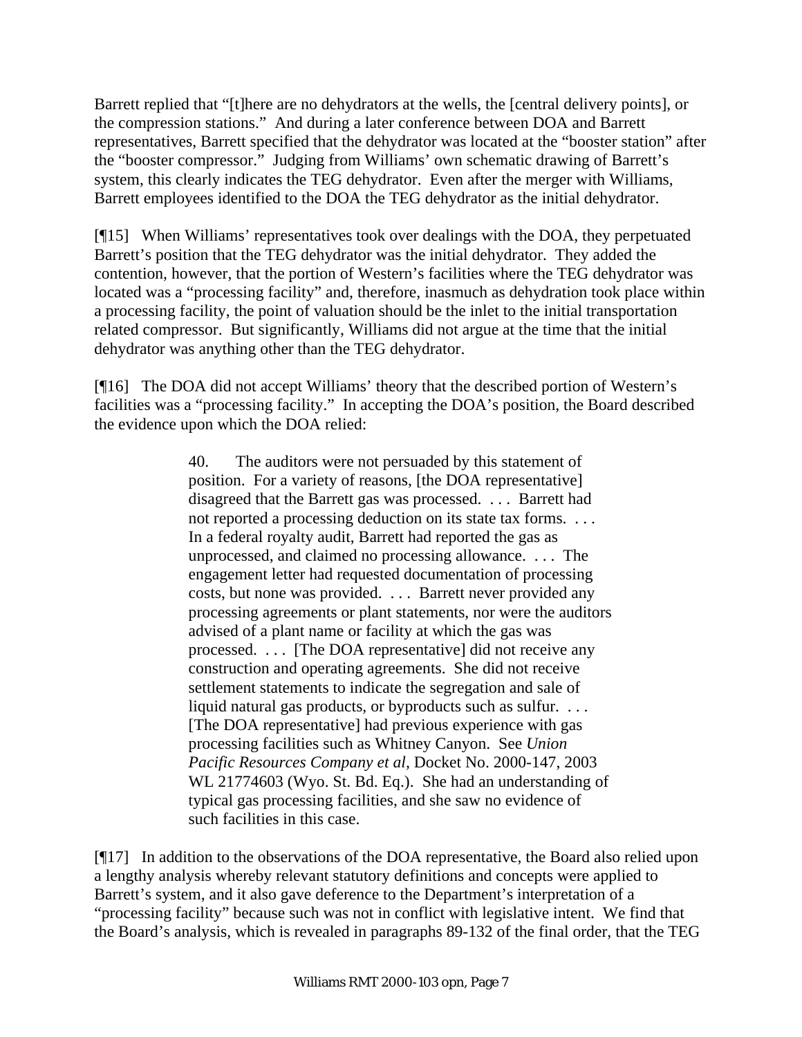Barrett replied that "[t]here are no dehydrators at the wells, the [central delivery points], or the compression stations." And during a later conference between DOA and Barrett representatives, Barrett specified that the dehydrator was located at the "booster station" after the "booster compressor." Judging from Williams' own schematic drawing of Barrett's system, this clearly indicates the TEG dehydrator. Even after the merger with Williams, Barrett employees identified to the DOA the TEG dehydrator as the initial dehydrator.

[¶15] When Williams' representatives took over dealings with the DOA, they perpetuated Barrett's position that the TEG dehydrator was the initial dehydrator. They added the contention, however, that the portion of Western's facilities where the TEG dehydrator was located was a "processing facility" and, therefore, inasmuch as dehydration took place within a processing facility, the point of valuation should be the inlet to the initial transportation related compressor. But significantly, Williams did not argue at the time that the initial dehydrator was anything other than the TEG dehydrator.

[¶16] The DOA did not accept Williams' theory that the described portion of Western's facilities was a "processing facility." In accepting the DOA's position, the Board described the evidence upon which the DOA relied:

> 40. The auditors were not persuaded by this statement of position. For a variety of reasons, [the DOA representative] disagreed that the Barrett gas was processed. . . . Barrett had not reported a processing deduction on its state tax forms. . . . In a federal royalty audit, Barrett had reported the gas as unprocessed, and claimed no processing allowance. . . . The engagement letter had requested documentation of processing costs, but none was provided. . . . Barrett never provided any processing agreements or plant statements, nor were the auditors advised of a plant name or facility at which the gas was processed. . . . [The DOA representative] did not receive any construction and operating agreements. She did not receive settlement statements to indicate the segregation and sale of liquid natural gas products, or byproducts such as sulfur. . . . [The DOA representative] had previous experience with gas processing facilities such as Whitney Canyon. See *Union Pacific Resources Company et al*, Docket No. 2000-147, 2003 WL 21774603 (Wyo. St. Bd. Eq.). She had an understanding of typical gas processing facilities, and she saw no evidence of such facilities in this case.

[¶17] In addition to the observations of the DOA representative, the Board also relied upon a lengthy analysis whereby relevant statutory definitions and concepts were applied to Barrett's system, and it also gave deference to the Department's interpretation of a "processing facility" because such was not in conflict with legislative intent. We find that the Board's analysis, which is revealed in paragraphs 89-132 of the final order, that the TEG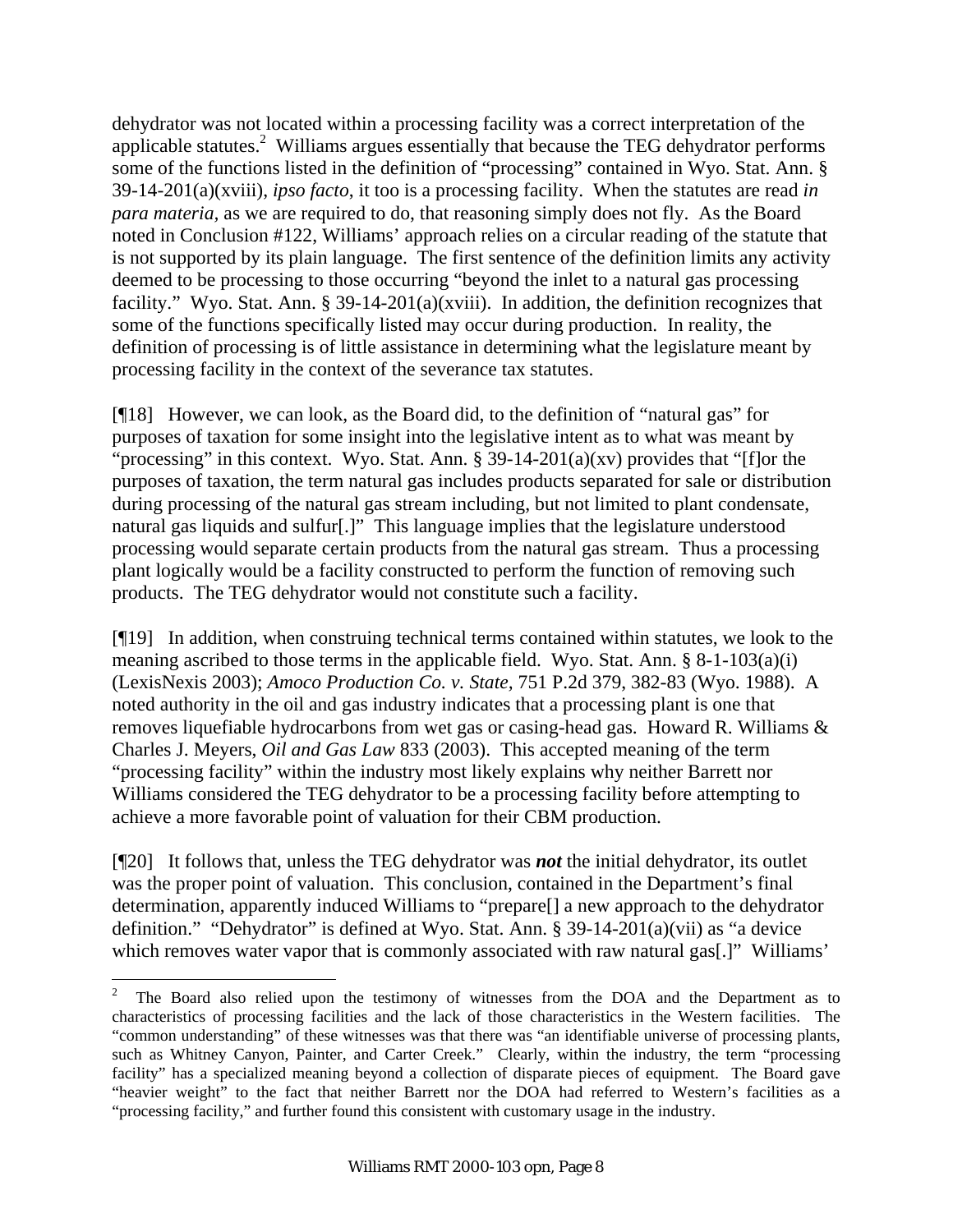dehydrator was not located within a processing facility was a correct interpretation of the applicable statutes.[2] Williams argues essentially that because the TEG dehydrator performs some of the functions listed in the definition of "processing" contained in Wyo. Stat. Ann. § 39-14-201(a)(xviii), *ipso facto*, it too is a processing facility. When the statutes are read *in para materia*, as we are required to do, that reasoning simply does not fly. As the Board noted in Conclusion #122, Williams' approach relies on a circular reading of the statute that is not supported by its plain language. The first sentence of the definition limits any activity deemed to be processing to those occurring "beyond the inlet to a natural gas processing facility." Wyo. Stat. Ann. § 39-14-201(a)(xviii). In addition, the definition recognizes that some of the functions specifically listed may occur during production. In reality, the definition of processing is of little assistance in determining what the legislature meant by processing facility in the context of the severance tax statutes.

[¶18] However, we can look, as the Board did, to the definition of "natural gas" for purposes of taxation for some insight into the legislative intent as to what was meant by "processing" in this context. Wyo. Stat. Ann. § 39-14-201(a)(xv) provides that "[f]or the purposes of taxation, the term natural gas includes products separated for sale or distribution during processing of the natural gas stream including, but not limited to plant condensate, natural gas liquids and sulfur[.]" This language implies that the legislature understood processing would separate certain products from the natural gas stream. Thus a processing plant logically would be a facility constructed to perform the function of removing such products. The TEG dehydrator would not constitute such a facility.

[¶19] In addition, when construing technical terms contained within statutes, we look to the meaning ascribed to those terms in the applicable field. Wyo. Stat. Ann. § 8-1-103(a)(i) (LexisNexis 2003); *Amoco Production Co. v. State,* 751 P.2d 379, 382-83 (Wyo. 1988). A noted authority in the oil and gas industry indicates that a processing plant is one that removes liquefiable hydrocarbons from wet gas or casing-head gas. Howard R. Williams & Charles J. Meyers, *Oil and Gas Law* 833 (2003). This accepted meaning of the term "processing facility" within the industry most likely explains why neither Barrett nor Williams considered the TEG dehydrator to be a processing facility before attempting to achieve a more favorable point of valuation for their CBM production.

[¶20] It follows that, unless the TEG dehydrator was ***not*** the initial dehydrator, its outlet was the proper point of valuation. This conclusion, contained in the Department's final determination, apparently induced Williams to "prepare[] a new approach to the dehydrator definition." "Dehydrator" is defined at Wyo. Stat. Ann. § 39-14-201(a)(vii) as "a device which removes water vapor that is commonly associated with raw natural gas[.]" Williams'

---

[2] The Board also relied upon the testimony of witnesses from the DOA and the Department as to characteristics of processing facilities and the lack of those characteristics in the Western facilities. The "common understanding" of these witnesses was that there was "an identifiable universe of processing plants, such as Whitney Canyon, Painter, and Carter Creek." Clearly, within the industry, the term "processing facility" has a specialized meaning beyond a collection of disparate pieces of equipment. The Board gave "heavier weight" to the fact that neither Barrett nor the DOA had referred to Western's facilities as a "processing facility," and further found this consistent with customary usage in the industry.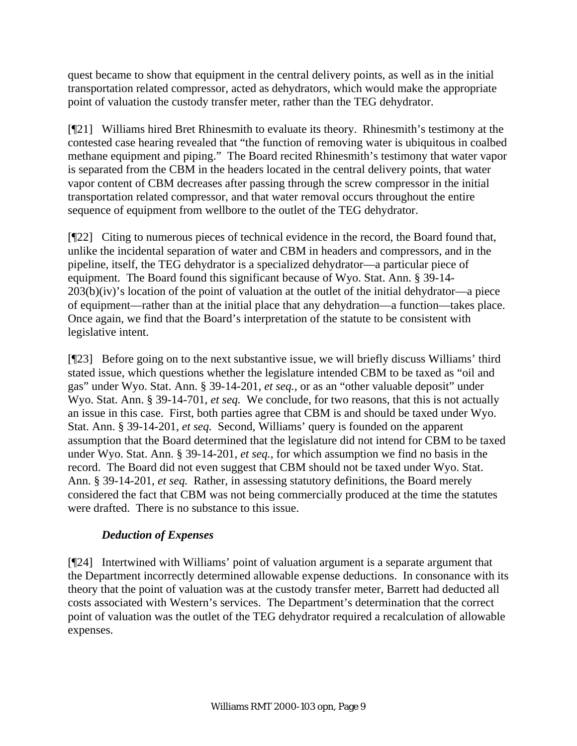quest became to show that equipment in the central delivery points, as well as in the initial transportation related compressor, acted as dehydrators, which would make the appropriate point of valuation the custody transfer meter, rather than the TEG dehydrator.

[¶21] Williams hired Bret Rhinesmith to evaluate its theory. Rhinesmith's testimony at the contested case hearing revealed that "the function of removing water is ubiquitous in coalbed methane equipment and piping." The Board recited Rhinesmith's testimony that water vapor is separated from the CBM in the headers located in the central delivery points, that water vapor content of CBM decreases after passing through the screw compressor in the initial transportation related compressor, and that water removal occurs throughout the entire sequence of equipment from wellbore to the outlet of the TEG dehydrator.

[¶22] Citing to numerous pieces of technical evidence in the record, the Board found that, unlike the incidental separation of water and CBM in headers and compressors, and in the pipeline, itself, the TEG dehydrator is a specialized dehydrator—a particular piece of equipment. The Board found this significant because of Wyo. Stat. Ann. § 39-14-203(b)(iv)'s location of the point of valuation at the outlet of the initial dehydrator—a piece of equipment—rather than at the initial place that any dehydration—a function—takes place. Once again, we find that the Board's interpretation of the statute to be consistent with legislative intent.

[¶23] Before going on to the next substantive issue, we will briefly discuss Williams' third stated issue, which questions whether the legislature intended CBM to be taxed as "oil and gas" under Wyo. Stat. Ann. § 39-14-201, *et seq.*, or as an "other valuable deposit" under Wyo. Stat. Ann. § 39-14-701, *et seq.* We conclude, for two reasons, that this is not actually an issue in this case. First, both parties agree that CBM is and should be taxed under Wyo. Stat. Ann. § 39-14-201, *et seq.* Second, Williams' query is founded on the apparent assumption that the Board determined that the legislature did not intend for CBM to be taxed under Wyo. Stat. Ann. § 39-14-201, *et seq.*, for which assumption we find no basis in the record. The Board did not even suggest that CBM should not be taxed under Wyo. Stat. Ann. § 39-14-201, *et seq.* Rather, in assessing statutory definitions, the Board merely considered the fact that CBM was not being commercially produced at the time the statutes were drafted. There is no substance to this issue.

***Deduction of Expenses***

[¶24] Intertwined with Williams' point of valuation argument is a separate argument that the Department incorrectly determined allowable expense deductions. In consonance with its theory that the point of valuation was at the custody transfer meter, Barrett had deducted all costs associated with Western's services. The Department's determination that the correct point of valuation was the outlet of the TEG dehydrator required a recalculation of allowable expenses.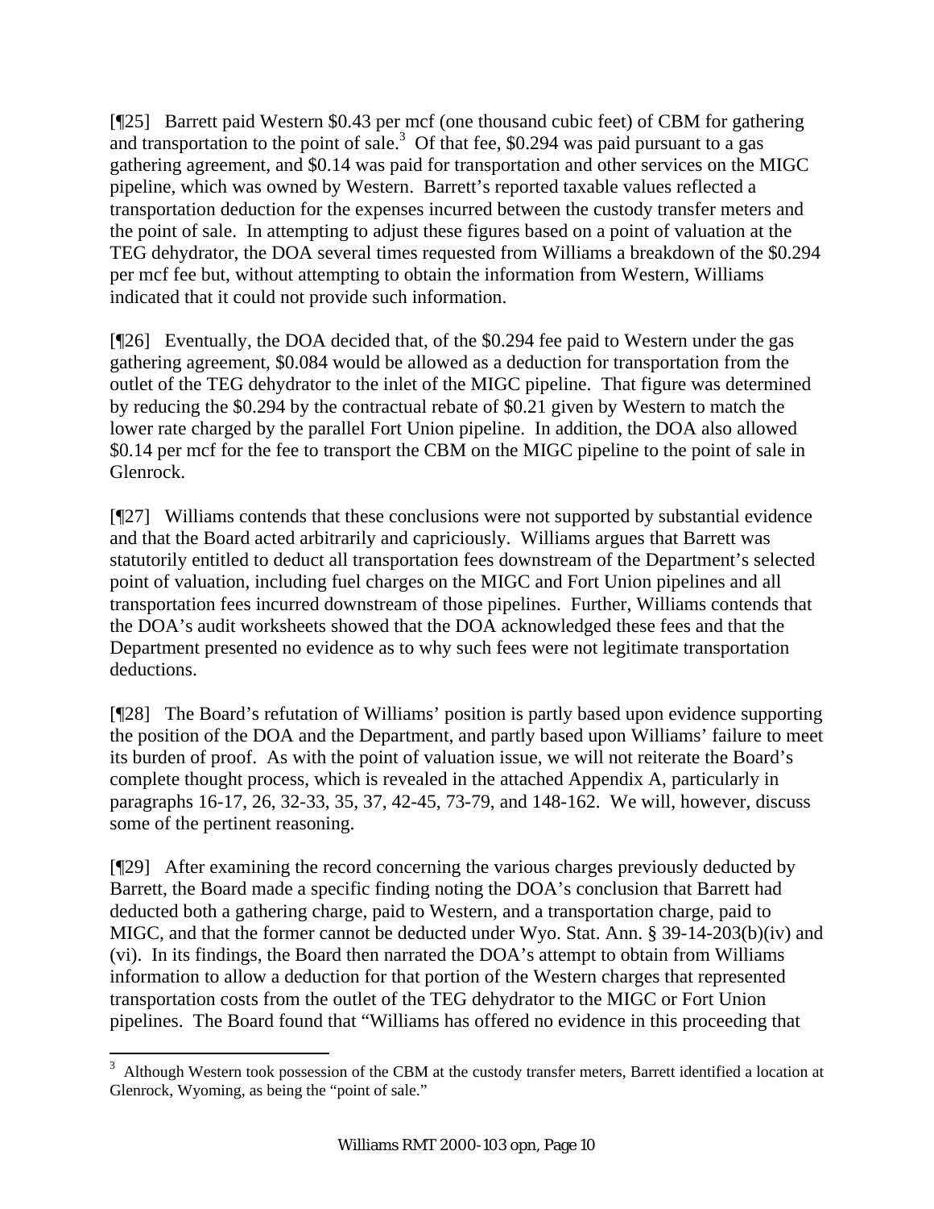[¶25] Barrett paid Western $0.43 per mcf (one thousand cubic feet) of CBM for gathering and transportation to the point of sale.[3] Of that fee, $0.294 was paid pursuant to a gas gathering agreement, and $0.14 was paid for transportation and other services on the MIGC pipeline, which was owned by Western. Barrett's reported taxable values reflected a transportation deduction for the expenses incurred between the custody transfer meters and the point of sale. In attempting to adjust these figures based on a point of valuation at the TEG dehydrator, the DOA several times requested from Williams a breakdown of the $0.294 per mcf fee but, without attempting to obtain the information from Western, Williams indicated that it could not provide such information.

[¶26] Eventually, the DOA decided that, of the $0.294 fee paid to Western under the gas gathering agreement, $0.084 would be allowed as a deduction for transportation from the outlet of the TEG dehydrator to the inlet of the MIGC pipeline. That figure was determined by reducing the $0.294 by the contractual rebate of $0.21 given by Western to match the lower rate charged by the parallel Fort Union pipeline. In addition, the DOA also allowed $0.14 per mcf for the fee to transport the CBM on the MIGC pipeline to the point of sale in Glenrock.

[¶27] Williams contends that these conclusions were not supported by substantial evidence and that the Board acted arbitrarily and capriciously. Williams argues that Barrett was statutorily entitled to deduct all transportation fees downstream of the Department's selected point of valuation, including fuel charges on the MIGC and Fort Union pipelines and all transportation fees incurred downstream of those pipelines. Further, Williams contends that the DOA's audit worksheets showed that the DOA acknowledged these fees and that the Department presented no evidence as to why such fees were not legitimate transportation deductions.

[¶28] The Board's refutation of Williams' position is partly based upon evidence supporting the position of the DOA and the Department, and partly based upon Williams' failure to meet its burden of proof. As with the point of valuation issue, we will not reiterate the Board's complete thought process, which is revealed in the attached Appendix A, particularly in paragraphs 16-17, 26, 32-33, 35, 37, 42-45, 73-79, and 148-162. We will, however, discuss some of the pertinent reasoning.

[¶29] After examining the record concerning the various charges previously deducted by Barrett, the Board made a specific finding noting the DOA's conclusion that Barrett had deducted both a gathering charge, paid to Western, and a transportation charge, paid to MIGC, and that the former cannot be deducted under Wyo. Stat. Ann. § 39-14-203(b)(iv) and (vi). In its findings, the Board then narrated the DOA's attempt to obtain from Williams information to allow a deduction for that portion of the Western charges that represented transportation costs from the outlet of the TEG dehydrator to the MIGC or Fort Union pipelines. The Board found that "Williams has offered no evidence in this proceeding that

---

[3] Although Western took possession of the CBM at the custody transfer meters, Barrett identified a location at Glenrock, Wyoming, as being the "point of sale."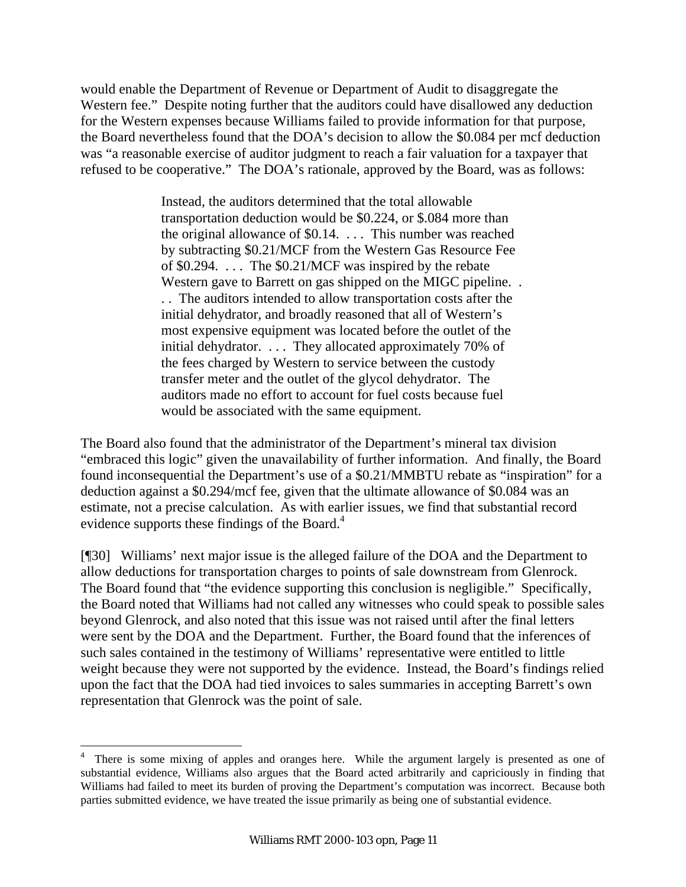would enable the Department of Revenue or Department of Audit to disaggregate the Western fee." Despite noting further that the auditors could have disallowed any deduction for the Western expenses because Williams failed to provide information for that purpose, the Board nevertheless found that the DOA's decision to allow the $0.084 per mcf deduction was "a reasonable exercise of auditor judgment to reach a fair valuation for a taxpayer that refused to be cooperative." The DOA's rationale, approved by the Board, was as follows:

> Instead, the auditors determined that the total allowable transportation deduction would be $0.224, or $.084 more than the original allowance of $0.14. . . . This number was reached by subtracting $0.21/MCF from the Western Gas Resource Fee of $0.294. . . . The $0.21/MCF was inspired by the rebate Western gave to Barrett on gas shipped on the MIGC pipeline. . . . The auditors intended to allow transportation costs after the initial dehydrator, and broadly reasoned that all of Western's most expensive equipment was located before the outlet of the initial dehydrator. . . . They allocated approximately 70% of the fees charged by Western to service between the custody transfer meter and the outlet of the glycol dehydrator. The auditors made no effort to account for fuel costs because fuel would be associated with the same equipment.

The Board also found that the administrator of the Department's mineral tax division "embraced this logic" given the unavailability of further information. And finally, the Board found inconsequential the Department's use of a $0.21/MMBTU rebate as "inspiration" for a deduction against a $0.294/mcf fee, given that the ultimate allowance of $0.084 was an estimate, not a precise calculation. As with earlier issues, we find that substantial record evidence supports these findings of the Board.[4]

[¶30] Williams' next major issue is the alleged failure of the DOA and the Department to allow deductions for transportation charges to points of sale downstream from Glenrock. The Board found that "the evidence supporting this conclusion is negligible." Specifically, the Board noted that Williams had not called any witnesses who could speak to possible sales beyond Glenrock, and also noted that this issue was not raised until after the final letters were sent by the DOA and the Department. Further, the Board found that the inferences of such sales contained in the testimony of Williams' representative were entitled to little weight because they were not supported by the evidence. Instead, the Board's findings relied upon the fact that the DOA had tied invoices to sales summaries in accepting Barrett's own representation that Glenrock was the point of sale.

---

[4] There is some mixing of apples and oranges here. While the argument largely is presented as one of substantial evidence, Williams also argues that the Board acted arbitrarily and capriciously in finding that Williams had failed to meet its burden of proving the Department's computation was incorrect. Because both parties submitted evidence, we have treated the issue primarily as being one of substantial evidence.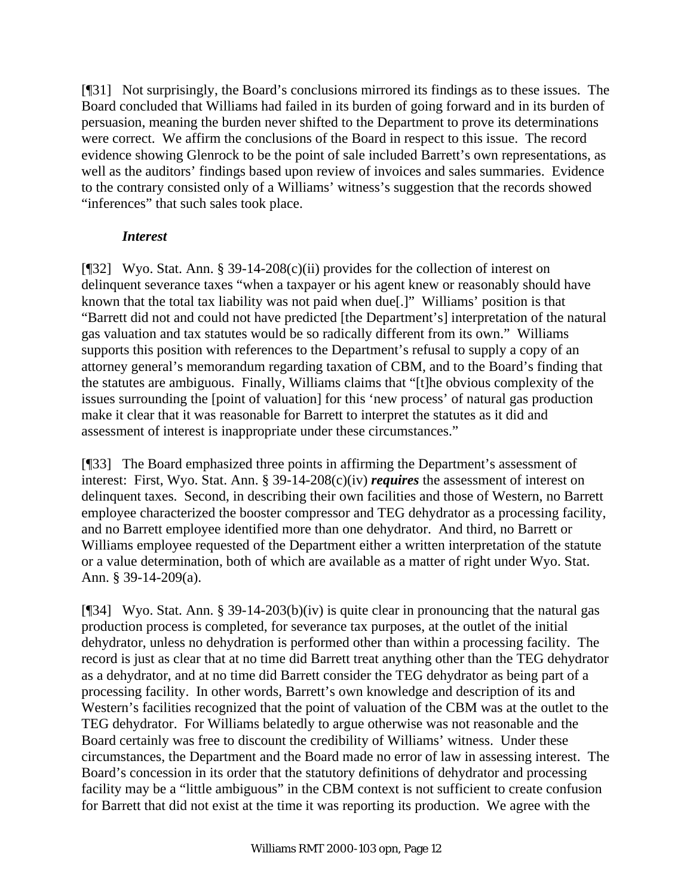[¶31] Not surprisingly, the Board's conclusions mirrored its findings as to these issues. The Board concluded that Williams had failed in its burden of going forward and in its burden of persuasion, meaning the burden never shifted to the Department to prove its determinations were correct. We affirm the conclusions of the Board in respect to this issue. The record evidence showing Glenrock to be the point of sale included Barrett's own representations, as well as the auditors' findings based upon review of invoices and sales summaries. Evidence to the contrary consisted only of a Williams' witness's suggestion that the records showed "inferences" that such sales took place.

### *Interest*

[¶32] Wyo. Stat. Ann. § 39-14-208(c)(ii) provides for the collection of interest on delinquent severance taxes "when a taxpayer or his agent knew or reasonably should have known that the total tax liability was not paid when due[.]" Williams' position is that "Barrett did not and could not have predicted [the Department's] interpretation of the natural gas valuation and tax statutes would be so radically different from its own." Williams supports this position with references to the Department's refusal to supply a copy of an attorney general's memorandum regarding taxation of CBM, and to the Board's finding that the statutes are ambiguous. Finally, Williams claims that "[t]he obvious complexity of the issues surrounding the [point of valuation] for this 'new process' of natural gas production make it clear that it was reasonable for Barrett to interpret the statutes as it did and assessment of interest is inappropriate under these circumstances."

[¶33] The Board emphasized three points in affirming the Department's assessment of interest: First, Wyo. Stat. Ann. § 39-14-208(c)(iv) ***requires*** the assessment of interest on delinquent taxes. Second, in describing their own facilities and those of Western, no Barrett employee characterized the booster compressor and TEG dehydrator as a processing facility, and no Barrett employee identified more than one dehydrator. And third, no Barrett or Williams employee requested of the Department either a written interpretation of the statute or a value determination, both of which are available as a matter of right under Wyo. Stat. Ann. § 39-14-209(a).

[¶34] Wyo. Stat. Ann. § 39-14-203(b)(iv) is quite clear in pronouncing that the natural gas production process is completed, for severance tax purposes, at the outlet of the initial dehydrator, unless no dehydration is performed other than within a processing facility. The record is just as clear that at no time did Barrett treat anything other than the TEG dehydrator as a dehydrator, and at no time did Barrett consider the TEG dehydrator as being part of a processing facility. In other words, Barrett's own knowledge and description of its and Western's facilities recognized that the point of valuation of the CBM was at the outlet to the TEG dehydrator. For Williams belatedly to argue otherwise was not reasonable and the Board certainly was free to discount the credibility of Williams' witness. Under these circumstances, the Department and the Board made no error of law in assessing interest. The Board's concession in its order that the statutory definitions of dehydrator and processing facility may be a "little ambiguous" in the CBM context is not sufficient to create confusion for Barrett that did not exist at the time it was reporting its production. We agree with the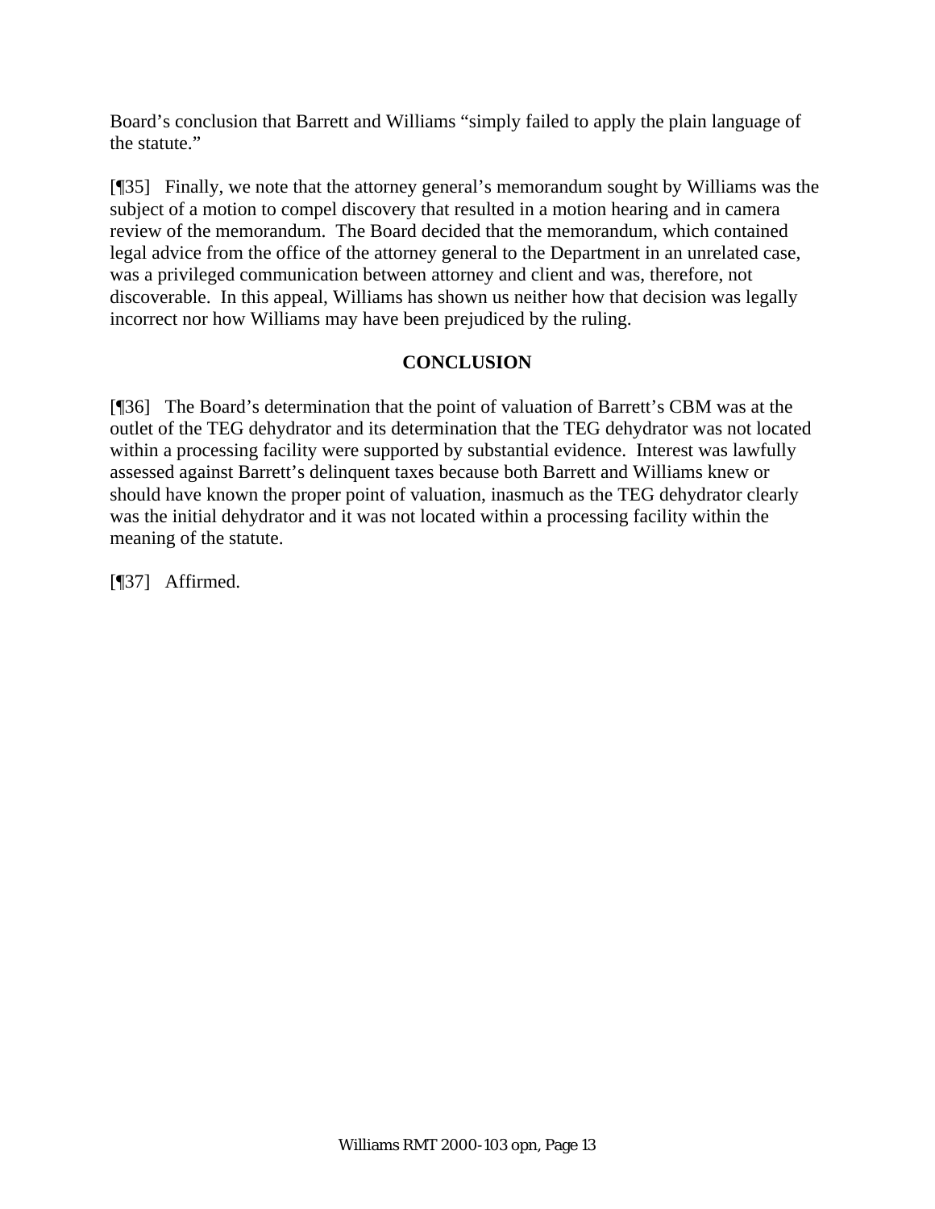Board's conclusion that Barrett and Williams "simply failed to apply the plain language of the statute."

[¶35] Finally, we note that the attorney general's memorandum sought by Williams was the subject of a motion to compel discovery that resulted in a motion hearing and in camera review of the memorandum. The Board decided that the memorandum, which contained legal advice from the office of the attorney general to the Department in an unrelated case, was a privileged communication between attorney and client and was, therefore, not discoverable. In this appeal, Williams has shown us neither how that decision was legally incorrect nor how Williams may have been prejudiced by the ruling.

## CONCLUSION

[¶36] The Board's determination that the point of valuation of Barrett's CBM was at the outlet of the TEG dehydrator and its determination that the TEG dehydrator was not located within a processing facility were supported by substantial evidence. Interest was lawfully assessed against Barrett's delinquent taxes because both Barrett and Williams knew or should have known the proper point of valuation, inasmuch as the TEG dehydrator clearly was the initial dehydrator and it was not located within a processing facility within the meaning of the statute.

[¶37] Affirmed.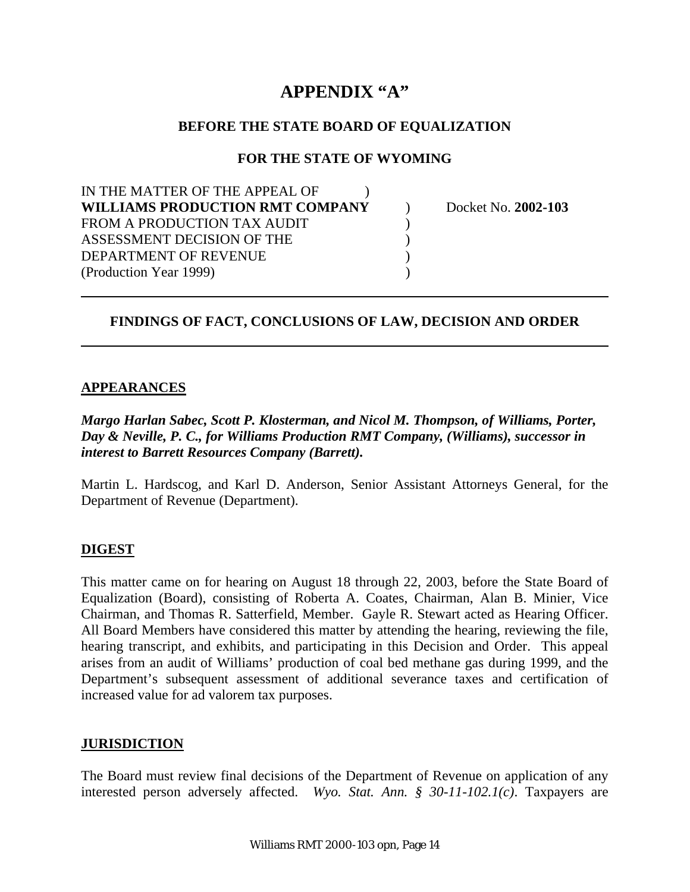# APPENDIX "A"

## BEFORE THE STATE BOARD OF EQUALIZATION

## FOR THE STATE OF WYOMING

| | | |
|---|---|---|
| IN THE MATTER OF THE APPEAL OF | ) | |
| **WILLIAMS PRODUCTION RMT COMPANY** | ) | Docket No. **2002-103** |
| FROM A PRODUCTION TAX AUDIT | ) | |
| ASSESSMENT DECISION OF THE | ) | |
| DEPARTMENT OF REVENUE | ) | |
| (Production Year 1999) | ) | |

---

## FINDINGS OF FACT, CONCLUSIONS OF LAW, DECISION AND ORDER

---

### APPEARANCES

***Margo Harlan Sabec, Scott P. Klosterman, and Nicol M. Thompson, of Williams, Porter, Day & Neville, P. C., for Williams Production RMT Company, (Williams), successor in interest to Barrett Resources Company (Barrett).***

Martin L. Hardscog, and Karl D. Anderson, Senior Assistant Attorneys General, for the Department of Revenue (Department).

### DIGEST

This matter came on for hearing on August 18 through 22, 2003, before the State Board of Equalization (Board), consisting of Roberta A. Coates, Chairman, Alan B. Minier, Vice Chairman, and Thomas R. Satterfield, Member. Gayle R. Stewart acted as Hearing Officer. All Board Members have considered this matter by attending the hearing, reviewing the file, hearing transcript, and exhibits, and participating in this Decision and Order. This appeal arises from an audit of Williams' production of coal bed methane gas during 1999, and the Department's subsequent assessment of additional severance taxes and certification of increased value for ad valorem tax purposes.

### JURISDICTION

The Board must review final decisions of the Department of Revenue on application of any interested person adversely affected. *Wyo. Stat. Ann. § 30-11-102.1(c)*. Taxpayers are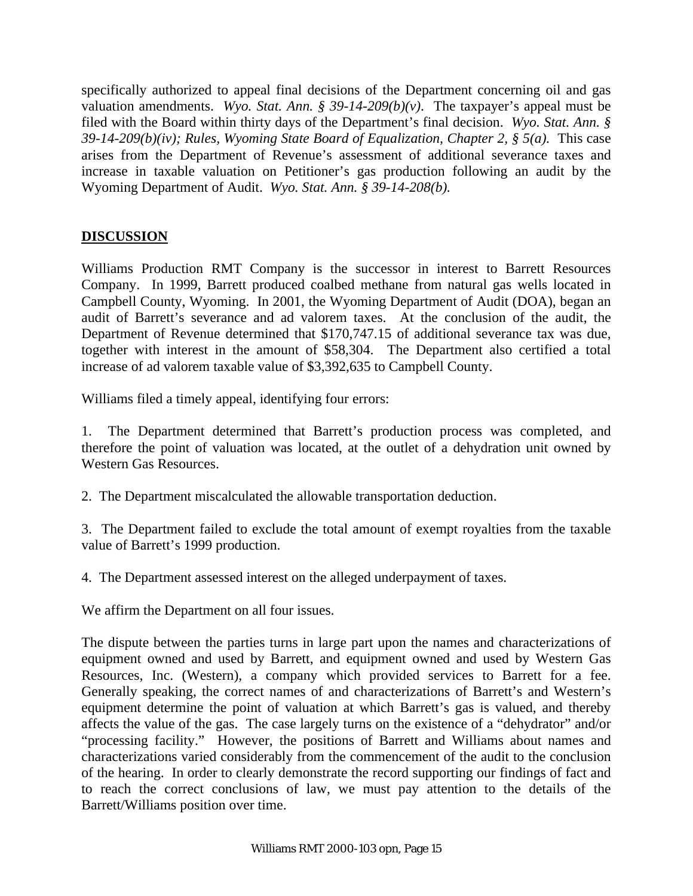specifically authorized to appeal final decisions of the Department concerning oil and gas valuation amendments. *Wyo. Stat. Ann. § 39-14-209(b)(v)*. The taxpayer's appeal must be filed with the Board within thirty days of the Department's final decision. *Wyo. Stat. Ann. § 39-14-209(b)(iv); Rules, Wyoming State Board of Equalization, Chapter 2, § 5(a).* This case arises from the Department of Revenue's assessment of additional severance taxes and increase in taxable valuation on Petitioner's gas production following an audit by the Wyoming Department of Audit. *Wyo. Stat. Ann. § 39-14-208(b).*

## DISCUSSION

Williams Production RMT Company is the successor in interest to Barrett Resources Company. In 1999, Barrett produced coalbed methane from natural gas wells located in Campbell County, Wyoming. In 2001, the Wyoming Department of Audit (DOA), began an audit of Barrett's severance and ad valorem taxes. At the conclusion of the audit, the Department of Revenue determined that $170,747.15 of additional severance tax was due, together with interest in the amount of $58,304. The Department also certified a total increase of ad valorem taxable value of $3,392,635 to Campbell County.

Williams filed a timely appeal, identifying four errors:

1. The Department determined that Barrett's production process was completed, and therefore the point of valuation was located, at the outlet of a dehydration unit owned by Western Gas Resources.

2. The Department miscalculated the allowable transportation deduction.

3. The Department failed to exclude the total amount of exempt royalties from the taxable value of Barrett's 1999 production.

4. The Department assessed interest on the alleged underpayment of taxes.

We affirm the Department on all four issues.

The dispute between the parties turns in large part upon the names and characterizations of equipment owned and used by Barrett, and equipment owned and used by Western Gas Resources, Inc. (Western), a company which provided services to Barrett for a fee. Generally speaking, the correct names of and characterizations of Barrett's and Western's equipment determine the point of valuation at which Barrett's gas is valued, and thereby affects the value of the gas. The case largely turns on the existence of a "dehydrator" and/or "processing facility." However, the positions of Barrett and Williams about names and characterizations varied considerably from the commencement of the audit to the conclusion of the hearing. In order to clearly demonstrate the record supporting our findings of fact and to reach the correct conclusions of law, we must pay attention to the details of the Barrett/Williams position over time.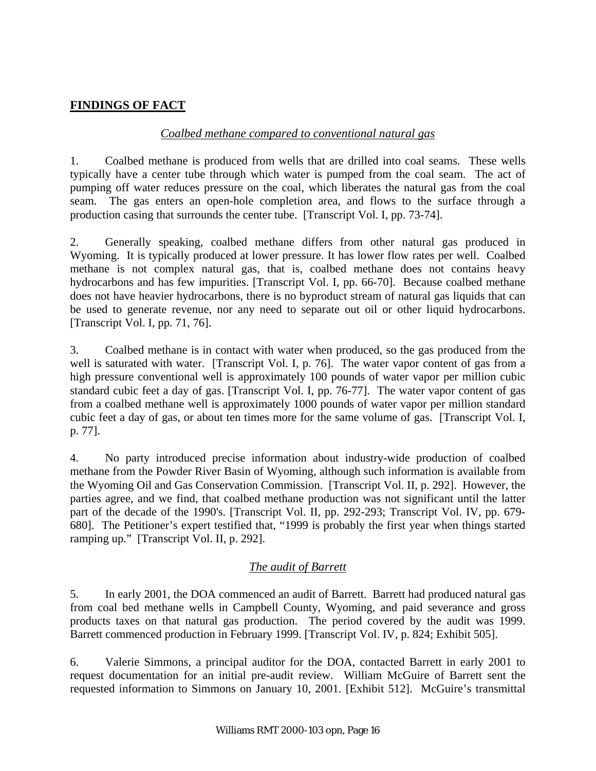## **FINDINGS OF FACT**

*Coalbed methane compared to conventional natural gas*

1. Coalbed methane is produced from wells that are drilled into coal seams. These wells typically have a center tube through which water is pumped from the coal seam. The act of pumping off water reduces pressure on the coal, which liberates the natural gas from the coal seam. The gas enters an open-hole completion area, and flows to the surface through a production casing that surrounds the center tube. [Transcript Vol. I, pp. 73-74].

2. Generally speaking, coalbed methane differs from other natural gas produced in Wyoming. It is typically produced at lower pressure. It has lower flow rates per well. Coalbed methane is not complex natural gas, that is, coalbed methane does not contains heavy hydrocarbons and has few impurities. [Transcript Vol. I, pp. 66-70]. Because coalbed methane does not have heavier hydrocarbons, there is no byproduct stream of natural gas liquids that can be used to generate revenue, nor any need to separate out oil or other liquid hydrocarbons. [Transcript Vol. I, pp. 71, 76].

3. Coalbed methane is in contact with water when produced, so the gas produced from the well is saturated with water. [Transcript Vol. I, p. 76]. The water vapor content of gas from a high pressure conventional well is approximately 100 pounds of water vapor per million cubic standard cubic feet a day of gas. [Transcript Vol. I, pp. 76-77]. The water vapor content of gas from a coalbed methane well is approximately 1000 pounds of water vapor per million standard cubic feet a day of gas, or about ten times more for the same volume of gas. [Transcript Vol. I, p. 77].

4. No party introduced precise information about industry-wide production of coalbed methane from the Powder River Basin of Wyoming, although such information is available from the Wyoming Oil and Gas Conservation Commission. [Transcript Vol. II, p. 292]. However, the parties agree, and we find, that coalbed methane production was not significant until the latter part of the decade of the 1990's. [Transcript Vol. II, pp. 292-293; Transcript Vol. IV, pp. 679-680]. The Petitioner's expert testified that, "1999 is probably the first year when things started ramping up." [Transcript Vol. II, p. 292].

*The audit of Barrett*

5. In early 2001, the DOA commenced an audit of Barrett. Barrett had produced natural gas from coal bed methane wells in Campbell County, Wyoming, and paid severance and gross products taxes on that natural gas production. The period covered by the audit was 1999. Barrett commenced production in February 1999. [Transcript Vol. IV, p. 824; Exhibit 505].

6. Valerie Simmons, a principal auditor for the DOA, contacted Barrett in early 2001 to request documentation for an initial pre-audit review. William McGuire of Barrett sent the requested information to Simmons on January 10, 2001. [Exhibit 512]. McGuire's transmittal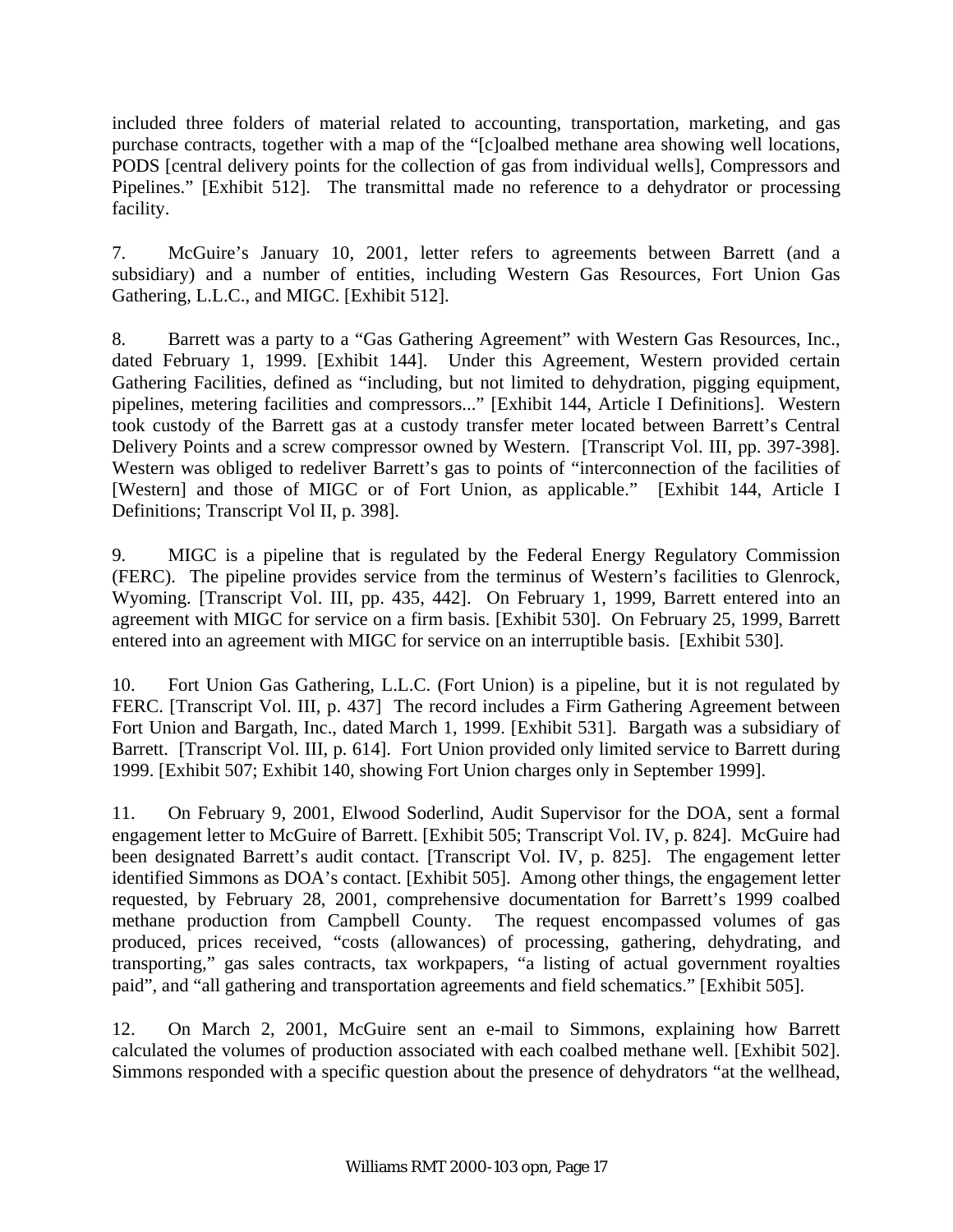included three folders of material related to accounting, transportation, marketing, and gas purchase contracts, together with a map of the "[c]oalbed methane area showing well locations, PODS [central delivery points for the collection of gas from individual wells], Compressors and Pipelines." [Exhibit 512]. The transmittal made no reference to a dehydrator or processing facility.

7. McGuire's January 10, 2001, letter refers to agreements between Barrett (and a subsidiary) and a number of entities, including Western Gas Resources, Fort Union Gas Gathering, L.L.C., and MIGC. [Exhibit 512].

8. Barrett was a party to a "Gas Gathering Agreement" with Western Gas Resources, Inc., dated February 1, 1999. [Exhibit 144]. Under this Agreement, Western provided certain Gathering Facilities, defined as "including, but not limited to dehydration, pigging equipment, pipelines, metering facilities and compressors..." [Exhibit 144, Article I Definitions]. Western took custody of the Barrett gas at a custody transfer meter located between Barrett's Central Delivery Points and a screw compressor owned by Western. [Transcript Vol. III, pp. 397-398]. Western was obliged to redeliver Barrett's gas to points of "interconnection of the facilities of [Western] and those of MIGC or of Fort Union, as applicable." [Exhibit 144, Article I Definitions; Transcript Vol II, p. 398].

9. MIGC is a pipeline that is regulated by the Federal Energy Regulatory Commission (FERC). The pipeline provides service from the terminus of Western's facilities to Glenrock, Wyoming. [Transcript Vol. III, pp. 435, 442]. On February 1, 1999, Barrett entered into an agreement with MIGC for service on a firm basis. [Exhibit 530]. On February 25, 1999, Barrett entered into an agreement with MIGC for service on an interruptible basis. [Exhibit 530].

10. Fort Union Gas Gathering, L.L.C. (Fort Union) is a pipeline, but it is not regulated by FERC. [Transcript Vol. III, p. 437] The record includes a Firm Gathering Agreement between Fort Union and Bargath, Inc., dated March 1, 1999. [Exhibit 531]. Bargath was a subsidiary of Barrett. [Transcript Vol. III, p. 614]. Fort Union provided only limited service to Barrett during 1999. [Exhibit 507; Exhibit 140, showing Fort Union charges only in September 1999].

11. On February 9, 2001, Elwood Soderlind, Audit Supervisor for the DOA, sent a formal engagement letter to McGuire of Barrett. [Exhibit 505; Transcript Vol. IV, p. 824]. McGuire had been designated Barrett's audit contact. [Transcript Vol. IV, p. 825]. The engagement letter identified Simmons as DOA's contact. [Exhibit 505]. Among other things, the engagement letter requested, by February 28, 2001, comprehensive documentation for Barrett's 1999 coalbed methane production from Campbell County. The request encompassed volumes of gas produced, prices received, "costs (allowances) of processing, gathering, dehydrating, and transporting," gas sales contracts, tax workpapers, "a listing of actual government royalties paid", and "all gathering and transportation agreements and field schematics." [Exhibit 505].

12. On March 2, 2001, McGuire sent an e-mail to Simmons, explaining how Barrett calculated the volumes of production associated with each coalbed methane well. [Exhibit 502]. Simmons responded with a specific question about the presence of dehydrators "at the wellhead,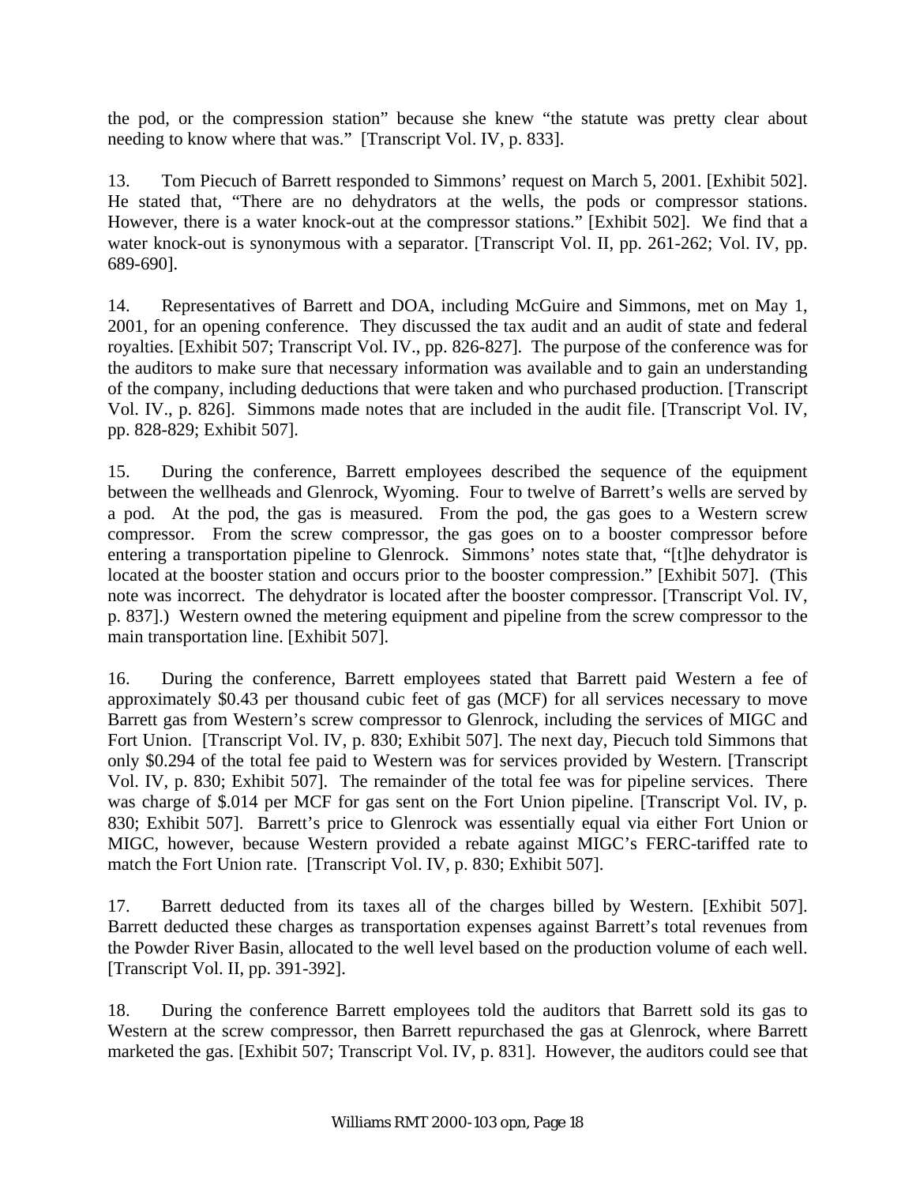the pod, or the compression station" because she knew "the statute was pretty clear about needing to know where that was." [Transcript Vol. IV, p. 833].

13. Tom Piecuch of Barrett responded to Simmons' request on March 5, 2001. [Exhibit 502]. He stated that, "There are no dehydrators at the wells, the pods or compressor stations. However, there is a water knock-out at the compressor stations." [Exhibit 502]. We find that a water knock-out is synonymous with a separator. [Transcript Vol. II, pp. 261-262; Vol. IV, pp. 689-690].

14. Representatives of Barrett and DOA, including McGuire and Simmons, met on May 1, 2001, for an opening conference. They discussed the tax audit and an audit of state and federal royalties. [Exhibit 507; Transcript Vol. IV., pp. 826-827]. The purpose of the conference was for the auditors to make sure that necessary information was available and to gain an understanding of the company, including deductions that were taken and who purchased production. [Transcript Vol. IV., p. 826]. Simmons made notes that are included in the audit file. [Transcript Vol. IV, pp. 828-829; Exhibit 507].

15. During the conference, Barrett employees described the sequence of the equipment between the wellheads and Glenrock, Wyoming. Four to twelve of Barrett's wells are served by a pod. At the pod, the gas is measured. From the pod, the gas goes to a Western screw compressor. From the screw compressor, the gas goes on to a booster compressor before entering a transportation pipeline to Glenrock. Simmons' notes state that, "[t]he dehydrator is located at the booster station and occurs prior to the booster compression." [Exhibit 507]. (This note was incorrect. The dehydrator is located after the booster compressor. [Transcript Vol. IV, p. 837].) Western owned the metering equipment and pipeline from the screw compressor to the main transportation line. [Exhibit 507].

16. During the conference, Barrett employees stated that Barrett paid Western a fee of approximately $0.43 per thousand cubic feet of gas (MCF) for all services necessary to move Barrett gas from Western's screw compressor to Glenrock, including the services of MIGC and Fort Union. [Transcript Vol. IV, p. 830; Exhibit 507]. The next day, Piecuch told Simmons that only $0.294 of the total fee paid to Western was for services provided by Western. [Transcript Vol. IV, p. 830; Exhibit 507]. The remainder of the total fee was for pipeline services. There was charge of $.014 per MCF for gas sent on the Fort Union pipeline. [Transcript Vol. IV, p. 830; Exhibit 507]. Barrett's price to Glenrock was essentially equal via either Fort Union or MIGC, however, because Western provided a rebate against MIGC's FERC-tariffed rate to match the Fort Union rate. [Transcript Vol. IV, p. 830; Exhibit 507].

17. Barrett deducted from its taxes all of the charges billed by Western. [Exhibit 507]. Barrett deducted these charges as transportation expenses against Barrett's total revenues from the Powder River Basin, allocated to the well level based on the production volume of each well. [Transcript Vol. II, pp. 391-392].

18. During the conference Barrett employees told the auditors that Barrett sold its gas to Western at the screw compressor, then Barrett repurchased the gas at Glenrock, where Barrett marketed the gas. [Exhibit 507; Transcript Vol. IV, p. 831]. However, the auditors could see that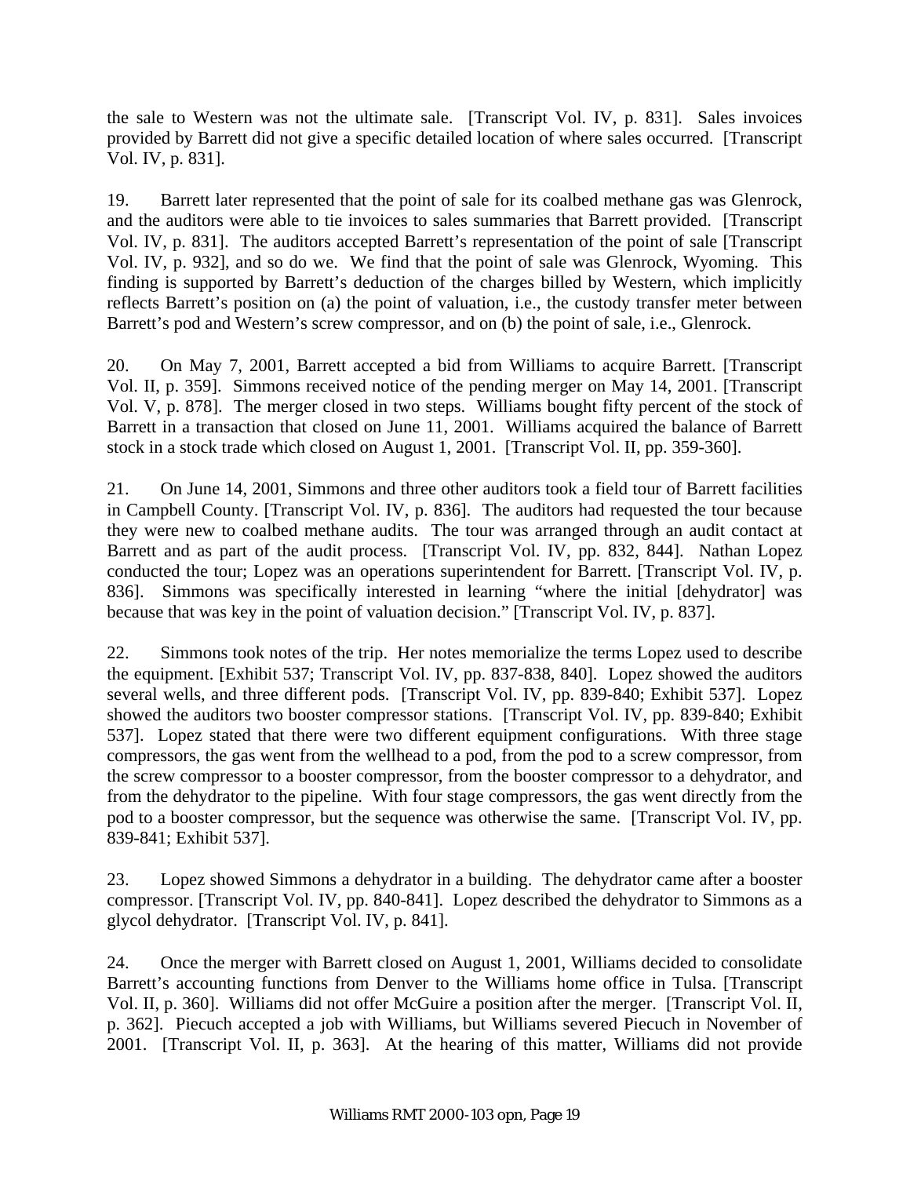the sale to Western was not the ultimate sale. [Transcript Vol. IV, p. 831]. Sales invoices provided by Barrett did not give a specific detailed location of where sales occurred. [Transcript Vol. IV, p. 831].

19. Barrett later represented that the point of sale for its coalbed methane gas was Glenrock, and the auditors were able to tie invoices to sales summaries that Barrett provided. [Transcript Vol. IV, p. 831]. The auditors accepted Barrett's representation of the point of sale [Transcript Vol. IV, p. 932], and so do we. We find that the point of sale was Glenrock, Wyoming. This finding is supported by Barrett's deduction of the charges billed by Western, which implicitly reflects Barrett's position on (a) the point of valuation, i.e., the custody transfer meter between Barrett's pod and Western's screw compressor, and on (b) the point of sale, i.e., Glenrock.

20. On May 7, 2001, Barrett accepted a bid from Williams to acquire Barrett. [Transcript Vol. II, p. 359]. Simmons received notice of the pending merger on May 14, 2001. [Transcript Vol. V, p. 878]. The merger closed in two steps. Williams bought fifty percent of the stock of Barrett in a transaction that closed on June 11, 2001. Williams acquired the balance of Barrett stock in a stock trade which closed on August 1, 2001. [Transcript Vol. II, pp. 359-360].

21. On June 14, 2001, Simmons and three other auditors took a field tour of Barrett facilities in Campbell County. [Transcript Vol. IV, p. 836]. The auditors had requested the tour because they were new to coalbed methane audits. The tour was arranged through an audit contact at Barrett and as part of the audit process. [Transcript Vol. IV, pp. 832, 844]. Nathan Lopez conducted the tour; Lopez was an operations superintendent for Barrett. [Transcript Vol. IV, p. 836]. Simmons was specifically interested in learning "where the initial [dehydrator] was because that was key in the point of valuation decision." [Transcript Vol. IV, p. 837].

22. Simmons took notes of the trip. Her notes memorialize the terms Lopez used to describe the equipment. [Exhibit 537; Transcript Vol. IV, pp. 837-838, 840]. Lopez showed the auditors several wells, and three different pods. [Transcript Vol. IV, pp. 839-840; Exhibit 537]. Lopez showed the auditors two booster compressor stations. [Transcript Vol. IV, pp. 839-840; Exhibit 537]. Lopez stated that there were two different equipment configurations. With three stage compressors, the gas went from the wellhead to a pod, from the pod to a screw compressor, from the screw compressor to a booster compressor, from the booster compressor to a dehydrator, and from the dehydrator to the pipeline. With four stage compressors, the gas went directly from the pod to a booster compressor, but the sequence was otherwise the same. [Transcript Vol. IV, pp. 839-841; Exhibit 537].

23. Lopez showed Simmons a dehydrator in a building. The dehydrator came after a booster compressor. [Transcript Vol. IV, pp. 840-841]. Lopez described the dehydrator to Simmons as a glycol dehydrator. [Transcript Vol. IV, p. 841].

24. Once the merger with Barrett closed on August 1, 2001, Williams decided to consolidate Barrett's accounting functions from Denver to the Williams home office in Tulsa. [Transcript Vol. II, p. 360]. Williams did not offer McGuire a position after the merger. [Transcript Vol. II, p. 362]. Piecuch accepted a job with Williams, but Williams severed Piecuch in November of 2001. [Transcript Vol. II, p. 363]. At the hearing of this matter, Williams did not provide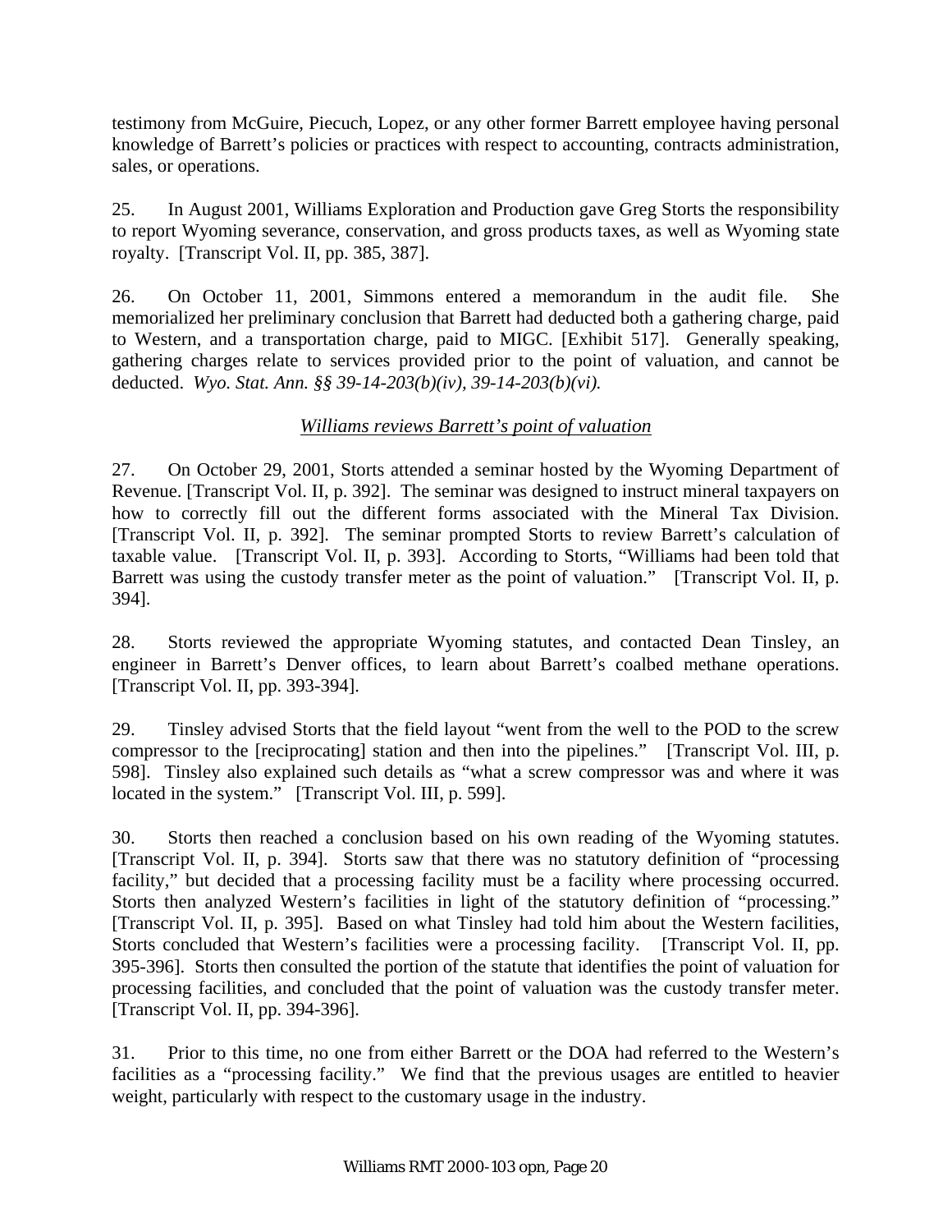testimony from McGuire, Piecuch, Lopez, or any other former Barrett employee having personal knowledge of Barrett's policies or practices with respect to accounting, contracts administration, sales, or operations.

25. In August 2001, Williams Exploration and Production gave Greg Storts the responsibility to report Wyoming severance, conservation, and gross products taxes, as well as Wyoming state royalty. [Transcript Vol. II, pp. 385, 387].

26. On October 11, 2001, Simmons entered a memorandum in the audit file. She memorialized her preliminary conclusion that Barrett had deducted both a gathering charge, paid to Western, and a transportation charge, paid to MIGC. [Exhibit 517]. Generally speaking, gathering charges relate to services provided prior to the point of valuation, and cannot be deducted. *Wyo. Stat. Ann. §§ 39-14-203(b)(iv), 39-14-203(b)(vi).*

### *Williams reviews Barrett's point of valuation*

27. On October 29, 2001, Storts attended a seminar hosted by the Wyoming Department of Revenue. [Transcript Vol. II, p. 392]. The seminar was designed to instruct mineral taxpayers on how to correctly fill out the different forms associated with the Mineral Tax Division. [Transcript Vol. II, p. 392]. The seminar prompted Storts to review Barrett's calculation of taxable value. [Transcript Vol. II, p. 393]. According to Storts, "Williams had been told that Barrett was using the custody transfer meter as the point of valuation." [Transcript Vol. II, p. 394].

28. Storts reviewed the appropriate Wyoming statutes, and contacted Dean Tinsley, an engineer in Barrett's Denver offices, to learn about Barrett's coalbed methane operations. [Transcript Vol. II, pp. 393-394].

29. Tinsley advised Storts that the field layout "went from the well to the POD to the screw compressor to the [reciprocating] station and then into the pipelines." [Transcript Vol. III, p. 598]. Tinsley also explained such details as "what a screw compressor was and where it was located in the system." [Transcript Vol. III, p. 599].

30. Storts then reached a conclusion based on his own reading of the Wyoming statutes. [Transcript Vol. II, p. 394]. Storts saw that there was no statutory definition of "processing facility," but decided that a processing facility must be a facility where processing occurred. Storts then analyzed Western's facilities in light of the statutory definition of "processing." [Transcript Vol. II, p. 395]. Based on what Tinsley had told him about the Western facilities, Storts concluded that Western's facilities were a processing facility. [Transcript Vol. II, pp. 395-396]. Storts then consulted the portion of the statute that identifies the point of valuation for processing facilities, and concluded that the point of valuation was the custody transfer meter. [Transcript Vol. II, pp. 394-396].

31. Prior to this time, no one from either Barrett or the DOA had referred to the Western's facilities as a "processing facility." We find that the previous usages are entitled to heavier weight, particularly with respect to the customary usage in the industry.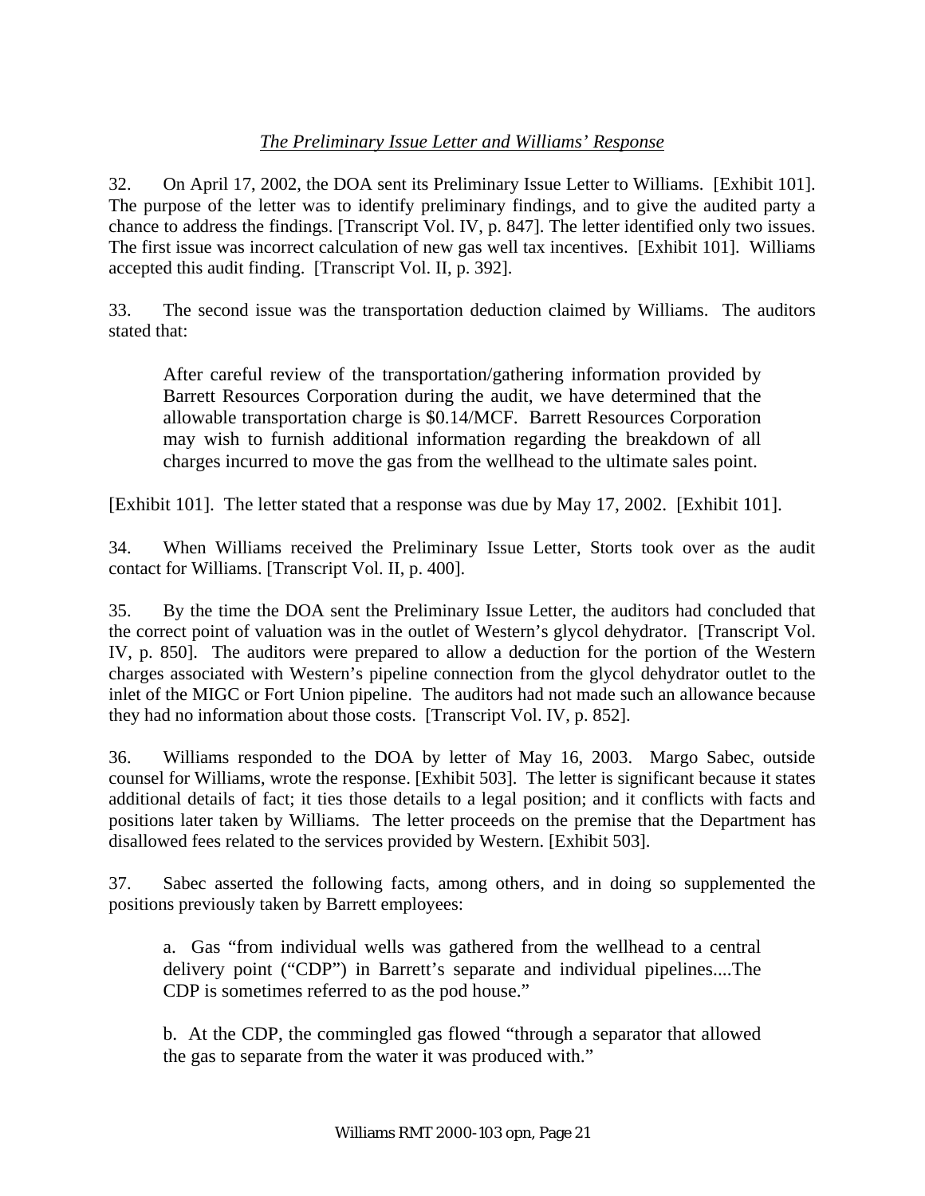*The Preliminary Issue Letter and Williams' Response*

32. On April 17, 2002, the DOA sent its Preliminary Issue Letter to Williams. [Exhibit 101]. The purpose of the letter was to identify preliminary findings, and to give the audited party a chance to address the findings. [Transcript Vol. IV, p. 847]. The letter identified only two issues. The first issue was incorrect calculation of new gas well tax incentives. [Exhibit 101]. Williams accepted this audit finding. [Transcript Vol. II, p. 392].

33. The second issue was the transportation deduction claimed by Williams. The auditors stated that:

> After careful review of the transportation/gathering information provided by Barrett Resources Corporation during the audit, we have determined that the allowable transportation charge is $0.14/MCF. Barrett Resources Corporation may wish to furnish additional information regarding the breakdown of all charges incurred to move the gas from the wellhead to the ultimate sales point.

[Exhibit 101]. The letter stated that a response was due by May 17, 2002. [Exhibit 101].

34. When Williams received the Preliminary Issue Letter, Storts took over as the audit contact for Williams. [Transcript Vol. II, p. 400].

35. By the time the DOA sent the Preliminary Issue Letter, the auditors had concluded that the correct point of valuation was in the outlet of Western's glycol dehydrator. [Transcript Vol. IV, p. 850]. The auditors were prepared to allow a deduction for the portion of the Western charges associated with Western's pipeline connection from the glycol dehydrator outlet to the inlet of the MIGC or Fort Union pipeline. The auditors had not made such an allowance because they had no information about those costs. [Transcript Vol. IV, p. 852].

36. Williams responded to the DOA by letter of May 16, 2003. Margo Sabec, outside counsel for Williams, wrote the response. [Exhibit 503]. The letter is significant because it states additional details of fact; it ties those details to a legal position; and it conflicts with facts and positions later taken by Williams. The letter proceeds on the premise that the Department has disallowed fees related to the services provided by Western. [Exhibit 503].

37. Sabec asserted the following facts, among others, and in doing so supplemented the positions previously taken by Barrett employees:

> a. Gas "from individual wells was gathered from the wellhead to a central delivery point ("CDP") in Barrett's separate and individual pipelines....The CDP is sometimes referred to as the pod house."
>
> b. At the CDP, the commingled gas flowed "through a separator that allowed the gas to separate from the water it was produced with."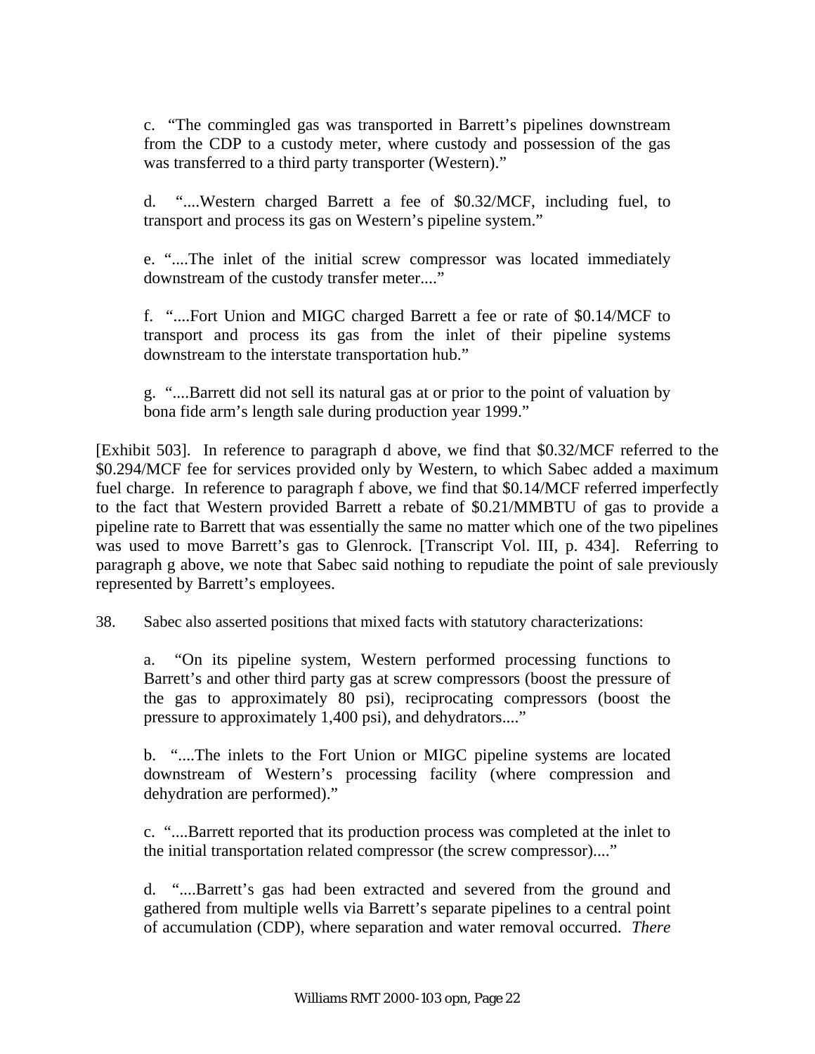c. "The commingled gas was transported in Barrett's pipelines downstream from the CDP to a custody meter, where custody and possession of the gas was transferred to a third party transporter (Western)."

d. "....Western charged Barrett a fee of $0.32/MCF, including fuel, to transport and process its gas on Western's pipeline system."

e. "....The inlet of the initial screw compressor was located immediately downstream of the custody transfer meter...."

f. "....Fort Union and MIGC charged Barrett a fee or rate of $0.14/MCF to transport and process its gas from the inlet of their pipeline systems downstream to the interstate transportation hub."

g. "....Barrett did not sell its natural gas at or prior to the point of valuation by bona fide arm's length sale during production year 1999."

[Exhibit 503]. In reference to paragraph d above, we find that $0.32/MCF referred to the $0.294/MCF fee for services provided only by Western, to which Sabec added a maximum fuel charge. In reference to paragraph f above, we find that $0.14/MCF referred imperfectly to the fact that Western provided Barrett a rebate of $0.21/MMBTU of gas to provide a pipeline rate to Barrett that was essentially the same no matter which one of the two pipelines was used to move Barrett's gas to Glenrock. [Transcript Vol. III, p. 434]. Referring to paragraph g above, we note that Sabec said nothing to repudiate the point of sale previously represented by Barrett's employees.

38. Sabec also asserted positions that mixed facts with statutory characterizations:

a. "On its pipeline system, Western performed processing functions to Barrett's and other third party gas at screw compressors (boost the pressure of the gas to approximately 80 psi), reciprocating compressors (boost the pressure to approximately 1,400 psi), and dehydrators...."

b. "....The inlets to the Fort Union or MIGC pipeline systems are located downstream of Western's processing facility (where compression and dehydration are performed)."

c. "....Barrett reported that its production process was completed at the inlet to the initial transportation related compressor (the screw compressor)...."

d. "....Barrett's gas had been extracted and severed from the ground and gathered from multiple wells via Barrett's separate pipelines to a central point of accumulation (CDP), where separation and water removal occurred. *There*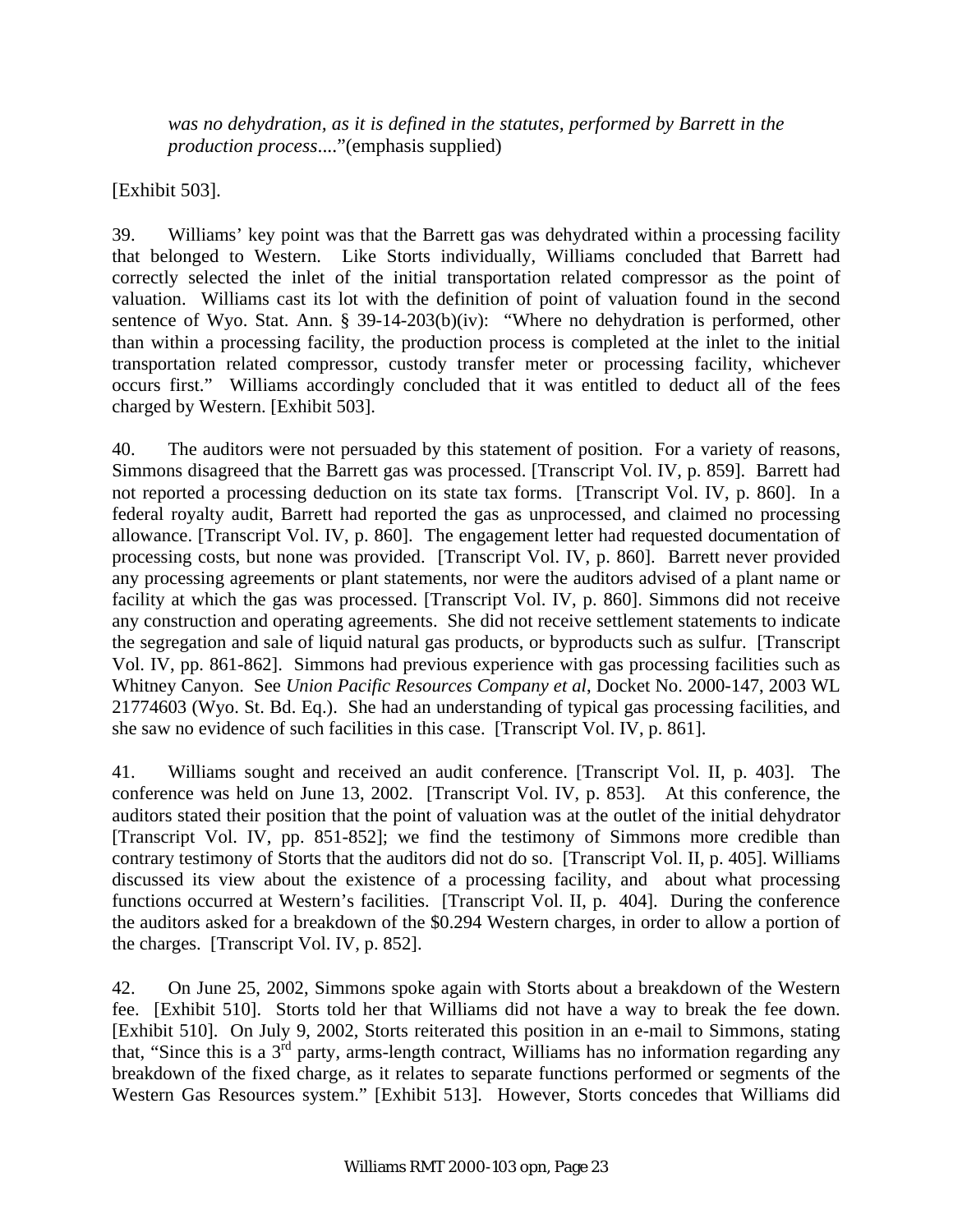> *was no dehydration, as it is defined in the statutes, performed by Barrett in the production process*...."(emphasis supplied)

[Exhibit 503].

39. Williams' key point was that the Barrett gas was dehydrated within a processing facility that belonged to Western. Like Storts individually, Williams concluded that Barrett had correctly selected the inlet of the initial transportation related compressor as the point of valuation. Williams cast its lot with the definition of point of valuation found in the second sentence of Wyo. Stat. Ann. § 39-14-203(b)(iv): "Where no dehydration is performed, other than within a processing facility, the production process is completed at the inlet to the initial transportation related compressor, custody transfer meter or processing facility, whichever occurs first." Williams accordingly concluded that it was entitled to deduct all of the fees charged by Western. [Exhibit 503].

40. The auditors were not persuaded by this statement of position. For a variety of reasons, Simmons disagreed that the Barrett gas was processed. [Transcript Vol. IV, p. 859]. Barrett had not reported a processing deduction on its state tax forms. [Transcript Vol. IV, p. 860]. In a federal royalty audit, Barrett had reported the gas as unprocessed, and claimed no processing allowance. [Transcript Vol. IV, p. 860]. The engagement letter had requested documentation of processing costs, but none was provided. [Transcript Vol. IV, p. 860]. Barrett never provided any processing agreements or plant statements, nor were the auditors advised of a plant name or facility at which the gas was processed. [Transcript Vol. IV, p. 860]. Simmons did not receive any construction and operating agreements. She did not receive settlement statements to indicate the segregation and sale of liquid natural gas products, or byproducts such as sulfur. [Transcript Vol. IV, pp. 861-862]. Simmons had previous experience with gas processing facilities such as Whitney Canyon. See *Union Pacific Resources Company et al*, Docket No. 2000-147, 2003 WL 21774603 (Wyo. St. Bd. Eq.). She had an understanding of typical gas processing facilities, and she saw no evidence of such facilities in this case. [Transcript Vol. IV, p. 861].

41. Williams sought and received an audit conference. [Transcript Vol. II, p. 403]. The conference was held on June 13, 2002. [Transcript Vol. IV, p. 853]. At this conference, the auditors stated their position that the point of valuation was at the outlet of the initial dehydrator [Transcript Vol. IV, pp. 851-852]; we find the testimony of Simmons more credible than contrary testimony of Storts that the auditors did not do so. [Transcript Vol. II, p. 405]. Williams discussed its view about the existence of a processing facility, and about what processing functions occurred at Western's facilities. [Transcript Vol. II, p. 404]. During the conference the auditors asked for a breakdown of the $0.294 Western charges, in order to allow a portion of the charges. [Transcript Vol. IV, p. 852].

42. On June 25, 2002, Simmons spoke again with Storts about a breakdown of the Western fee. [Exhibit 510]. Storts told her that Williams did not have a way to break the fee down. [Exhibit 510]. On July 9, 2002, Storts reiterated this position in an e-mail to Simmons, stating that, "Since this is a 3rd party, arms-length contract, Williams has no information regarding any breakdown of the fixed charge, as it relates to separate functions performed or segments of the Western Gas Resources system." [Exhibit 513]. However, Storts concedes that Williams did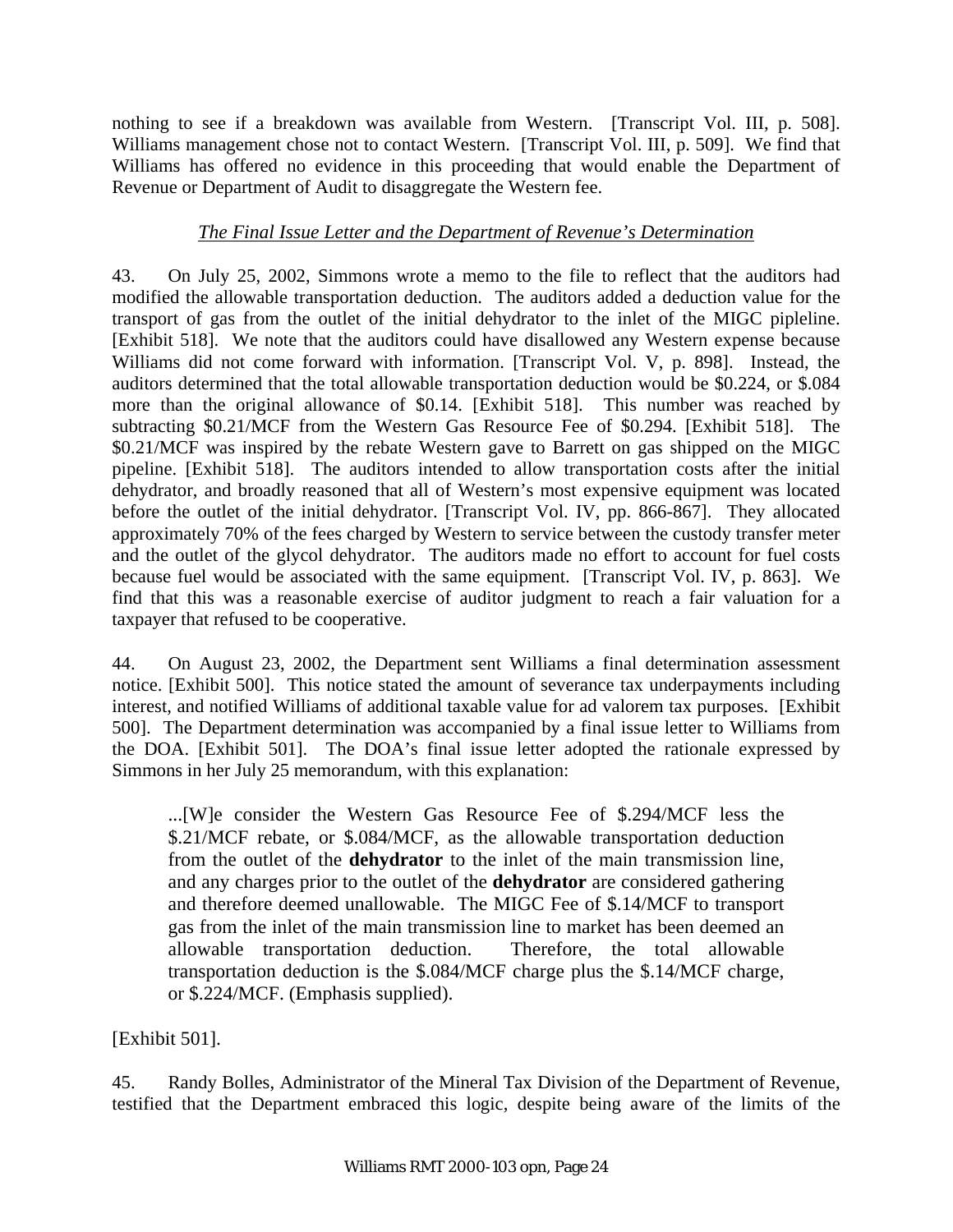nothing to see if a breakdown was available from Western. [Transcript Vol. III, p. 508]. Williams management chose not to contact Western. [Transcript Vol. III, p. 509]. We find that Williams has offered no evidence in this proceeding that would enable the Department of Revenue or Department of Audit to disaggregate the Western fee.

*The Final Issue Letter and the Department of Revenue's Determination*

43. On July 25, 2002, Simmons wrote a memo to the file to reflect that the auditors had modified the allowable transportation deduction. The auditors added a deduction value for the transport of gas from the outlet of the initial dehydrator to the inlet of the MIGC pipleline. [Exhibit 518]. We note that the auditors could have disallowed any Western expense because Williams did not come forward with information. [Transcript Vol. V, p. 898]. Instead, the auditors determined that the total allowable transportation deduction would be $0.224, or $.084 more than the original allowance of $0.14. [Exhibit 518]. This number was reached by subtracting $0.21/MCF from the Western Gas Resource Fee of $0.294. [Exhibit 518]. The $0.21/MCF was inspired by the rebate Western gave to Barrett on gas shipped on the MIGC pipeline. [Exhibit 518]. The auditors intended to allow transportation costs after the initial dehydrator, and broadly reasoned that all of Western's most expensive equipment was located before the outlet of the initial dehydrator. [Transcript Vol. IV, pp. 866-867]. They allocated approximately 70% of the fees charged by Western to service between the custody transfer meter and the outlet of the glycol dehydrator. The auditors made no effort to account for fuel costs because fuel would be associated with the same equipment. [Transcript Vol. IV, p. 863]. We find that this was a reasonable exercise of auditor judgment to reach a fair valuation for a taxpayer that refused to be cooperative.

44. On August 23, 2002, the Department sent Williams a final determination assessment notice. [Exhibit 500]. This notice stated the amount of severance tax underpayments including interest, and notified Williams of additional taxable value for ad valorem tax purposes. [Exhibit 500]. The Department determination was accompanied by a final issue letter to Williams from the DOA. [Exhibit 501]. The DOA's final issue letter adopted the rationale expressed by Simmons in her July 25 memorandum, with this explanation:

> ...[W]e consider the Western Gas Resource Fee of $.294/MCF less the $.21/MCF rebate, or $.084/MCF, as the allowable transportation deduction from the outlet of the **dehydrator** to the inlet of the main transmission line, and any charges prior to the outlet of the **dehydrator** are considered gathering and therefore deemed unallowable. The MIGC Fee of $.14/MCF to transport gas from the inlet of the main transmission line to market has been deemed an allowable transportation deduction. Therefore, the total allowable transportation deduction is the $.084/MCF charge plus the $.14/MCF charge, or $.224/MCF. (Emphasis supplied).

[Exhibit 501].

45. Randy Bolles, Administrator of the Mineral Tax Division of the Department of Revenue, testified that the Department embraced this logic, despite being aware of the limits of the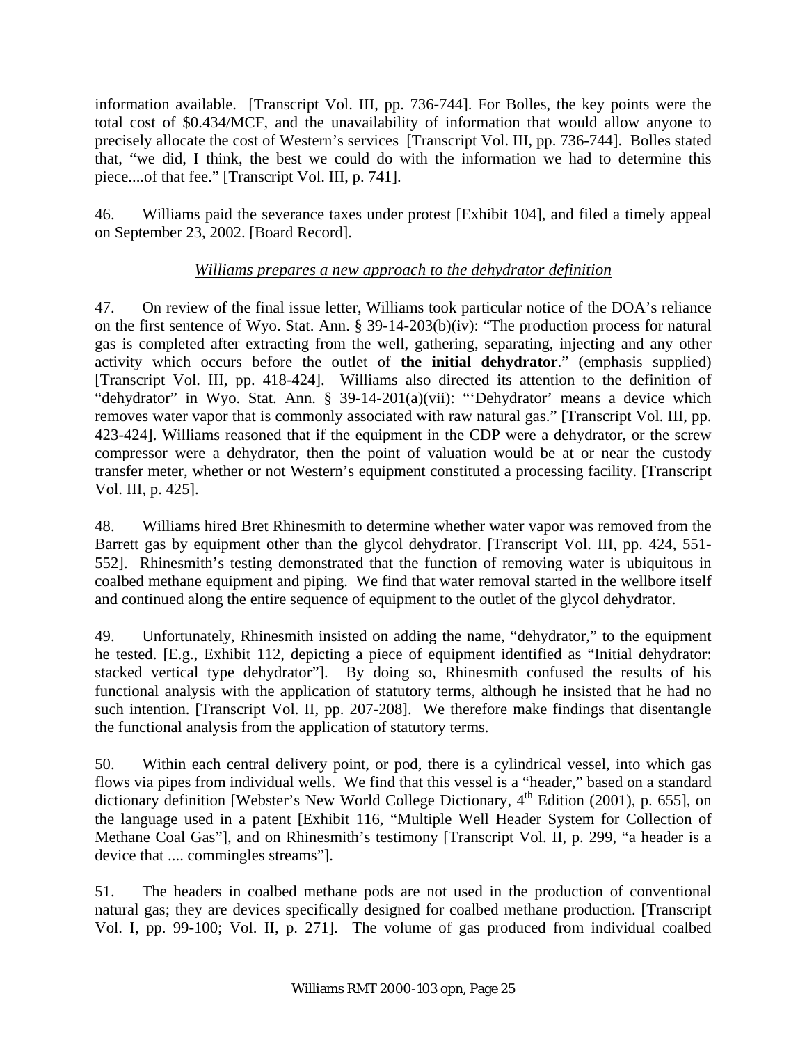information available. [Transcript Vol. III, pp. 736-744]. For Bolles, the key points were the total cost of $0.434/MCF, and the unavailability of information that would allow anyone to precisely allocate the cost of Western's services [Transcript Vol. III, pp. 736-744]. Bolles stated that, "we did, I think, the best we could do with the information we had to determine this piece....of that fee." [Transcript Vol. III, p. 741].

46. Williams paid the severance taxes under protest [Exhibit 104], and filed a timely appeal on September 23, 2002. [Board Record].

*Williams prepares a new approach to the dehydrator definition*

47. On review of the final issue letter, Williams took particular notice of the DOA's reliance on the first sentence of Wyo. Stat. Ann. § 39-14-203(b)(iv): "The production process for natural gas is completed after extracting from the well, gathering, separating, injecting and any other activity which occurs before the outlet of **the initial dehydrator**." (emphasis supplied) [Transcript Vol. III, pp. 418-424]. Williams also directed its attention to the definition of "dehydrator" in Wyo. Stat. Ann. § 39-14-201(a)(vii): "'Dehydrator' means a device which removes water vapor that is commonly associated with raw natural gas." [Transcript Vol. III, pp. 423-424]. Williams reasoned that if the equipment in the CDP were a dehydrator, or the screw compressor were a dehydrator, then the point of valuation would be at or near the custody transfer meter, whether or not Western's equipment constituted a processing facility. [Transcript Vol. III, p. 425].

48. Williams hired Bret Rhinesmith to determine whether water vapor was removed from the Barrett gas by equipment other than the glycol dehydrator. [Transcript Vol. III, pp. 424, 551-552]. Rhinesmith's testing demonstrated that the function of removing water is ubiquitous in coalbed methane equipment and piping. We find that water removal started in the wellbore itself and continued along the entire sequence of equipment to the outlet of the glycol dehydrator.

49. Unfortunately, Rhinesmith insisted on adding the name, "dehydrator," to the equipment he tested. [E.g., Exhibit 112, depicting a piece of equipment identified as "Initial dehydrator: stacked vertical type dehydrator"]. By doing so, Rhinesmith confused the results of his functional analysis with the application of statutory terms, although he insisted that he had no such intention. [Transcript Vol. II, pp. 207-208]. We therefore make findings that disentangle the functional analysis from the application of statutory terms.

50. Within each central delivery point, or pod, there is a cylindrical vessel, into which gas flows via pipes from individual wells. We find that this vessel is a "header," based on a standard dictionary definition [Webster's New World College Dictionary, 4th Edition (2001), p. 655], on the language used in a patent [Exhibit 116, "Multiple Well Header System for Collection of Methane Coal Gas"], and on Rhinesmith's testimony [Transcript Vol. II, p. 299, "a header is a device that .... commingles streams"].

51. The headers in coalbed methane pods are not used in the production of conventional natural gas; they are devices specifically designed for coalbed methane production. [Transcript Vol. I, pp. 99-100; Vol. II, p. 271]. The volume of gas produced from individual coalbed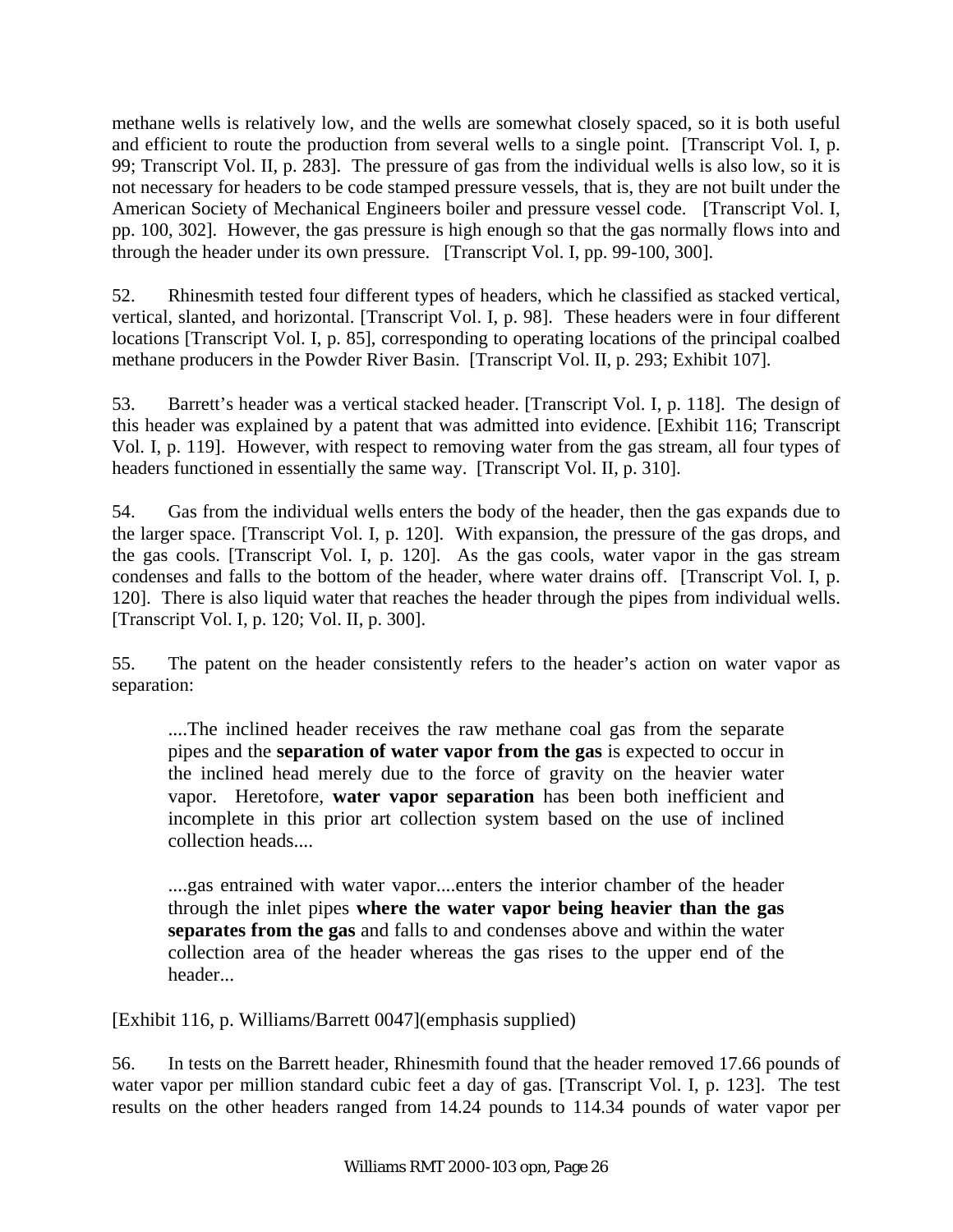methane wells is relatively low, and the wells are somewhat closely spaced, so it is both useful and efficient to route the production from several wells to a single point. [Transcript Vol. I, p. 99; Transcript Vol. II, p. 283]. The pressure of gas from the individual wells is also low, so it is not necessary for headers to be code stamped pressure vessels, that is, they are not built under the American Society of Mechanical Engineers boiler and pressure vessel code. [Transcript Vol. I, pp. 100, 302]. However, the gas pressure is high enough so that the gas normally flows into and through the header under its own pressure. [Transcript Vol. I, pp. 99-100, 300].

52. Rhinesmith tested four different types of headers, which he classified as stacked vertical, vertical, slanted, and horizontal. [Transcript Vol. I, p. 98]. These headers were in four different locations [Transcript Vol. I, p. 85], corresponding to operating locations of the principal coalbed methane producers in the Powder River Basin. [Transcript Vol. II, p. 293; Exhibit 107].

53. Barrett's header was a vertical stacked header. [Transcript Vol. I, p. 118]. The design of this header was explained by a patent that was admitted into evidence. [Exhibit 116; Transcript Vol. I, p. 119]. However, with respect to removing water from the gas stream, all four types of headers functioned in essentially the same way. [Transcript Vol. II, p. 310].

54. Gas from the individual wells enters the body of the header, then the gas expands due to the larger space. [Transcript Vol. I, p. 120]. With expansion, the pressure of the gas drops, and the gas cools. [Transcript Vol. I, p. 120]. As the gas cools, water vapor in the gas stream condenses and falls to the bottom of the header, where water drains off. [Transcript Vol. I, p. 120]. There is also liquid water that reaches the header through the pipes from individual wells. [Transcript Vol. I, p. 120; Vol. II, p. 300].

55. The patent on the header consistently refers to the header's action on water vapor as separation:

> ....The inclined header receives the raw methane coal gas from the separate pipes and the **separation of water vapor from the gas** is expected to occur in the inclined head merely due to the force of gravity on the heavier water vapor. Heretofore, **water vapor separation** has been both inefficient and incomplete in this prior art collection system based on the use of inclined collection heads....
>
> ....gas entrained with water vapor....enters the interior chamber of the header through the inlet pipes **where the water vapor being heavier than the gas separates from the gas** and falls to and condenses above and within the water collection area of the header whereas the gas rises to the upper end of the header...

[Exhibit 116, p. Williams/Barrett 0047](emphasis supplied)

56. In tests on the Barrett header, Rhinesmith found that the header removed 17.66 pounds of water vapor per million standard cubic feet a day of gas. [Transcript Vol. I, p. 123]. The test results on the other headers ranged from 14.24 pounds to 114.34 pounds of water vapor per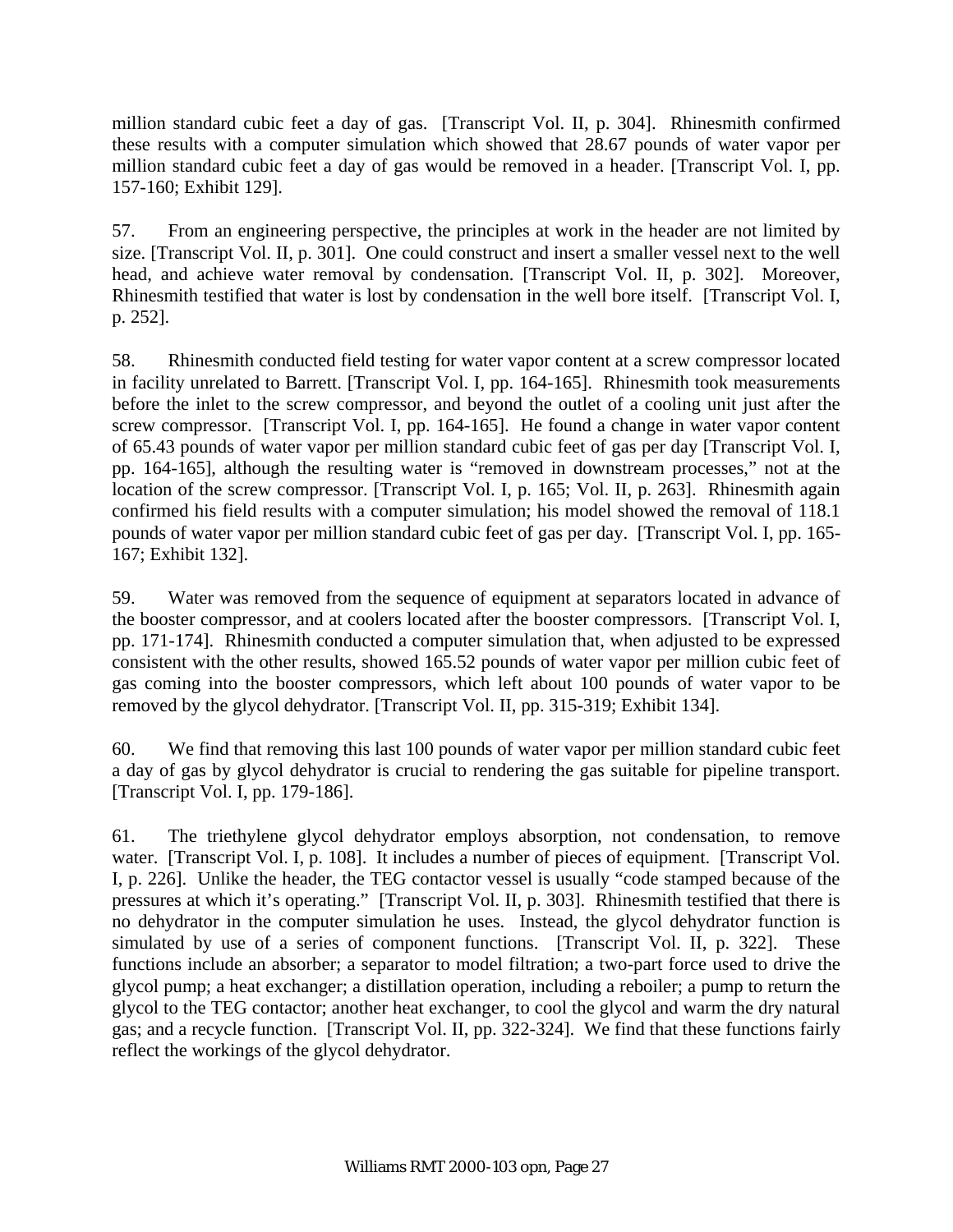million standard cubic feet a day of gas. [Transcript Vol. II, p. 304]. Rhinesmith confirmed these results with a computer simulation which showed that 28.67 pounds of water vapor per million standard cubic feet a day of gas would be removed in a header. [Transcript Vol. I, pp. 157-160; Exhibit 129].

57. From an engineering perspective, the principles at work in the header are not limited by size. [Transcript Vol. II, p. 301]. One could construct and insert a smaller vessel next to the well head, and achieve water removal by condensation. [Transcript Vol. II, p. 302]. Moreover, Rhinesmith testified that water is lost by condensation in the well bore itself. [Transcript Vol. I, p. 252].

58. Rhinesmith conducted field testing for water vapor content at a screw compressor located in facility unrelated to Barrett. [Transcript Vol. I, pp. 164-165]. Rhinesmith took measurements before the inlet to the screw compressor, and beyond the outlet of a cooling unit just after the screw compressor. [Transcript Vol. I, pp. 164-165]. He found a change in water vapor content of 65.43 pounds of water vapor per million standard cubic feet of gas per day [Transcript Vol. I, pp. 164-165], although the resulting water is "removed in downstream processes," not at the location of the screw compressor. [Transcript Vol. I, p. 165; Vol. II, p. 263]. Rhinesmith again confirmed his field results with a computer simulation; his model showed the removal of 118.1 pounds of water vapor per million standard cubic feet of gas per day. [Transcript Vol. I, pp. 165-167; Exhibit 132].

59. Water was removed from the sequence of equipment at separators located in advance of the booster compressor, and at coolers located after the booster compressors. [Transcript Vol. I, pp. 171-174]. Rhinesmith conducted a computer simulation that, when adjusted to be expressed consistent with the other results, showed 165.52 pounds of water vapor per million cubic feet of gas coming into the booster compressors, which left about 100 pounds of water vapor to be removed by the glycol dehydrator. [Transcript Vol. II, pp. 315-319; Exhibit 134].

60. We find that removing this last 100 pounds of water vapor per million standard cubic feet a day of gas by glycol dehydrator is crucial to rendering the gas suitable for pipeline transport. [Transcript Vol. I, pp. 179-186].

61. The triethylene glycol dehydrator employs absorption, not condensation, to remove water. [Transcript Vol. I, p. 108]. It includes a number of pieces of equipment. [Transcript Vol. I, p. 226]. Unlike the header, the TEG contactor vessel is usually "code stamped because of the pressures at which it's operating." [Transcript Vol. II, p. 303]. Rhinesmith testified that there is no dehydrator in the computer simulation he uses. Instead, the glycol dehydrator function is simulated by use of a series of component functions. [Transcript Vol. II, p. 322]. These functions include an absorber; a separator to model filtration; a two-part force used to drive the glycol pump; a heat exchanger; a distillation operation, including a reboiler; a pump to return the glycol to the TEG contactor; another heat exchanger, to cool the glycol and warm the dry natural gas; and a recycle function. [Transcript Vol. II, pp. 322-324]. We find that these functions fairly reflect the workings of the glycol dehydrator.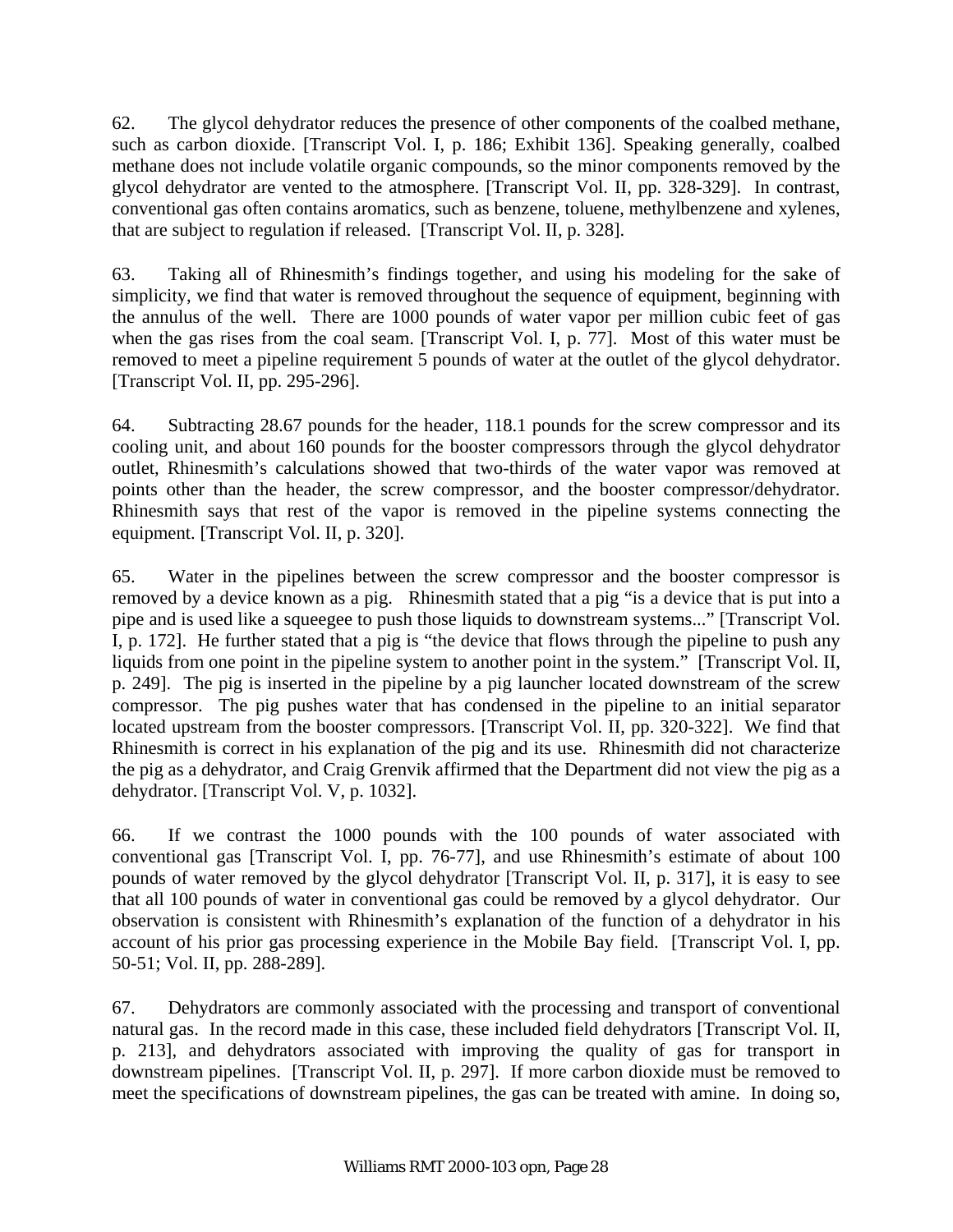62. The glycol dehydrator reduces the presence of other components of the coalbed methane, such as carbon dioxide. [Transcript Vol. I, p. 186; Exhibit 136]. Speaking generally, coalbed methane does not include volatile organic compounds, so the minor components removed by the glycol dehydrator are vented to the atmosphere. [Transcript Vol. II, pp. 328-329]. In contrast, conventional gas often contains aromatics, such as benzene, toluene, methylbenzene and xylenes, that are subject to regulation if released. [Transcript Vol. II, p. 328].

63. Taking all of Rhinesmith's findings together, and using his modeling for the sake of simplicity, we find that water is removed throughout the sequence of equipment, beginning with the annulus of the well. There are 1000 pounds of water vapor per million cubic feet of gas when the gas rises from the coal seam. [Transcript Vol. I, p. 77]. Most of this water must be removed to meet a pipeline requirement 5 pounds of water at the outlet of the glycol dehydrator. [Transcript Vol. II, pp. 295-296].

64. Subtracting 28.67 pounds for the header, 118.1 pounds for the screw compressor and its cooling unit, and about 160 pounds for the booster compressors through the glycol dehydrator outlet, Rhinesmith's calculations showed that two-thirds of the water vapor was removed at points other than the header, the screw compressor, and the booster compressor/dehydrator. Rhinesmith says that rest of the vapor is removed in the pipeline systems connecting the equipment. [Transcript Vol. II, p. 320].

65. Water in the pipelines between the screw compressor and the booster compressor is removed by a device known as a pig. Rhinesmith stated that a pig "is a device that is put into a pipe and is used like a squeegee to push those liquids to downstream systems..." [Transcript Vol. I, p. 172]. He further stated that a pig is "the device that flows through the pipeline to push any liquids from one point in the pipeline system to another point in the system." [Transcript Vol. II, p. 249]. The pig is inserted in the pipeline by a pig launcher located downstream of the screw compressor. The pig pushes water that has condensed in the pipeline to an initial separator located upstream from the booster compressors. [Transcript Vol. II, pp. 320-322]. We find that Rhinesmith is correct in his explanation of the pig and its use. Rhinesmith did not characterize the pig as a dehydrator, and Craig Grenvik affirmed that the Department did not view the pig as a dehydrator. [Transcript Vol. V, p. 1032].

66. If we contrast the 1000 pounds with the 100 pounds of water associated with conventional gas [Transcript Vol. I, pp. 76-77], and use Rhinesmith's estimate of about 100 pounds of water removed by the glycol dehydrator [Transcript Vol. II, p. 317], it is easy to see that all 100 pounds of water in conventional gas could be removed by a glycol dehydrator. Our observation is consistent with Rhinesmith's explanation of the function of a dehydrator in his account of his prior gas processing experience in the Mobile Bay field. [Transcript Vol. I, pp. 50-51; Vol. II, pp. 288-289].

67. Dehydrators are commonly associated with the processing and transport of conventional natural gas. In the record made in this case, these included field dehydrators [Transcript Vol. II, p. 213], and dehydrators associated with improving the quality of gas for transport in downstream pipelines. [Transcript Vol. II, p. 297]. If more carbon dioxide must be removed to meet the specifications of downstream pipelines, the gas can be treated with amine. In doing so,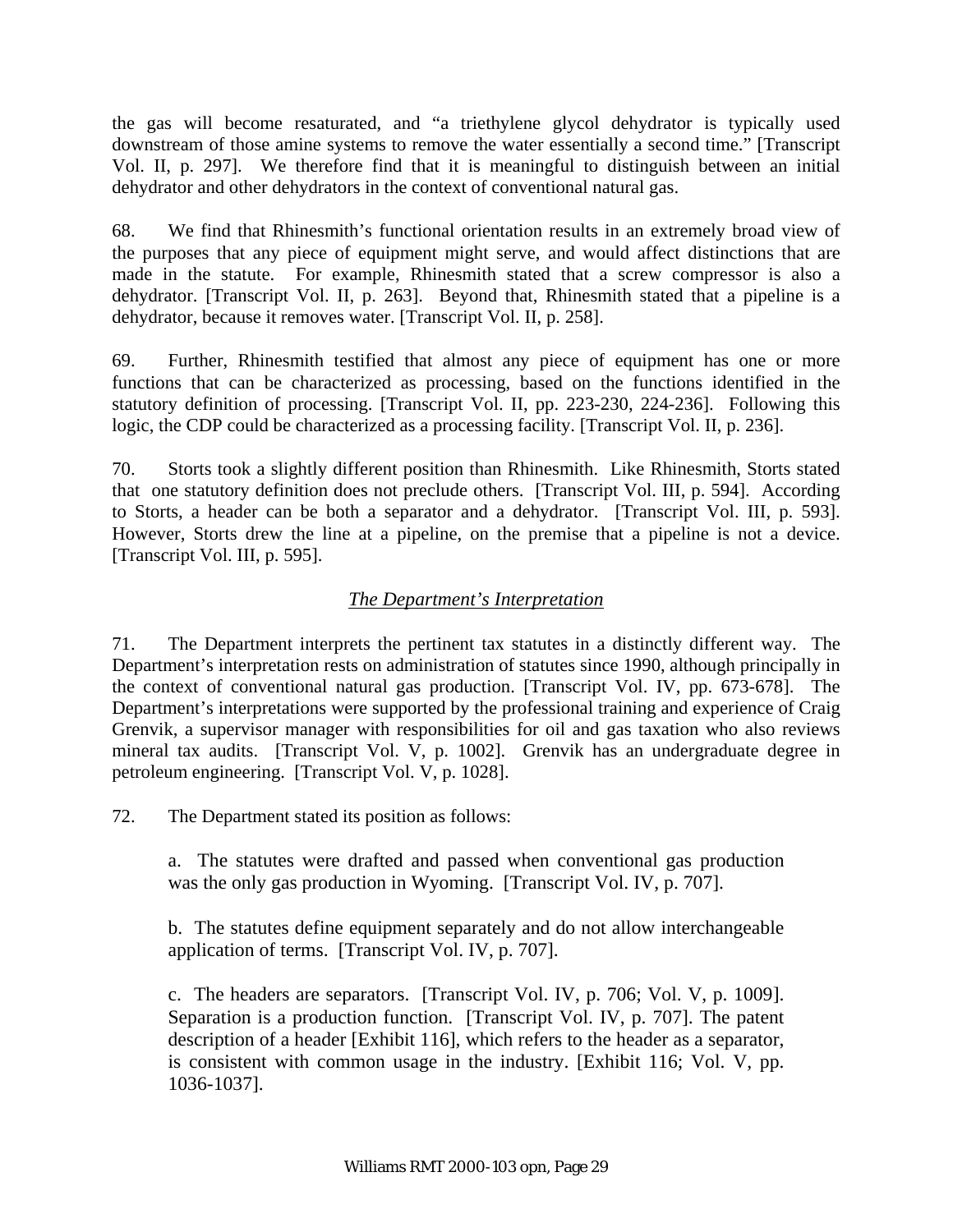the gas will become resaturated, and "a triethylene glycol dehydrator is typically used downstream of those amine systems to remove the water essentially a second time." [Transcript Vol. II, p. 297]. We therefore find that it is meaningful to distinguish between an initial dehydrator and other dehydrators in the context of conventional natural gas.

68. We find that Rhinesmith's functional orientation results in an extremely broad view of the purposes that any piece of equipment might serve, and would affect distinctions that are made in the statute. For example, Rhinesmith stated that a screw compressor is also a dehydrator. [Transcript Vol. II, p. 263]. Beyond that, Rhinesmith stated that a pipeline is a dehydrator, because it removes water. [Transcript Vol. II, p. 258].

69. Further, Rhinesmith testified that almost any piece of equipment has one or more functions that can be characterized as processing, based on the functions identified in the statutory definition of processing. [Transcript Vol. II, pp. 223-230, 224-236]. Following this logic, the CDP could be characterized as a processing facility. [Transcript Vol. II, p. 236].

70. Storts took a slightly different position than Rhinesmith. Like Rhinesmith, Storts stated that one statutory definition does not preclude others. [Transcript Vol. III, p. 594]. According to Storts, a header can be both a separator and a dehydrator. [Transcript Vol. III, p. 593]. However, Storts drew the line at a pipeline, on the premise that a pipeline is not a device. [Transcript Vol. III, p. 595].

## *The Department's Interpretation*

71. The Department interprets the pertinent tax statutes in a distinctly different way. The Department's interpretation rests on administration of statutes since 1990, although principally in the context of conventional natural gas production. [Transcript Vol. IV, pp. 673-678]. The Department's interpretations were supported by the professional training and experience of Craig Grenvik, a supervisor manager with responsibilities for oil and gas taxation who also reviews mineral tax audits. [Transcript Vol. V, p. 1002]. Grenvik has an undergraduate degree in petroleum engineering. [Transcript Vol. V, p. 1028].

72. The Department stated its position as follows:

> a. The statutes were drafted and passed when conventional gas production was the only gas production in Wyoming. [Transcript Vol. IV, p. 707].
>
> b. The statutes define equipment separately and do not allow interchangeable application of terms. [Transcript Vol. IV, p. 707].
>
> c. The headers are separators. [Transcript Vol. IV, p. 706; Vol. V, p. 1009]. Separation is a production function. [Transcript Vol. IV, p. 707]. The patent description of a header [Exhibit 116], which refers to the header as a separator, is consistent with common usage in the industry. [Exhibit 116; Vol. V, pp. 1036-1037].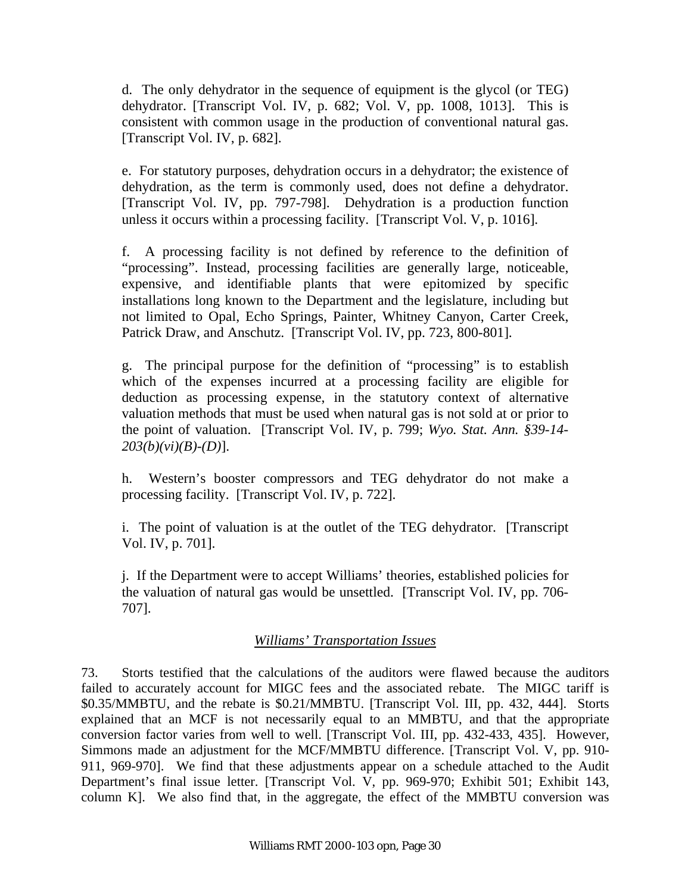d. The only dehydrator in the sequence of equipment is the glycol (or TEG) dehydrator. [Transcript Vol. IV, p. 682; Vol. V, pp. 1008, 1013]. This is consistent with common usage in the production of conventional natural gas. [Transcript Vol. IV, p. 682].

e. For statutory purposes, dehydration occurs in a dehydrator; the existence of dehydration, as the term is commonly used, does not define a dehydrator. [Transcript Vol. IV, pp. 797-798]. Dehydration is a production function unless it occurs within a processing facility. [Transcript Vol. V, p. 1016].

f. A processing facility is not defined by reference to the definition of "processing". Instead, processing facilities are generally large, noticeable, expensive, and identifiable plants that were epitomized by specific installations long known to the Department and the legislature, including but not limited to Opal, Echo Springs, Painter, Whitney Canyon, Carter Creek, Patrick Draw, and Anschutz. [Transcript Vol. IV, pp. 723, 800-801].

g. The principal purpose for the definition of "processing" is to establish which of the expenses incurred at a processing facility are eligible for deduction as processing expense, in the statutory context of alternative valuation methods that must be used when natural gas is not sold at or prior to the point of valuation. [Transcript Vol. IV, p. 799; *Wyo. Stat. Ann. §39-14-203(b)(vi)(B)-(D)*].

h. Western's booster compressors and TEG dehydrator do not make a processing facility. [Transcript Vol. IV, p. 722].

i. The point of valuation is at the outlet of the TEG dehydrator. [Transcript Vol. IV, p. 701].

j. If the Department were to accept Williams' theories, established policies for the valuation of natural gas would be unsettled. [Transcript Vol. IV, pp. 706-707].

### *Williams' Transportation Issues*

73. Storts testified that the calculations of the auditors were flawed because the auditors failed to accurately account for MIGC fees and the associated rebate. The MIGC tariff is \$0.35/MMBTU, and the rebate is \$0.21/MMBTU. [Transcript Vol. III, pp. 432, 444]. Storts explained that an MCF is not necessarily equal to an MMBTU, and that the appropriate conversion factor varies from well to well. [Transcript Vol. III, pp. 432-433, 435]. However, Simmons made an adjustment for the MCF/MMBTU difference. [Transcript Vol. V, pp. 910-911, 969-970]. We find that these adjustments appear on a schedule attached to the Audit Department's final issue letter. [Transcript Vol. V, pp. 969-970; Exhibit 501; Exhibit 143, column K]. We also find that, in the aggregate, the effect of the MMBTU conversion was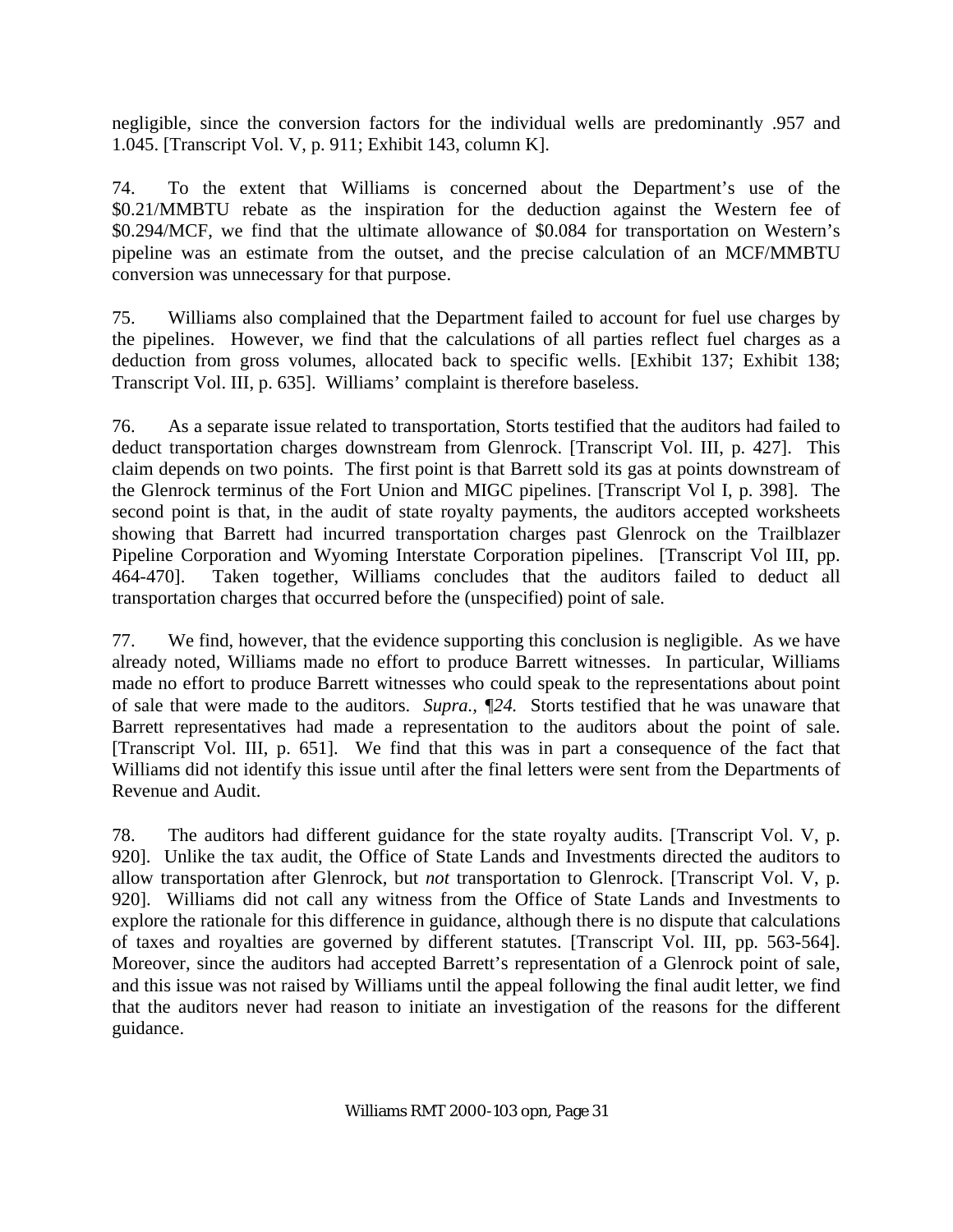negligible, since the conversion factors for the individual wells are predominantly .957 and 1.045. [Transcript Vol. V, p. 911; Exhibit 143, column K].

74. To the extent that Williams is concerned about the Department's use of the $0.21/MMBTU rebate as the inspiration for the deduction against the Western fee of $0.294/MCF, we find that the ultimate allowance of $0.084 for transportation on Western's pipeline was an estimate from the outset, and the precise calculation of an MCF/MMBTU conversion was unnecessary for that purpose.

75. Williams also complained that the Department failed to account for fuel use charges by the pipelines. However, we find that the calculations of all parties reflect fuel charges as a deduction from gross volumes, allocated back to specific wells. [Exhibit 137; Exhibit 138; Transcript Vol. III, p. 635]. Williams' complaint is therefore baseless.

76. As a separate issue related to transportation, Storts testified that the auditors had failed to deduct transportation charges downstream from Glenrock. [Transcript Vol. III, p. 427]. This claim depends on two points. The first point is that Barrett sold its gas at points downstream of the Glenrock terminus of the Fort Union and MIGC pipelines. [Transcript Vol I, p. 398]. The second point is that, in the audit of state royalty payments, the auditors accepted worksheets showing that Barrett had incurred transportation charges past Glenrock on the Trailblazer Pipeline Corporation and Wyoming Interstate Corporation pipelines. [Transcript Vol III, pp. 464-470]. Taken together, Williams concludes that the auditors failed to deduct all transportation charges that occurred before the (unspecified) point of sale.

77. We find, however, that the evidence supporting this conclusion is negligible. As we have already noted, Williams made no effort to produce Barrett witnesses. In particular, Williams made no effort to produce Barrett witnesses who could speak to the representations about point of sale that were made to the auditors. *Supra., ¶24.* Storts testified that he was unaware that Barrett representatives had made a representation to the auditors about the point of sale. [Transcript Vol. III, p. 651]. We find that this was in part a consequence of the fact that Williams did not identify this issue until after the final letters were sent from the Departments of Revenue and Audit.

78. The auditors had different guidance for the state royalty audits. [Transcript Vol. V, p. 920]. Unlike the tax audit, the Office of State Lands and Investments directed the auditors to allow transportation after Glenrock, but *not* transportation to Glenrock. [Transcript Vol. V, p. 920]. Williams did not call any witness from the Office of State Lands and Investments to explore the rationale for this difference in guidance, although there is no dispute that calculations of taxes and royalties are governed by different statutes. [Transcript Vol. III, pp. 563-564]. Moreover, since the auditors had accepted Barrett's representation of a Glenrock point of sale, and this issue was not raised by Williams until the appeal following the final audit letter, we find that the auditors never had reason to initiate an investigation of the reasons for the different guidance.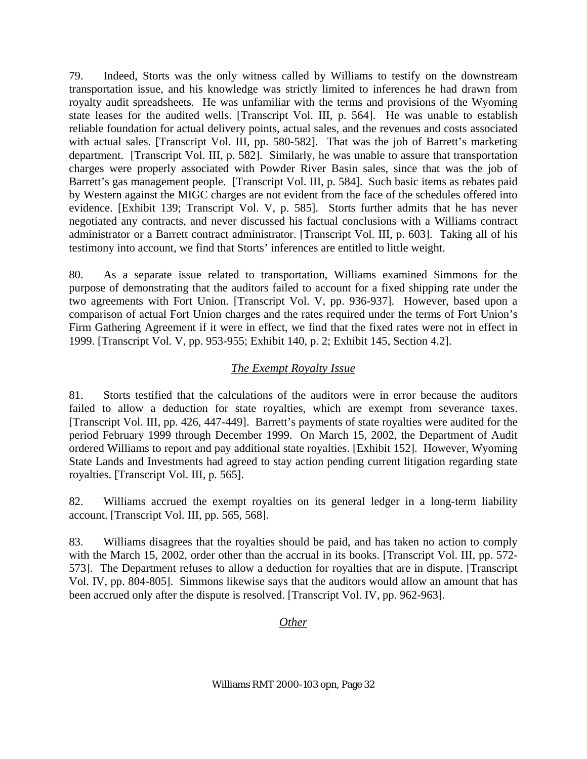79. Indeed, Storts was the only witness called by Williams to testify on the downstream transportation issue, and his knowledge was strictly limited to inferences he had drawn from royalty audit spreadsheets. He was unfamiliar with the terms and provisions of the Wyoming state leases for the audited wells. [Transcript Vol. III, p. 564]. He was unable to establish reliable foundation for actual delivery points, actual sales, and the revenues and costs associated with actual sales. [Transcript Vol. III, pp. 580-582]. That was the job of Barrett's marketing department. [Transcript Vol. III, p. 582]. Similarly, he was unable to assure that transportation charges were properly associated with Powder River Basin sales, since that was the job of Barrett's gas management people. [Transcript Vol. III, p. 584]. Such basic items as rebates paid by Western against the MIGC charges are not evident from the face of the schedules offered into evidence. [Exhibit 139; Transcript Vol. V, p. 585]. Storts further admits that he has never negotiated any contracts, and never discussed his factual conclusions with a Williams contract administrator or a Barrett contract administrator. [Transcript Vol. III, p. 603]. Taking all of his testimony into account, we find that Storts' inferences are entitled to little weight.

80. As a separate issue related to transportation, Williams examined Simmons for the purpose of demonstrating that the auditors failed to account for a fixed shipping rate under the two agreements with Fort Union. [Transcript Vol. V, pp. 936-937]. However, based upon a comparison of actual Fort Union charges and the rates required under the terms of Fort Union's Firm Gathering Agreement if it were in effect, we find that the fixed rates were not in effect in 1999. [Transcript Vol. V, pp. 953-955; Exhibit 140, p. 2; Exhibit 145, Section 4.2].

### *The Exempt Royalty Issue*

81. Storts testified that the calculations of the auditors were in error because the auditors failed to allow a deduction for state royalties, which are exempt from severance taxes. [Transcript Vol. III, pp. 426, 447-449]. Barrett's payments of state royalties were audited for the period February 1999 through December 1999. On March 15, 2002, the Department of Audit ordered Williams to report and pay additional state royalties. [Exhibit 152]. However, Wyoming State Lands and Investments had agreed to stay action pending current litigation regarding state royalties. [Transcript Vol. III, p. 565].

82. Williams accrued the exempt royalties on its general ledger in a long-term liability account. [Transcript Vol. III, pp. 565, 568].

83. Williams disagrees that the royalties should be paid, and has taken no action to comply with the March 15, 2002, order other than the accrual in its books. [Transcript Vol. III, pp. 572-573]. The Department refuses to allow a deduction for royalties that are in dispute. [Transcript Vol. IV, pp. 804-805]. Simmons likewise says that the auditors would allow an amount that has been accrued only after the dispute is resolved. [Transcript Vol. IV, pp. 962-963].

### *Other*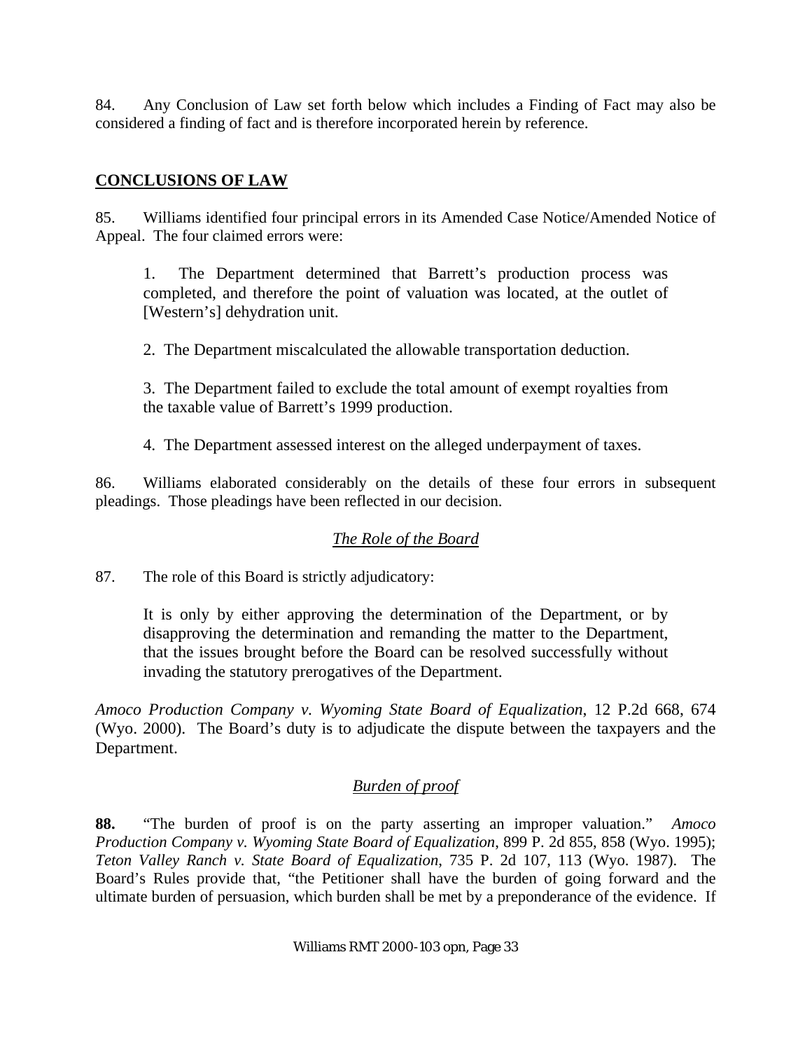84. Any Conclusion of Law set forth below which includes a Finding of Fact may also be considered a finding of fact and is therefore incorporated herein by reference.

## **CONCLUSIONS OF LAW**

85. Williams identified four principal errors in its Amended Case Notice/Amended Notice of Appeal. The four claimed errors were:

> 1. The Department determined that Barrett's production process was completed, and therefore the point of valuation was located, at the outlet of [Western's] dehydration unit.
>
> 2. The Department miscalculated the allowable transportation deduction.
>
> 3. The Department failed to exclude the total amount of exempt royalties from the taxable value of Barrett's 1999 production.
>
> 4. The Department assessed interest on the alleged underpayment of taxes.

86. Williams elaborated considerably on the details of these four errors in subsequent pleadings. Those pleadings have been reflected in our decision.

### *The Role of the Board*

87. The role of this Board is strictly adjudicatory:

> It is only by either approving the determination of the Department, or by disapproving the determination and remanding the matter to the Department, that the issues brought before the Board can be resolved successfully without invading the statutory prerogatives of the Department.

*Amoco Production Company v. Wyoming State Board of Equalization*, 12 P.2d 668, 674 (Wyo. 2000). The Board's duty is to adjudicate the dispute between the taxpayers and the Department.

### *Burden of proof*

**88.** "The burden of proof is on the party asserting an improper valuation." *Amoco Production Company v. Wyoming State Board of Equalization*, 899 P. 2d 855, 858 (Wyo. 1995); *Teton Valley Ranch v. State Board of Equalization*, 735 P. 2d 107, 113 (Wyo. 1987). The Board's Rules provide that, "the Petitioner shall have the burden of going forward and the ultimate burden of persuasion, which burden shall be met by a preponderance of the evidence. If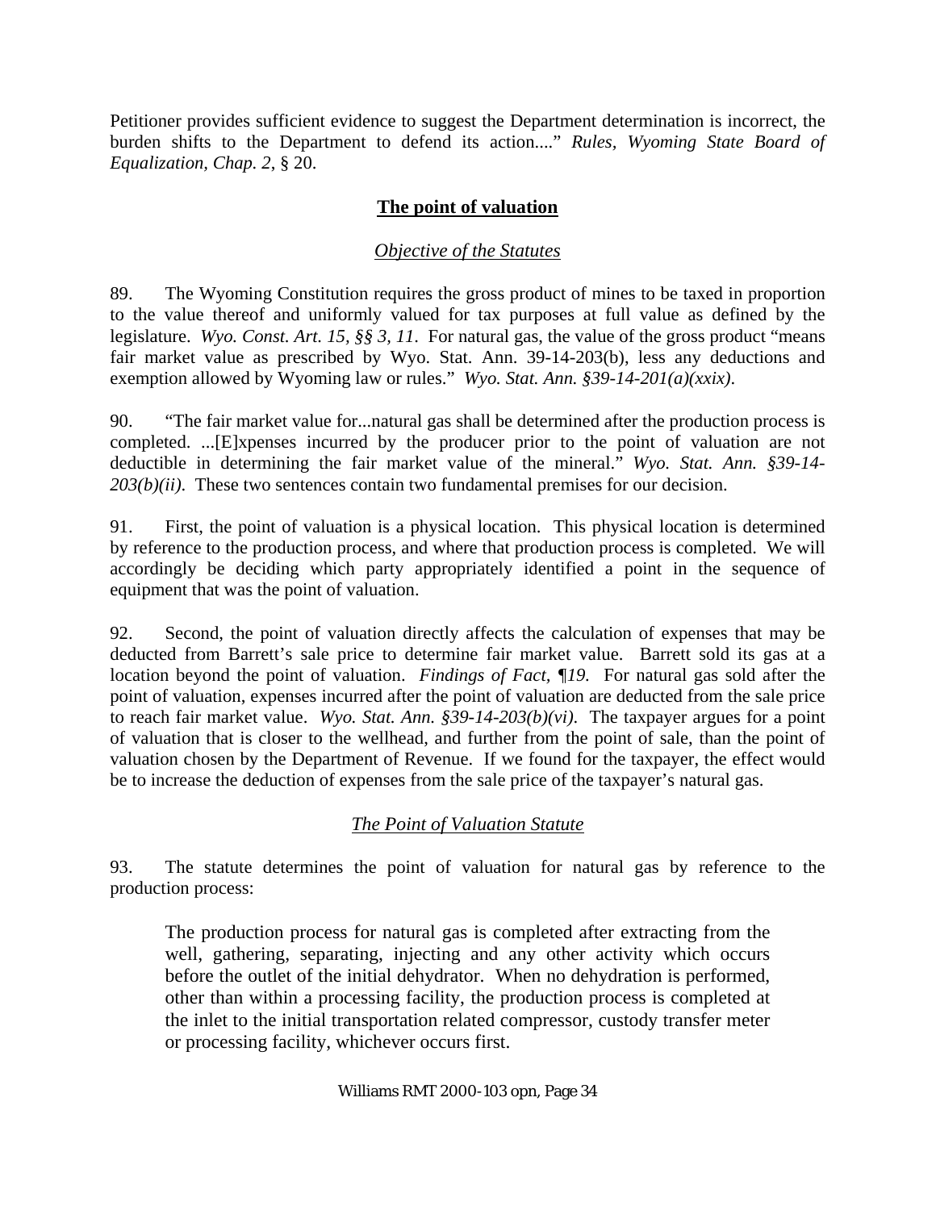Petitioner provides sufficient evidence to suggest the Department determination is incorrect, the burden shifts to the Department to defend its action...." *Rules, Wyoming State Board of Equalization, Chap. 2*, § 20.

## The point of valuation

### *Objective of the Statutes*

89. The Wyoming Constitution requires the gross product of mines to be taxed in proportion to the value thereof and uniformly valued for tax purposes at full value as defined by the legislature. *Wyo. Const. Art. 15, §§ 3, 11*. For natural gas, the value of the gross product "means fair market value as prescribed by Wyo. Stat. Ann. 39-14-203(b), less any deductions and exemption allowed by Wyoming law or rules." *Wyo. Stat. Ann. §39-14-201(a)(xxix)*.

90. "The fair market value for...natural gas shall be determined after the production process is completed. ...[E]xpenses incurred by the producer prior to the point of valuation are not deductible in determining the fair market value of the mineral." *Wyo. Stat. Ann. §39-14-203(b)(ii)*. These two sentences contain two fundamental premises for our decision.

91. First, the point of valuation is a physical location. This physical location is determined by reference to the production process, and where that production process is completed. We will accordingly be deciding which party appropriately identified a point in the sequence of equipment that was the point of valuation.

92. Second, the point of valuation directly affects the calculation of expenses that may be deducted from Barrett's sale price to determine fair market value. Barrett sold its gas at a location beyond the point of valuation. *Findings of Fact, ¶19.* For natural gas sold after the point of valuation, expenses incurred after the point of valuation are deducted from the sale price to reach fair market value. *Wyo. Stat. Ann. §39-14-203(b)(vi)*. The taxpayer argues for a point of valuation that is closer to the wellhead, and further from the point of sale, than the point of valuation chosen by the Department of Revenue. If we found for the taxpayer, the effect would be to increase the deduction of expenses from the sale price of the taxpayer's natural gas.

### *The Point of Valuation Statute*

93. The statute determines the point of valuation for natural gas by reference to the production process:

> The production process for natural gas is completed after extracting from the well, gathering, separating, injecting and any other activity which occurs before the outlet of the initial dehydrator. When no dehydration is performed, other than within a processing facility, the production process is completed at the inlet to the initial transportation related compressor, custody transfer meter or processing facility, whichever occurs first.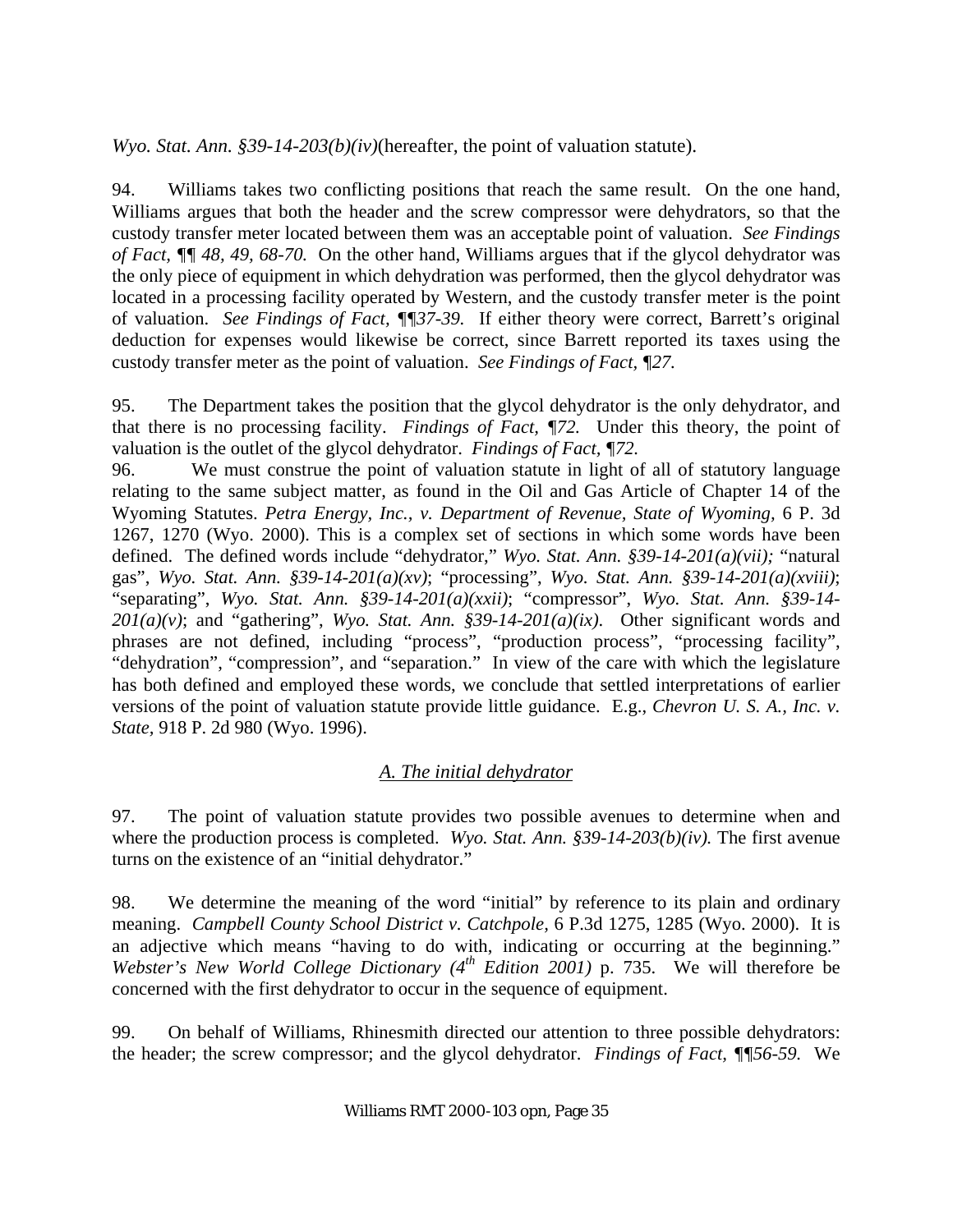*Wyo. Stat. Ann. §39-14-203(b)(iv)*(hereafter, the point of valuation statute).

94. Williams takes two conflicting positions that reach the same result. On the one hand, Williams argues that both the header and the screw compressor were dehydrators, so that the custody transfer meter located between them was an acceptable point of valuation. *See Findings of Fact, ¶¶ 48, 49, 68-70.* On the other hand, Williams argues that if the glycol dehydrator was the only piece of equipment in which dehydration was performed, then the glycol dehydrator was located in a processing facility operated by Western, and the custody transfer meter is the point of valuation. *See Findings of Fact, ¶¶37-39.* If either theory were correct, Barrett's original deduction for expenses would likewise be correct, since Barrett reported its taxes using the custody transfer meter as the point of valuation. *See Findings of Fact, ¶27.*

95. The Department takes the position that the glycol dehydrator is the only dehydrator, and that there is no processing facility. *Findings of Fact, ¶72.* Under this theory, the point of valuation is the outlet of the glycol dehydrator. *Findings of Fact, ¶72.*

96. We must construe the point of valuation statute in light of all of statutory language relating to the same subject matter, as found in the Oil and Gas Article of Chapter 14 of the Wyoming Statutes. *Petra Energy, Inc., v. Department of Revenue, State of Wyoming*, 6 P. 3d 1267, 1270 (Wyo. 2000). This is a complex set of sections in which some words have been defined. The defined words include "dehydrator," *Wyo. Stat. Ann. §39-14-201(a)(vii);* "natural gas", *Wyo. Stat. Ann. §39-14-201(a)(xv)*; "processing", *Wyo. Stat. Ann. §39-14-201(a)(xviii)*; "separating", *Wyo. Stat. Ann. §39-14-201(a)(xxii)*; "compressor", *Wyo. Stat. Ann. §39-14-201(a)(v)*; and "gathering", *Wyo. Stat. Ann. §39-14-201(a)(ix)*. Other significant words and phrases are not defined, including "process", "production process", "processing facility", "dehydration", "compression", and "separation." In view of the care with which the legislature has both defined and employed these words, we conclude that settled interpretations of earlier versions of the point of valuation statute provide little guidance. E.g., *Chevron U. S. A., Inc. v. State*, 918 P. 2d 980 (Wyo. 1996).

## *A. The initial dehydrator*

97. The point of valuation statute provides two possible avenues to determine when and where the production process is completed. *Wyo. Stat. Ann. §39-14-203(b)(iv).* The first avenue turns on the existence of an "initial dehydrator."

98. We determine the meaning of the word "initial" by reference to its plain and ordinary meaning. *Campbell County School District v. Catchpole*, 6 P.3d 1275, 1285 (Wyo. 2000). It is an adjective which means "having to do with, indicating or occurring at the beginning." *Webster's New World College Dictionary (4th Edition 2001)* p. 735. We will therefore be concerned with the first dehydrator to occur in the sequence of equipment.

99. On behalf of Williams, Rhinesmith directed our attention to three possible dehydrators: the header; the screw compressor; and the glycol dehydrator. *Findings of Fact, ¶¶56-59.* We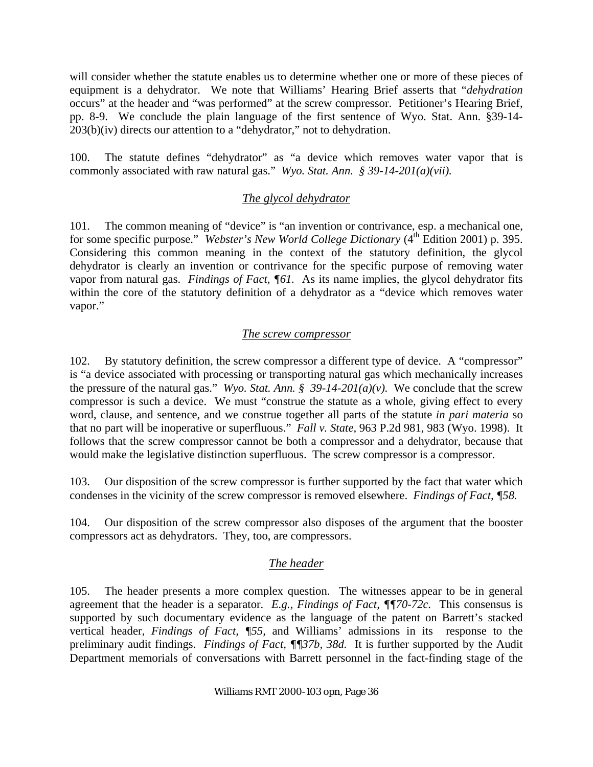will consider whether the statute enables us to determine whether one or more of these pieces of equipment is a dehydrator. We note that Williams' Hearing Brief asserts that "*dehydration* occurs" at the header and "was performed" at the screw compressor. Petitioner's Hearing Brief, pp. 8-9. We conclude the plain language of the first sentence of Wyo. Stat. Ann. §39-14-203(b)(iv) directs our attention to a "dehydrator," not to dehydration.

100. The statute defines "dehydrator" as "a device which removes water vapor that is commonly associated with raw natural gas." *Wyo. Stat. Ann. § 39-14-201(a)(vii).*

### *The glycol dehydrator*

101. The common meaning of "device" is "an invention or contrivance, esp. a mechanical one, for some specific purpose." *Webster's New World College Dictionary* (4th Edition 2001) p. 395. Considering this common meaning in the context of the statutory definition, the glycol dehydrator is clearly an invention or contrivance for the specific purpose of removing water vapor from natural gas. *Findings of Fact, ¶61.* As its name implies, the glycol dehydrator fits within the core of the statutory definition of a dehydrator as a "device which removes water vapor."

### *The screw compressor*

102. By statutory definition, the screw compressor a different type of device. A "compressor" is "a device associated with processing or transporting natural gas which mechanically increases the pressure of the natural gas." *Wyo. Stat. Ann. § 39-14-201(a)(v).* We conclude that the screw compressor is such a device. We must "construe the statute as a whole, giving effect to every word, clause, and sentence, and we construe together all parts of the statute *in pari materia* so that no part will be inoperative or superfluous." *Fall v. State,* 963 P.2d 981, 983 (Wyo. 1998). It follows that the screw compressor cannot be both a compressor and a dehydrator, because that would make the legislative distinction superfluous. The screw compressor is a compressor.

103. Our disposition of the screw compressor is further supported by the fact that water which condenses in the vicinity of the screw compressor is removed elsewhere. *Findings of Fact, ¶58.*

104. Our disposition of the screw compressor also disposes of the argument that the booster compressors act as dehydrators. They, too, are compressors.

### *The header*

105. The header presents a more complex question. The witnesses appear to be in general agreement that the header is a separator. *E.g., Findings of Fact, ¶¶70-72c.* This consensus is supported by such documentary evidence as the language of the patent on Barrett's stacked vertical header, *Findings of Fact, ¶55,* and Williams' admissions in its response to the preliminary audit findings. *Findings of Fact, ¶¶37b, 38d.* It is further supported by the Audit Department memorials of conversations with Barrett personnel in the fact-finding stage of the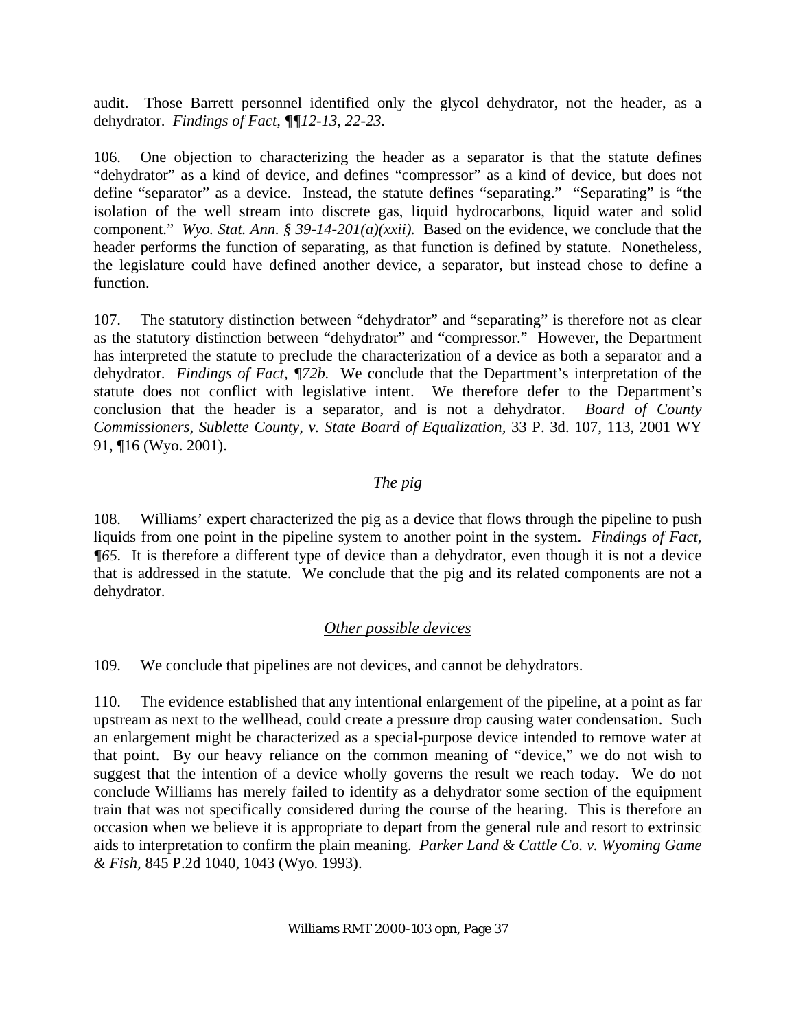audit. Those Barrett personnel identified only the glycol dehydrator, not the header, as a dehydrator. *Findings of Fact, ¶¶12-13, 22-23.*

106. One objection to characterizing the header as a separator is that the statute defines "dehydrator" as a kind of device, and defines "compressor" as a kind of device, but does not define "separator" as a device. Instead, the statute defines "separating." "Separating" is "the isolation of the well stream into discrete gas, liquid hydrocarbons, liquid water and solid component." *Wyo. Stat. Ann. § 39-14-201(a)(xxii).* Based on the evidence, we conclude that the header performs the function of separating, as that function is defined by statute. Nonetheless, the legislature could have defined another device, a separator, but instead chose to define a function.

107. The statutory distinction between "dehydrator" and "separating" is therefore not as clear as the statutory distinction between "dehydrator" and "compressor." However, the Department has interpreted the statute to preclude the characterization of a device as both a separator and a dehydrator. *Findings of Fact, ¶72b.* We conclude that the Department's interpretation of the statute does not conflict with legislative intent. We therefore defer to the Department's conclusion that the header is a separator, and is not a dehydrator. *Board of County Commissioners, Sublette County, v. State Board of Equalization,* 33 P. 3d. 107, 113, 2001 WY 91, ¶16 (Wyo. 2001).

### *The pig*

108. Williams' expert characterized the pig as a device that flows through the pipeline to push liquids from one point in the pipeline system to another point in the system. *Findings of Fact, ¶65.* It is therefore a different type of device than a dehydrator, even though it is not a device that is addressed in the statute. We conclude that the pig and its related components are not a dehydrator.

### *Other possible devices*

109. We conclude that pipelines are not devices, and cannot be dehydrators.

110. The evidence established that any intentional enlargement of the pipeline, at a point as far upstream as next to the wellhead, could create a pressure drop causing water condensation. Such an enlargement might be characterized as a special-purpose device intended to remove water at that point. By our heavy reliance on the common meaning of "device," we do not wish to suggest that the intention of a device wholly governs the result we reach today. We do not conclude Williams has merely failed to identify as a dehydrator some section of the equipment train that was not specifically considered during the course of the hearing. This is therefore an occasion when we believe it is appropriate to depart from the general rule and resort to extrinsic aids to interpretation to confirm the plain meaning. *Parker Land & Cattle Co. v. Wyoming Game & Fish,* 845 P.2d 1040, 1043 (Wyo. 1993).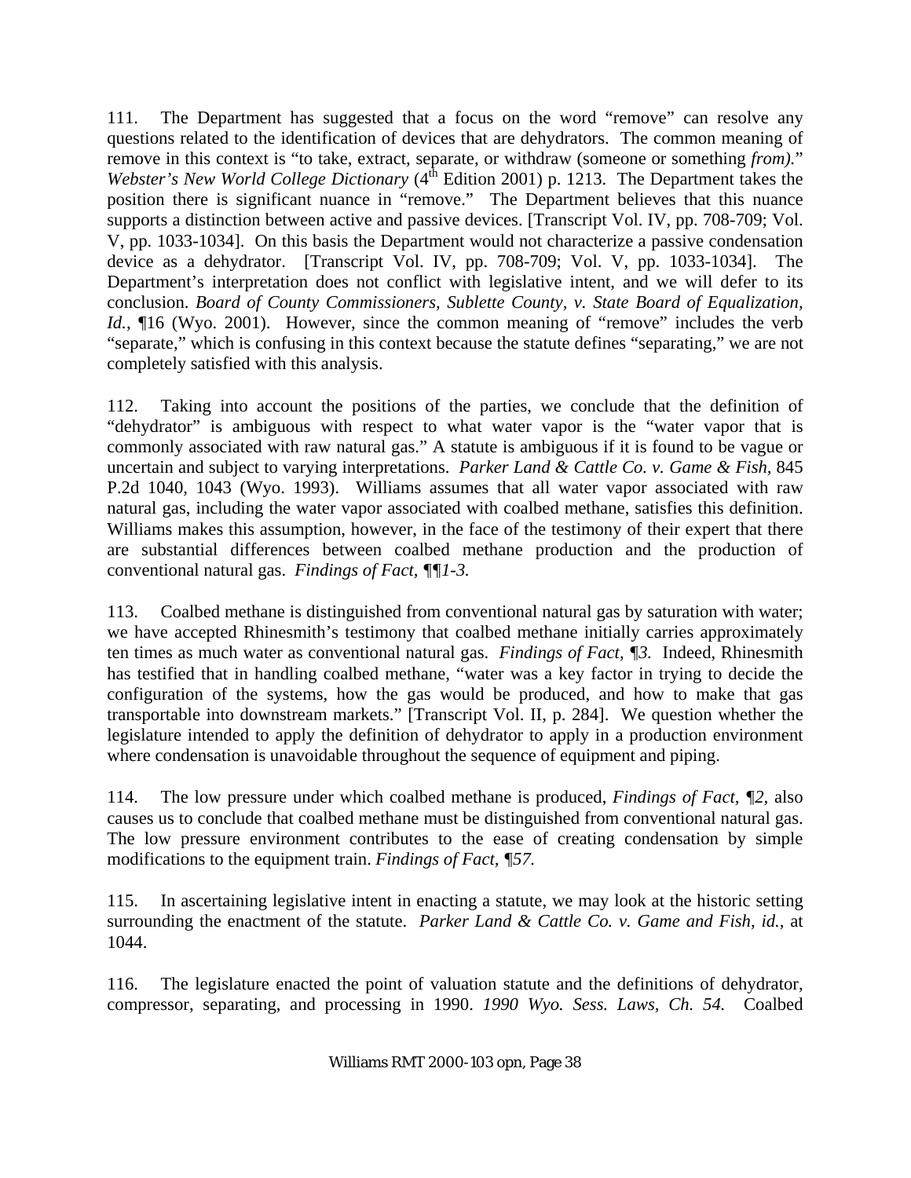111. The Department has suggested that a focus on the word "remove" can resolve any questions related to the identification of devices that are dehydrators. The common meaning of remove in this context is "to take, extract, separate, or withdraw (someone or something *from).*" *Webster's New World College Dictionary* (4th Edition 2001) p. 1213. The Department takes the position there is significant nuance in "remove." The Department believes that this nuance supports a distinction between active and passive devices. [Transcript Vol. IV, pp. 708-709; Vol. V, pp. 1033-1034]. On this basis the Department would not characterize a passive condensation device as a dehydrator. [Transcript Vol. IV, pp. 708-709; Vol. V, pp. 1033-1034]. The Department's interpretation does not conflict with legislative intent, and we will defer to its conclusion. *Board of County Commissioners, Sublette County, v. State Board of Equalization, Id.*, ¶16 (Wyo. 2001). However, since the common meaning of "remove" includes the verb "separate," which is confusing in this context because the statute defines "separating," we are not completely satisfied with this analysis.

112. Taking into account the positions of the parties, we conclude that the definition of "dehydrator" is ambiguous with respect to what water vapor is the "water vapor that is commonly associated with raw natural gas." A statute is ambiguous if it is found to be vague or uncertain and subject to varying interpretations. *Parker Land & Cattle Co. v. Game & Fish*, 845 P.2d 1040, 1043 (Wyo. 1993). Williams assumes that all water vapor associated with raw natural gas, including the water vapor associated with coalbed methane, satisfies this definition. Williams makes this assumption, however, in the face of the testimony of their expert that there are substantial differences between coalbed methane production and the production of conventional natural gas. *Findings of Fact, ¶¶1-3.*

113. Coalbed methane is distinguished from conventional natural gas by saturation with water; we have accepted Rhinesmith's testimony that coalbed methane initially carries approximately ten times as much water as conventional natural gas. *Findings of Fact, ¶3.* Indeed, Rhinesmith has testified that in handling coalbed methane, "water was a key factor in trying to decide the configuration of the systems, how the gas would be produced, and how to make that gas transportable into downstream markets." [Transcript Vol. II, p. 284]. We question whether the legislature intended to apply the definition of dehydrator to apply in a production environment where condensation is unavoidable throughout the sequence of equipment and piping.

114. The low pressure under which coalbed methane is produced, *Findings of Fact, ¶2,* also causes us to conclude that coalbed methane must be distinguished from conventional natural gas. The low pressure environment contributes to the ease of creating condensation by simple modifications to the equipment train. *Findings of Fact, ¶57.*

115. In ascertaining legislative intent in enacting a statute, we may look at the historic setting surrounding the enactment of the statute. *Parker Land & Cattle Co. v. Game and Fish, id.*, at 1044.

116. The legislature enacted the point of valuation statute and the definitions of dehydrator, compressor, separating, and processing in 1990. *1990 Wyo. Sess. Laws, Ch. 54.* Coalbed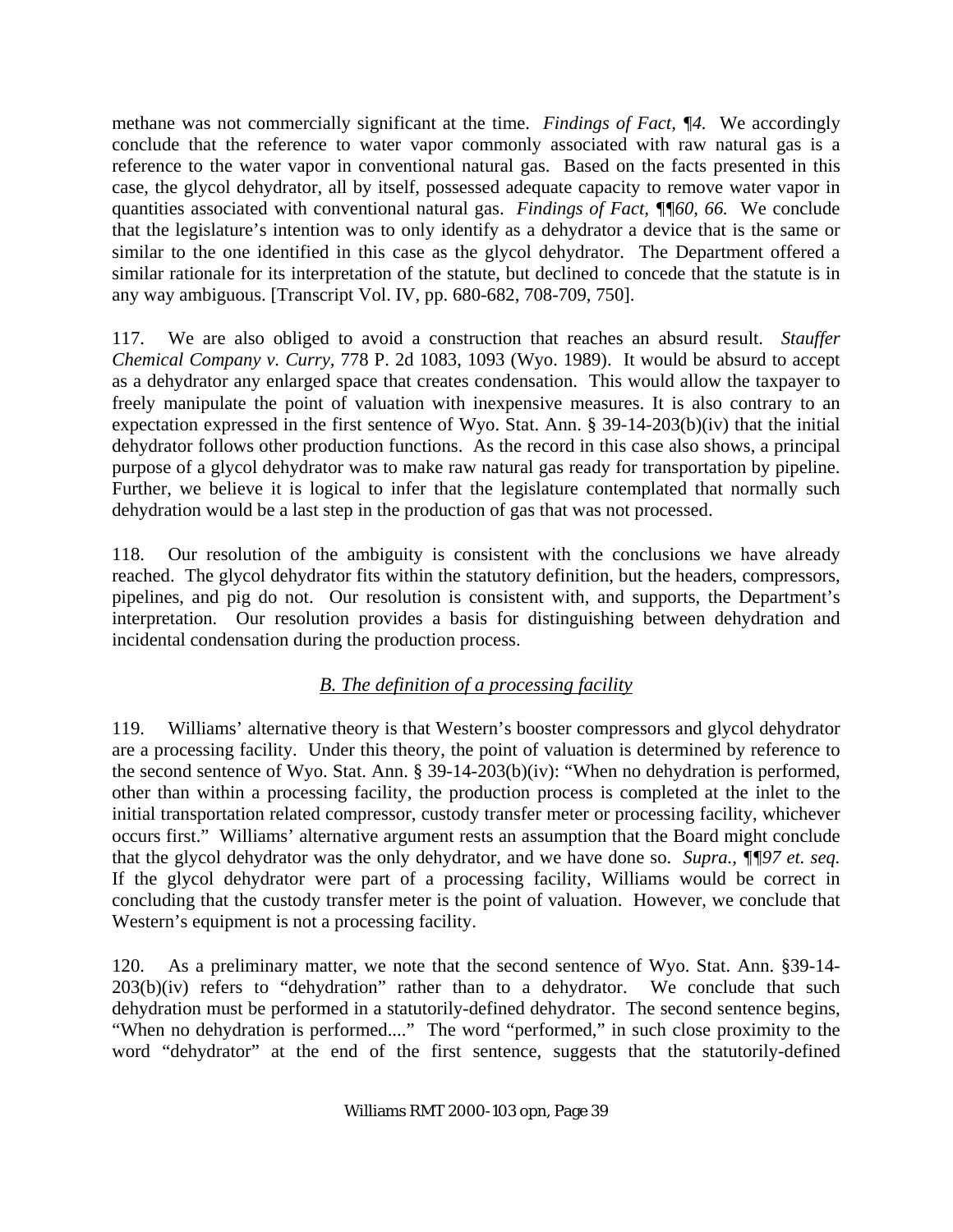methane was not commercially significant at the time. *Findings of Fact, ¶4.* We accordingly conclude that the reference to water vapor commonly associated with raw natural gas is a reference to the water vapor in conventional natural gas. Based on the facts presented in this case, the glycol dehydrator, all by itself, possessed adequate capacity to remove water vapor in quantities associated with conventional natural gas. *Findings of Fact, ¶¶60, 66.* We conclude that the legislature's intention was to only identify as a dehydrator a device that is the same or similar to the one identified in this case as the glycol dehydrator. The Department offered a similar rationale for its interpretation of the statute, but declined to concede that the statute is in any way ambiguous. [Transcript Vol. IV, pp. 680-682, 708-709, 750].

117. We are also obliged to avoid a construction that reaches an absurd result. *Stauffer Chemical Company v. Curry*, 778 P. 2d 1083, 1093 (Wyo. 1989). It would be absurd to accept as a dehydrator any enlarged space that creates condensation. This would allow the taxpayer to freely manipulate the point of valuation with inexpensive measures. It is also contrary to an expectation expressed in the first sentence of Wyo. Stat. Ann. § 39-14-203(b)(iv) that the initial dehydrator follows other production functions. As the record in this case also shows, a principal purpose of a glycol dehydrator was to make raw natural gas ready for transportation by pipeline. Further, we believe it is logical to infer that the legislature contemplated that normally such dehydration would be a last step in the production of gas that was not processed.

118. Our resolution of the ambiguity is consistent with the conclusions we have already reached. The glycol dehydrator fits within the statutory definition, but the headers, compressors, pipelines, and pig do not. Our resolution is consistent with, and supports, the Department's interpretation. Our resolution provides a basis for distinguishing between dehydration and incidental condensation during the production process.

### *B. The definition of a processing facility*

119. Williams' alternative theory is that Western's booster compressors and glycol dehydrator are a processing facility. Under this theory, the point of valuation is determined by reference to the second sentence of Wyo. Stat. Ann. § 39-14-203(b)(iv): "When no dehydration is performed, other than within a processing facility, the production process is completed at the inlet to the initial transportation related compressor, custody transfer meter or processing facility, whichever occurs first." Williams' alternative argument rests an assumption that the Board might conclude that the glycol dehydrator was the only dehydrator, and we have done so. *Supra., ¶¶97 et. seq.* If the glycol dehydrator were part of a processing facility, Williams would be correct in concluding that the custody transfer meter is the point of valuation. However, we conclude that Western's equipment is not a processing facility.

120. As a preliminary matter, we note that the second sentence of Wyo. Stat. Ann. §39-14-203(b)(iv) refers to "dehydration" rather than to a dehydrator. We conclude that such dehydration must be performed in a statutorily-defined dehydrator. The second sentence begins, "When no dehydration is performed...." The word "performed," in such close proximity to the word "dehydrator" at the end of the first sentence, suggests that the statutorily-defined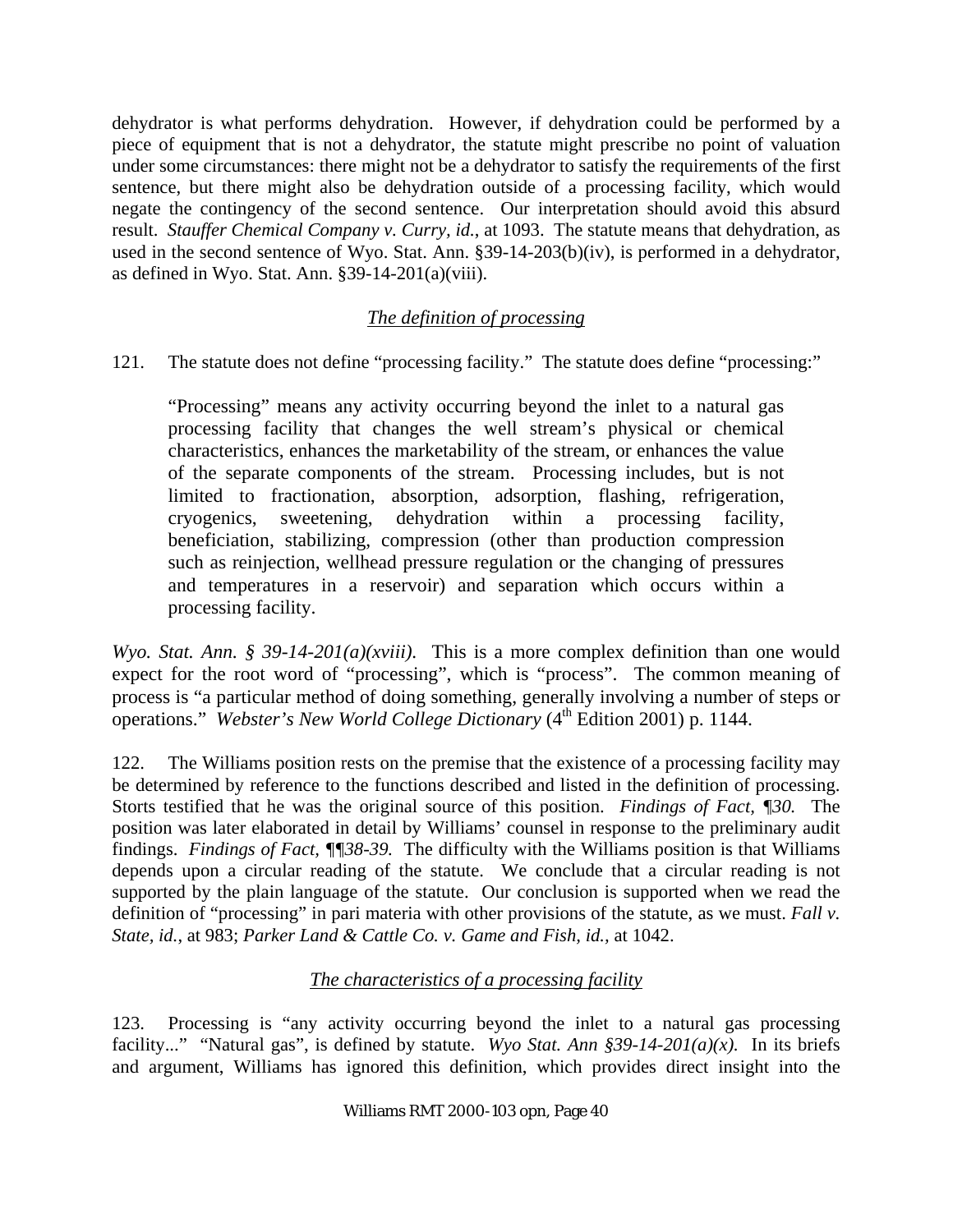dehydrator is what performs dehydration. However, if dehydration could be performed by a piece of equipment that is not a dehydrator, the statute might prescribe no point of valuation under some circumstances: there might not be a dehydrator to satisfy the requirements of the first sentence, but there might also be dehydration outside of a processing facility, which would negate the contingency of the second sentence. Our interpretation should avoid this absurd result. *Stauffer Chemical Company v. Curry, id.*, at 1093. The statute means that dehydration, as used in the second sentence of Wyo. Stat. Ann. §39-14-203(b)(iv), is performed in a dehydrator, as defined in Wyo. Stat. Ann. §39-14-201(a)(viii).

### *The definition of processing*

121. The statute does not define "processing facility." The statute does define "processing:"

> "Processing" means any activity occurring beyond the inlet to a natural gas processing facility that changes the well stream's physical or chemical characteristics, enhances the marketability of the stream, or enhances the value of the separate components of the stream. Processing includes, but is not limited to fractionation, absorption, adsorption, flashing, refrigeration, cryogenics, sweetening, dehydration within a processing facility, beneficiation, stabilizing, compression (other than production compression such as reinjection, wellhead pressure regulation or the changing of pressures and temperatures in a reservoir) and separation which occurs within a processing facility.

*Wyo. Stat. Ann. § 39-14-201(a)(xviii).* This is a more complex definition than one would expect for the root word of "processing", which is "process". The common meaning of process is "a particular method of doing something, generally involving a number of steps or operations." *Webster's New World College Dictionary* (4th Edition 2001) p. 1144.

122. The Williams position rests on the premise that the existence of a processing facility may be determined by reference to the functions described and listed in the definition of processing. Storts testified that he was the original source of this position. *Findings of Fact, ¶30.* The position was later elaborated in detail by Williams' counsel in response to the preliminary audit findings. *Findings of Fact, ¶¶38-39.* The difficulty with the Williams position is that Williams depends upon a circular reading of the statute. We conclude that a circular reading is not supported by the plain language of the statute. Our conclusion is supported when we read the definition of "processing" in pari materia with other provisions of the statute, as we must. *Fall v. State, id.*, at 983; *Parker Land & Cattle Co. v. Game and Fish, id.*, at 1042.

### *The characteristics of a processing facility*

123. Processing is "any activity occurring beyond the inlet to a natural gas processing facility..." "Natural gas", is defined by statute. *Wyo Stat. Ann §39-14-201(a)(x).* In its briefs and argument, Williams has ignored this definition, which provides direct insight into the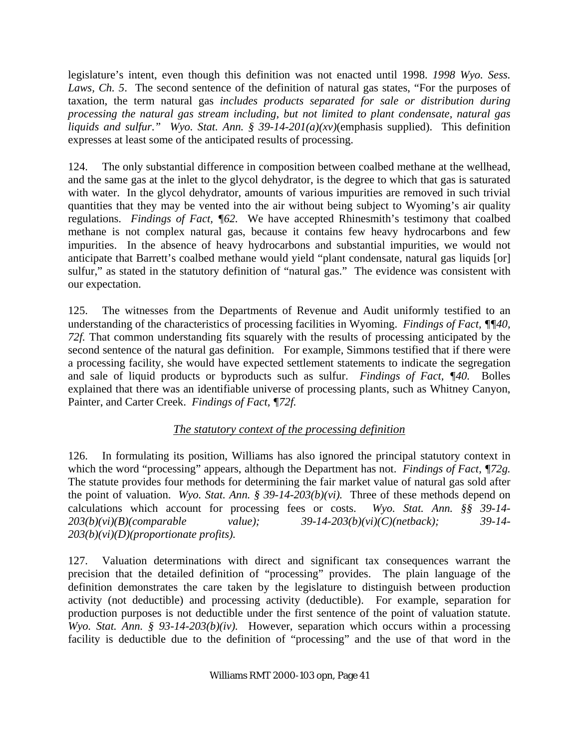legislature's intent, even though this definition was not enacted until 1998. *1998 Wyo. Sess. Laws, Ch. 5*. The second sentence of the definition of natural gas states, "For the purposes of taxation, the term natural gas *includes products separated for sale or distribution during processing the natural gas stream including, but not limited to plant condensate, natural gas liquids and sulfur." Wyo. Stat. Ann. § 39-14-201(a)(xv)*(emphasis supplied). This definition expresses at least some of the anticipated results of processing.

124. The only substantial difference in composition between coalbed methane at the wellhead, and the same gas at the inlet to the glycol dehydrator, is the degree to which that gas is saturated with water. In the glycol dehydrator, amounts of various impurities are removed in such trivial quantities that they may be vented into the air without being subject to Wyoming's air quality regulations. *Findings of Fact, ¶62.* We have accepted Rhinesmith's testimony that coalbed methane is not complex natural gas, because it contains few heavy hydrocarbons and few impurities. In the absence of heavy hydrocarbons and substantial impurities, we would not anticipate that Barrett's coalbed methane would yield "plant condensate, natural gas liquids [or] sulfur," as stated in the statutory definition of "natural gas." The evidence was consistent with our expectation.

125. The witnesses from the Departments of Revenue and Audit uniformly testified to an understanding of the characteristics of processing facilities in Wyoming. *Findings of Fact, ¶¶40, 72f.* That common understanding fits squarely with the results of processing anticipated by the second sentence of the natural gas definition. For example, Simmons testified that if there were a processing facility, she would have expected settlement statements to indicate the segregation and sale of liquid products or byproducts such as sulfur. *Findings of Fact, ¶40.* Bolles explained that there was an identifiable universe of processing plants, such as Whitney Canyon, Painter, and Carter Creek. *Findings of Fact, ¶72f.*

### *The statutory context of the processing definition*

126. In formulating its position, Williams has also ignored the principal statutory context in which the word "processing" appears, although the Department has not. *Findings of Fact, ¶72g.* The statute provides four methods for determining the fair market value of natural gas sold after the point of valuation. *Wyo. Stat. Ann. § 39-14-203(b)(vi).* Three of these methods depend on calculations which account for processing fees or costs. *Wyo. Stat. Ann. §§ 39-14-203(b)(vi)(B)(comparable value); 39-14-203(b)(vi)(C)(netback); 39-14-203(b)(vi)(D)(proportionate profits).*

127. Valuation determinations with direct and significant tax consequences warrant the precision that the detailed definition of "processing" provides. The plain language of the definition demonstrates the care taken by the legislature to distinguish between production activity (not deductible) and processing activity (deductible). For example, separation for production purposes is not deductible under the first sentence of the point of valuation statute. *Wyo. Stat. Ann. § 93-14-203(b)(iv).* However, separation which occurs within a processing facility is deductible due to the definition of "processing" and the use of that word in the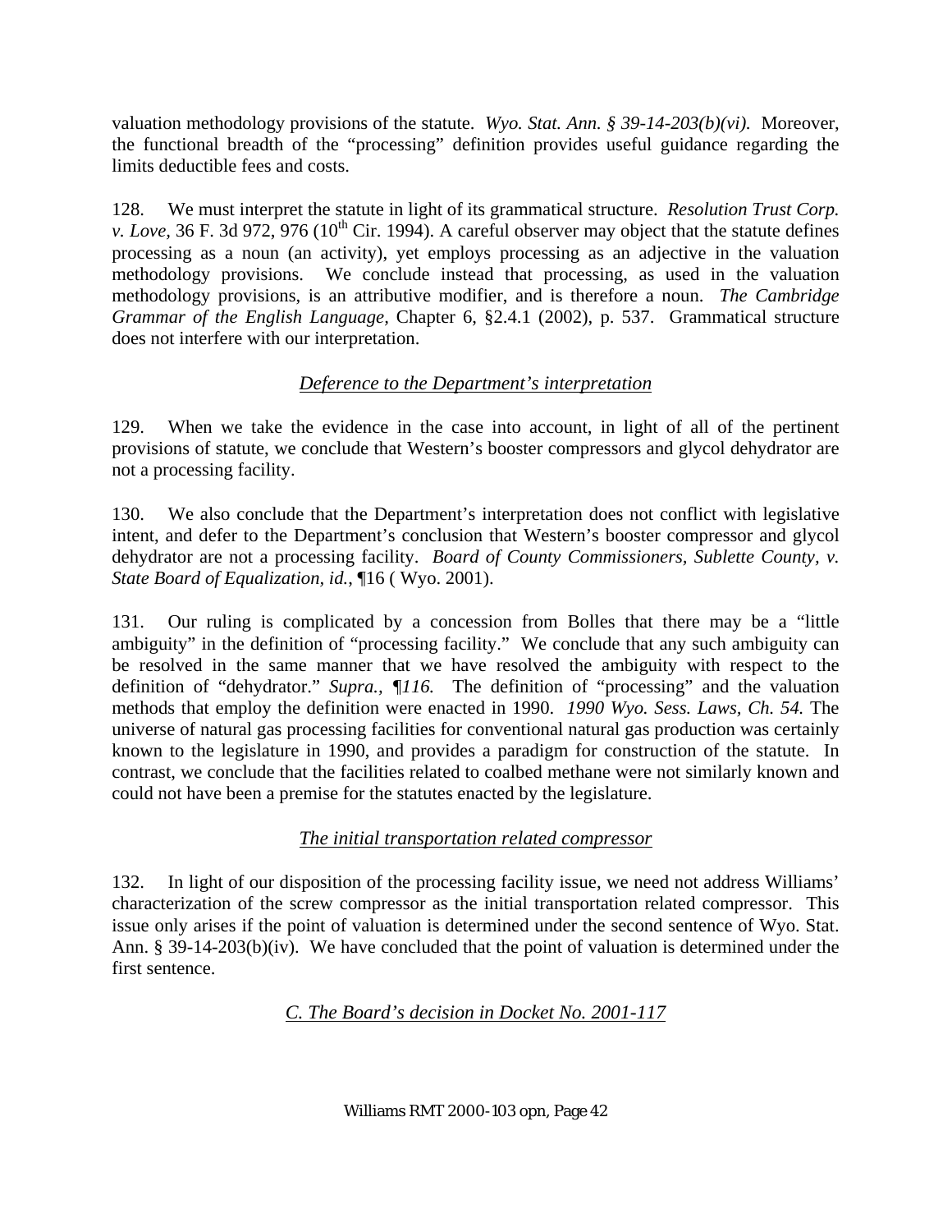valuation methodology provisions of the statute. *Wyo. Stat. Ann. § 39-14-203(b)(vi).* Moreover, the functional breadth of the "processing" definition provides useful guidance regarding the limits deductible fees and costs.

128. We must interpret the statute in light of its grammatical structure. *Resolution Trust Corp. v. Love*, 36 F. 3d 972, 976 (10th Cir. 1994). A careful observer may object that the statute defines processing as a noun (an activity), yet employs processing as an adjective in the valuation methodology provisions. We conclude instead that processing, as used in the valuation methodology provisions, is an attributive modifier, and is therefore a noun. *The Cambridge Grammar of the English Language*, Chapter 6, §2.4.1 (2002), p. 537. Grammatical structure does not interfere with our interpretation.

<u>*Deference to the Department's interpretation*</u>

129. When we take the evidence in the case into account, in light of all of the pertinent provisions of statute, we conclude that Western's booster compressors and glycol dehydrator are not a processing facility.

130. We also conclude that the Department's interpretation does not conflict with legislative intent, and defer to the Department's conclusion that Western's booster compressor and glycol dehydrator are not a processing facility. *Board of County Commissioners, Sublette County, v. State Board of Equalization, id.*, ¶16 ( Wyo. 2001).

131. Our ruling is complicated by a concession from Bolles that there may be a "little ambiguity" in the definition of "processing facility." We conclude that any such ambiguity can be resolved in the same manner that we have resolved the ambiguity with respect to the definition of "dehydrator." *Supra., ¶116.* The definition of "processing" and the valuation methods that employ the definition were enacted in 1990. *1990 Wyo. Sess. Laws, Ch. 54.* The universe of natural gas processing facilities for conventional natural gas production was certainly known to the legislature in 1990, and provides a paradigm for construction of the statute. In contrast, we conclude that the facilities related to coalbed methane were not similarly known and could not have been a premise for the statutes enacted by the legislature.

<u>*The initial transportation related compressor*</u>

132. In light of our disposition of the processing facility issue, we need not address Williams' characterization of the screw compressor as the initial transportation related compressor. This issue only arises if the point of valuation is determined under the second sentence of Wyo. Stat. Ann. § 39-14-203(b)(iv). We have concluded that the point of valuation is determined under the first sentence.

<u>*C. The Board's decision in Docket No. 2001-117*</u>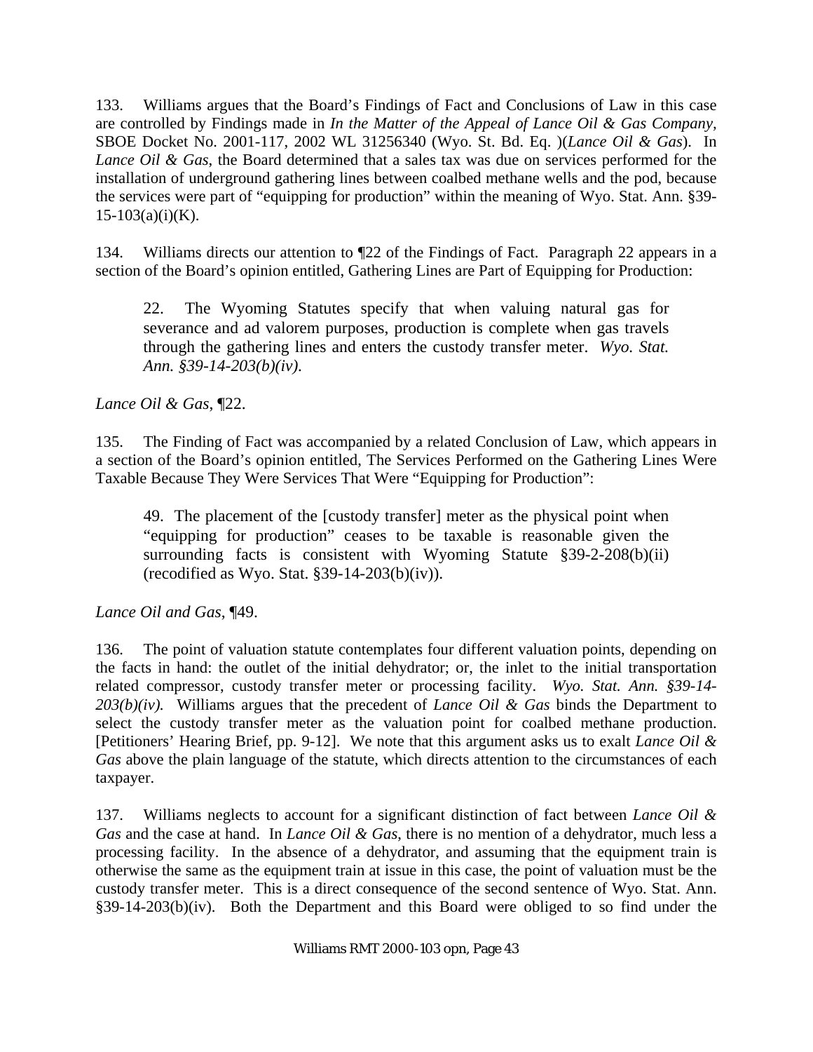133. Williams argues that the Board's Findings of Fact and Conclusions of Law in this case are controlled by Findings made in *In the Matter of the Appeal of Lance Oil & Gas Company*, SBOE Docket No. 2001-117, 2002 WL 31256340 (Wyo. St. Bd. Eq. )(*Lance Oil & Gas*). In *Lance Oil & Gas*, the Board determined that a sales tax was due on services performed for the installation of underground gathering lines between coalbed methane wells and the pod, because the services were part of "equipping for production" within the meaning of Wyo. Stat. Ann. §39-15-103(a)(i)(K).

134. Williams directs our attention to ¶22 of the Findings of Fact. Paragraph 22 appears in a section of the Board's opinion entitled, Gathering Lines are Part of Equipping for Production:

> 22. The Wyoming Statutes specify that when valuing natural gas for severance and ad valorem purposes, production is complete when gas travels through the gathering lines and enters the custody transfer meter. *Wyo. Stat. Ann. §39-14-203(b)(iv)*.

*Lance Oil & Gas*, ¶22.

135. The Finding of Fact was accompanied by a related Conclusion of Law, which appears in a section of the Board's opinion entitled, The Services Performed on the Gathering Lines Were Taxable Because They Were Services That Were "Equipping for Production":

> 49. The placement of the [custody transfer] meter as the physical point when "equipping for production" ceases to be taxable is reasonable given the surrounding facts is consistent with Wyoming Statute §39-2-208(b)(ii) (recodified as Wyo. Stat. §39-14-203(b)(iv)).

*Lance Oil and Gas*, ¶49.

136. The point of valuation statute contemplates four different valuation points, depending on the facts in hand: the outlet of the initial dehydrator; or, the inlet to the initial transportation related compressor, custody transfer meter or processing facility. *Wyo. Stat. Ann. §39-14-203(b)(iv).* Williams argues that the precedent of *Lance Oil & Gas* binds the Department to select the custody transfer meter as the valuation point for coalbed methane production. [Petitioners' Hearing Brief, pp. 9-12]. We note that this argument asks us to exalt *Lance Oil & Gas* above the plain language of the statute, which directs attention to the circumstances of each taxpayer.

137. Williams neglects to account for a significant distinction of fact between *Lance Oil & Gas* and the case at hand. In *Lance Oil & Gas*, there is no mention of a dehydrator, much less a processing facility. In the absence of a dehydrator, and assuming that the equipment train is otherwise the same as the equipment train at issue in this case, the point of valuation must be the custody transfer meter. This is a direct consequence of the second sentence of Wyo. Stat. Ann. §39-14-203(b)(iv). Both the Department and this Board were obliged to so find under the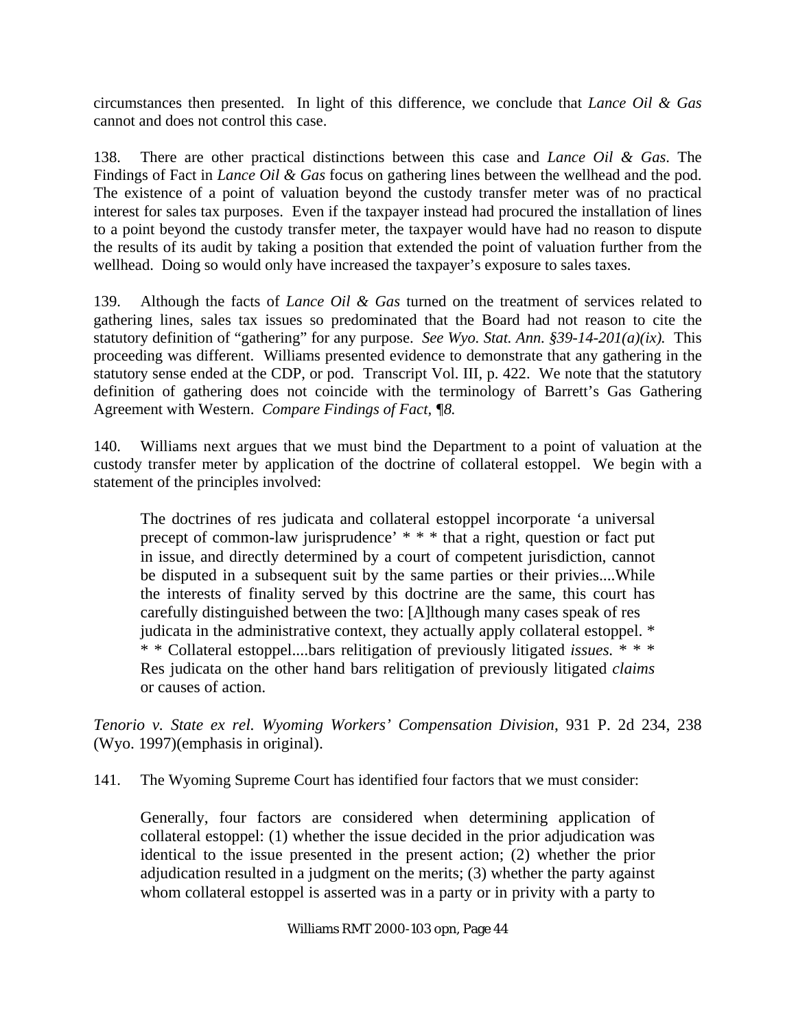circumstances then presented. In light of this difference, we conclude that *Lance Oil & Gas* cannot and does not control this case.

138. There are other practical distinctions between this case and *Lance Oil & Gas*. The Findings of Fact in *Lance Oil & Gas* focus on gathering lines between the wellhead and the pod. The existence of a point of valuation beyond the custody transfer meter was of no practical interest for sales tax purposes. Even if the taxpayer instead had procured the installation of lines to a point beyond the custody transfer meter, the taxpayer would have had no reason to dispute the results of its audit by taking a position that extended the point of valuation further from the wellhead. Doing so would only have increased the taxpayer's exposure to sales taxes.

139. Although the facts of *Lance Oil & Gas* turned on the treatment of services related to gathering lines, sales tax issues so predominated that the Board had not reason to cite the statutory definition of "gathering" for any purpose. *See Wyo. Stat. Ann. §39-14-201(a)(ix).* This proceeding was different. Williams presented evidence to demonstrate that any gathering in the statutory sense ended at the CDP, or pod. Transcript Vol. III, p. 422. We note that the statutory definition of gathering does not coincide with the terminology of Barrett's Gas Gathering Agreement with Western. *Compare Findings of Fact, ¶8.*

140. Williams next argues that we must bind the Department to a point of valuation at the custody transfer meter by application of the doctrine of collateral estoppel. We begin with a statement of the principles involved:

> The doctrines of res judicata and collateral estoppel incorporate 'a universal precept of common-law jurisprudence' * * * that a right, question or fact put in issue, and directly determined by a court of competent jurisdiction, cannot be disputed in a subsequent suit by the same parties or their privies....While the interests of finality served by this doctrine are the same, this court has carefully distinguished between the two: [A]lthough many cases speak of res judicata in the administrative context, they actually apply collateral estoppel. * * * Collateral estoppel....bars relitigation of previously litigated *issues.* * * * Res judicata on the other hand bars relitigation of previously litigated *claims* or causes of action.

*Tenorio v. State ex rel. Wyoming Workers' Compensation Division*, 931 P. 2d 234, 238 (Wyo. 1997)(emphasis in original).

141. The Wyoming Supreme Court has identified four factors that we must consider:

> Generally, four factors are considered when determining application of collateral estoppel: (1) whether the issue decided in the prior adjudication was identical to the issue presented in the present action; (2) whether the prior adjudication resulted in a judgment on the merits; (3) whether the party against whom collateral estoppel is asserted was in a party or in privity with a party to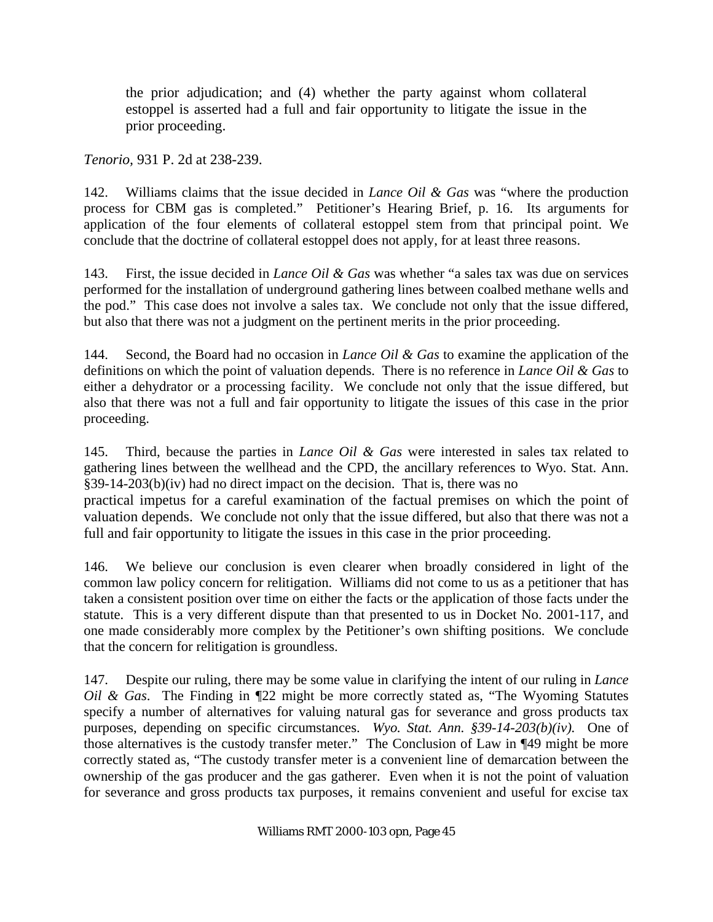> the prior adjudication; and (4) whether the party against whom collateral estoppel is asserted had a full and fair opportunity to litigate the issue in the prior proceeding.

*Tenorio,* 931 P. 2d at 238-239.

142. Williams claims that the issue decided in *Lance Oil & Gas* was "where the production process for CBM gas is completed." Petitioner's Hearing Brief, p. 16. Its arguments for application of the four elements of collateral estoppel stem from that principal point. We conclude that the doctrine of collateral estoppel does not apply, for at least three reasons.

143. First, the issue decided in *Lance Oil & Gas* was whether "a sales tax was due on services performed for the installation of underground gathering lines between coalbed methane wells and the pod." This case does not involve a sales tax. We conclude not only that the issue differed, but also that there was not a judgment on the pertinent merits in the prior proceeding.

144. Second, the Board had no occasion in *Lance Oil & Gas* to examine the application of the definitions on which the point of valuation depends. There is no reference in *Lance Oil & Gas* to either a dehydrator or a processing facility. We conclude not only that the issue differed, but also that there was not a full and fair opportunity to litigate the issues of this case in the prior proceeding.

145. Third, because the parties in *Lance Oil & Gas* were interested in sales tax related to gathering lines between the wellhead and the CPD, the ancillary references to Wyo. Stat. Ann. §39-14-203(b)(iv) had no direct impact on the decision. That is, there was no practical impetus for a careful examination of the factual premises on which the point of valuation depends. We conclude not only that the issue differed, but also that there was not a full and fair opportunity to litigate the issues in this case in the prior proceeding.

146. We believe our conclusion is even clearer when broadly considered in light of the common law policy concern for relitigation. Williams did not come to us as a petitioner that has taken a consistent position over time on either the facts or the application of those facts under the statute. This is a very different dispute than that presented to us in Docket No. 2001-117, and one made considerably more complex by the Petitioner's own shifting positions. We conclude that the concern for relitigation is groundless.

147. Despite our ruling, there may be some value in clarifying the intent of our ruling in *Lance Oil & Gas*. The Finding in ¶22 might be more correctly stated as, "The Wyoming Statutes specify a number of alternatives for valuing natural gas for severance and gross products tax purposes, depending on specific circumstances. *Wyo. Stat. Ann. §39-14-203(b)(iv).* One of those alternatives is the custody transfer meter." The Conclusion of Law in ¶49 might be more correctly stated as, "The custody transfer meter is a convenient line of demarcation between the ownership of the gas producer and the gas gatherer. Even when it is not the point of valuation for severance and gross products tax purposes, it remains convenient and useful for excise tax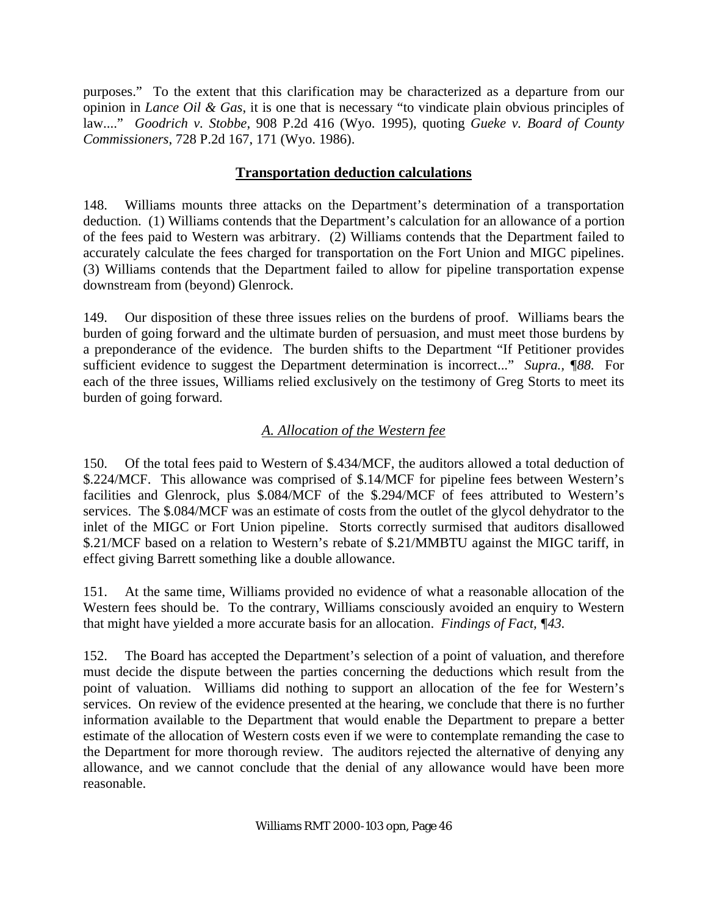purposes." To the extent that this clarification may be characterized as a departure from our opinion in *Lance Oil & Gas*, it is one that is necessary "to vindicate plain obvious principles of law...." *Goodrich v. Stobbe*, 908 P.2d 416 (Wyo. 1995), quoting *Gueke v. Board of County Commissioners*, 728 P.2d 167, 171 (Wyo. 1986).

## Transportation deduction calculations

148. Williams mounts three attacks on the Department's determination of a transportation deduction. (1) Williams contends that the Department's calculation for an allowance of a portion of the fees paid to Western was arbitrary. (2) Williams contends that the Department failed to accurately calculate the fees charged for transportation on the Fort Union and MIGC pipelines. (3) Williams contends that the Department failed to allow for pipeline transportation expense downstream from (beyond) Glenrock.

149. Our disposition of these three issues relies on the burdens of proof. Williams bears the burden of going forward and the ultimate burden of persuasion, and must meet those burdens by a preponderance of the evidence. The burden shifts to the Department "If Petitioner provides sufficient evidence to suggest the Department determination is incorrect..." *Supra., ¶88.* For each of the three issues, Williams relied exclusively on the testimony of Greg Storts to meet its burden of going forward.

### *A. Allocation of the Western fee*

150. Of the total fees paid to Western of $.434/MCF, the auditors allowed a total deduction of $.224/MCF. This allowance was comprised of $.14/MCF for pipeline fees between Western's facilities and Glenrock, plus $.084/MCF of the $.294/MCF of fees attributed to Western's services. The $.084/MCF was an estimate of costs from the outlet of the glycol dehydrator to the inlet of the MIGC or Fort Union pipeline. Storts correctly surmised that auditors disallowed $.21/MCF based on a relation to Western's rebate of $.21/MMBTU against the MIGC tariff, in effect giving Barrett something like a double allowance.

151. At the same time, Williams provided no evidence of what a reasonable allocation of the Western fees should be. To the contrary, Williams consciously avoided an enquiry to Western that might have yielded a more accurate basis for an allocation. *Findings of Fact, ¶43.*

152. The Board has accepted the Department's selection of a point of valuation, and therefore must decide the dispute between the parties concerning the deductions which result from the point of valuation. Williams did nothing to support an allocation of the fee for Western's services. On review of the evidence presented at the hearing, we conclude that there is no further information available to the Department that would enable the Department to prepare a better estimate of the allocation of Western costs even if we were to contemplate remanding the case to the Department for more thorough review. The auditors rejected the alternative of denying any allowance, and we cannot conclude that the denial of any allowance would have been more reasonable.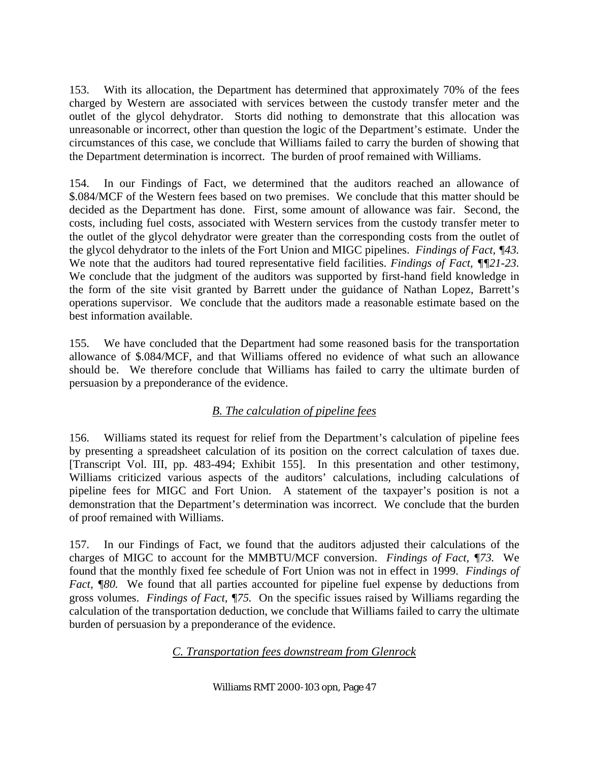153. With its allocation, the Department has determined that approximately 70% of the fees charged by Western are associated with services between the custody transfer meter and the outlet of the glycol dehydrator. Storts did nothing to demonstrate that this allocation was unreasonable or incorrect, other than question the logic of the Department's estimate. Under the circumstances of this case, we conclude that Williams failed to carry the burden of showing that the Department determination is incorrect. The burden of proof remained with Williams.

154. In our Findings of Fact, we determined that the auditors reached an allowance of $.084/MCF of the Western fees based on two premises. We conclude that this matter should be decided as the Department has done. First, some amount of allowance was fair. Second, the costs, including fuel costs, associated with Western services from the custody transfer meter to the outlet of the glycol dehydrator were greater than the corresponding costs from the outlet of the glycol dehydrator to the inlets of the Fort Union and MIGC pipelines. *Findings of Fact, ¶43.* We note that the auditors had toured representative field facilities. *Findings of Fact, ¶¶21-23.* We conclude that the judgment of the auditors was supported by first-hand field knowledge in the form of the site visit granted by Barrett under the guidance of Nathan Lopez, Barrett's operations supervisor. We conclude that the auditors made a reasonable estimate based on the best information available.

155. We have concluded that the Department had some reasoned basis for the transportation allowance of $.084/MCF, and that Williams offered no evidence of what such an allowance should be. We therefore conclude that Williams has failed to carry the ultimate burden of persuasion by a preponderance of the evidence.

### *B. The calculation of pipeline fees*

156. Williams stated its request for relief from the Department's calculation of pipeline fees by presenting a spreadsheet calculation of its position on the correct calculation of taxes due. [Transcript Vol. III, pp. 483-494; Exhibit 155]. In this presentation and other testimony, Williams criticized various aspects of the auditors' calculations, including calculations of pipeline fees for MIGC and Fort Union. A statement of the taxpayer's position is not a demonstration that the Department's determination was incorrect. We conclude that the burden of proof remained with Williams.

157. In our Findings of Fact, we found that the auditors adjusted their calculations of the charges of MIGC to account for the MMBTU/MCF conversion. *Findings of Fact, ¶73.* We found that the monthly fixed fee schedule of Fort Union was not in effect in 1999. *Findings of Fact, ¶80.* We found that all parties accounted for pipeline fuel expense by deductions from gross volumes. *Findings of Fact, ¶75.* On the specific issues raised by Williams regarding the calculation of the transportation deduction, we conclude that Williams failed to carry the ultimate burden of persuasion by a preponderance of the evidence.

### *C. Transportation fees downstream from Glenrock*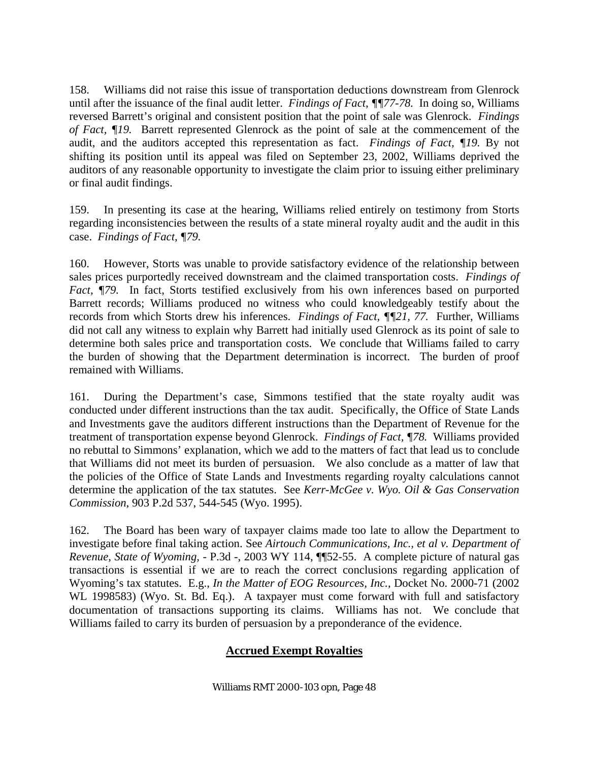158. Williams did not raise this issue of transportation deductions downstream from Glenrock until after the issuance of the final audit letter. *Findings of Fact, ¶¶77-78*. In doing so, Williams reversed Barrett's original and consistent position that the point of sale was Glenrock. *Findings of Fact, ¶19.* Barrett represented Glenrock as the point of sale at the commencement of the audit, and the auditors accepted this representation as fact. *Findings of Fact, ¶19.* By not shifting its position until its appeal was filed on September 23, 2002, Williams deprived the auditors of any reasonable opportunity to investigate the claim prior to issuing either preliminary or final audit findings.

159. In presenting its case at the hearing, Williams relied entirely on testimony from Storts regarding inconsistencies between the results of a state mineral royalty audit and the audit in this case. *Findings of Fact, ¶79.*

160. However, Storts was unable to provide satisfactory evidence of the relationship between sales prices purportedly received downstream and the claimed transportation costs. *Findings of Fact, ¶79.* In fact, Storts testified exclusively from his own inferences based on purported Barrett records; Williams produced no witness who could knowledgeably testify about the records from which Storts drew his inferences. *Findings of Fact, ¶¶21, 77.* Further, Williams did not call any witness to explain why Barrett had initially used Glenrock as its point of sale to determine both sales price and transportation costs. We conclude that Williams failed to carry the burden of showing that the Department determination is incorrect. The burden of proof remained with Williams.

161. During the Department's case, Simmons testified that the state royalty audit was conducted under different instructions than the tax audit. Specifically, the Office of State Lands and Investments gave the auditors different instructions than the Department of Revenue for the treatment of transportation expense beyond Glenrock. *Findings of Fact, ¶78.* Williams provided no rebuttal to Simmons' explanation, which we add to the matters of fact that lead us to conclude that Williams did not meet its burden of persuasion. We also conclude as a matter of law that the policies of the Office of State Lands and Investments regarding royalty calculations cannot determine the application of the tax statutes. See *Kerr-McGee v. Wyo. Oil & Gas Conservation Commission*, 903 P.2d 537, 544-545 (Wyo. 1995).

162. The Board has been wary of taxpayer claims made too late to allow the Department to investigate before final taking action. See *Airtouch Communications, Inc., et al v. Department of Revenue, State of Wyoming*, - P.3d -, 2003 WY 114, ¶¶52-55. A complete picture of natural gas transactions is essential if we are to reach the correct conclusions regarding application of Wyoming's tax statutes. E.g., *In the Matter of EOG Resources, Inc.*, Docket No. 2000-71 (2002 WL 1998583) (Wyo. St. Bd. Eq.). A taxpayer must come forward with full and satisfactory documentation of transactions supporting its claims. Williams has not. We conclude that Williams failed to carry its burden of persuasion by a preponderance of the evidence.

## Accrued Exempt Royalties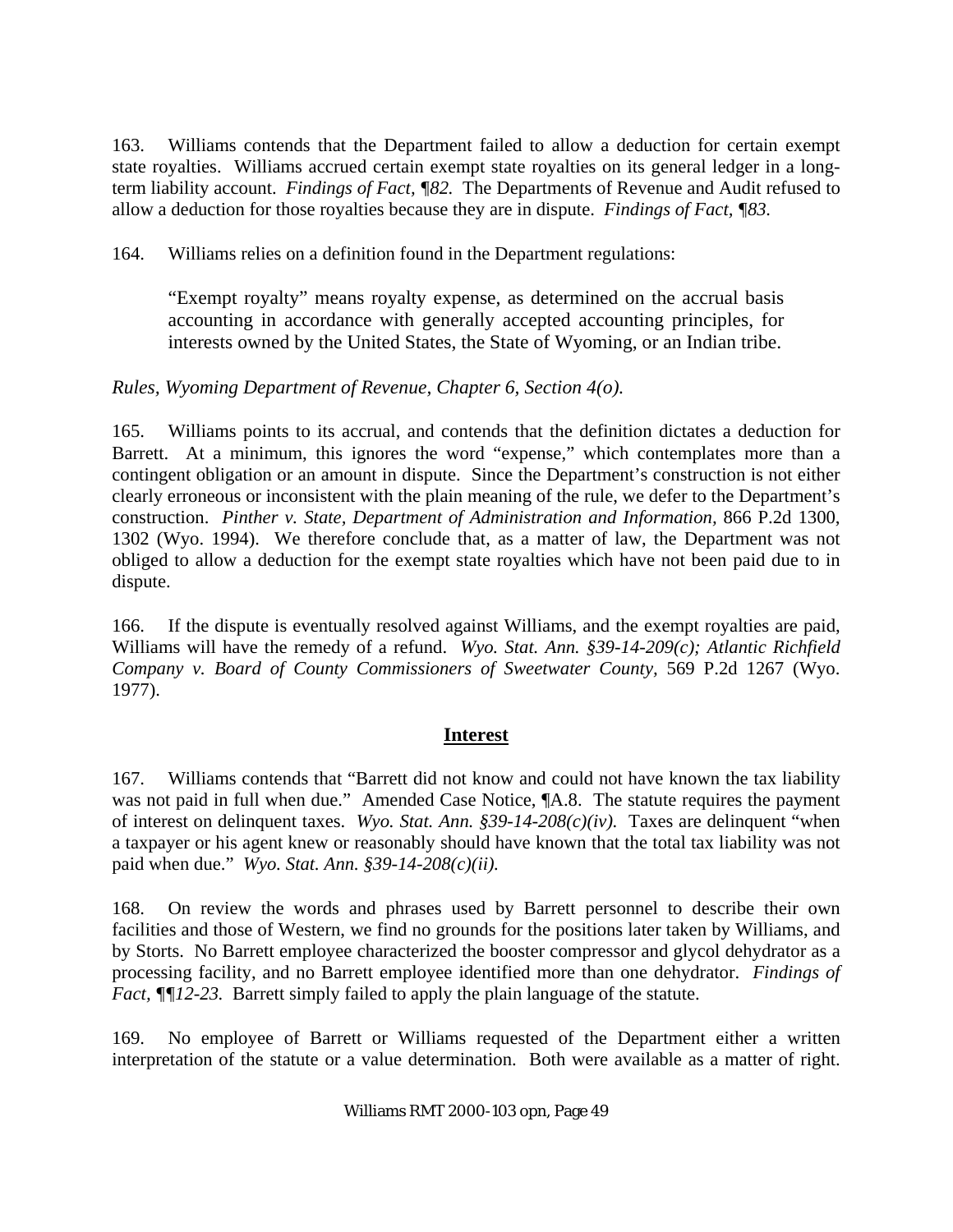163. Williams contends that the Department failed to allow a deduction for certain exempt state royalties. Williams accrued certain exempt state royalties on its general ledger in a long-term liability account. *Findings of Fact, ¶82.* The Departments of Revenue and Audit refused to allow a deduction for those royalties because they are in dispute. *Findings of Fact, ¶83.*

164. Williams relies on a definition found in the Department regulations:

> "Exempt royalty" means royalty expense, as determined on the accrual basis accounting in accordance with generally accepted accounting principles, for interests owned by the United States, the State of Wyoming, or an Indian tribe.

*Rules, Wyoming Department of Revenue, Chapter 6, Section 4(o).*

165. Williams points to its accrual, and contends that the definition dictates a deduction for Barrett. At a minimum, this ignores the word "expense," which contemplates more than a contingent obligation or an amount in dispute. Since the Department's construction is not either clearly erroneous or inconsistent with the plain meaning of the rule, we defer to the Department's construction. *Pinther v. State, Department of Administration and Information,* 866 P.2d 1300, 1302 (Wyo. 1994). We therefore conclude that, as a matter of law, the Department was not obliged to allow a deduction for the exempt state royalties which have not been paid due to in dispute.

166. If the dispute is eventually resolved against Williams, and the exempt royalties are paid, Williams will have the remedy of a refund. *Wyo. Stat. Ann. §39-14-209(c); Atlantic Richfield Company v. Board of County Commissioners of Sweetwater County,* 569 P.2d 1267 (Wyo. 1977).

## Interest

167. Williams contends that "Barrett did not know and could not have known the tax liability was not paid in full when due." Amended Case Notice, ¶A.8. The statute requires the payment of interest on delinquent taxes. *Wyo. Stat. Ann. §39-14-208(c)(iv).* Taxes are delinquent "when a taxpayer or his agent knew or reasonably should have known that the total tax liability was not paid when due." *Wyo. Stat. Ann. §39-14-208(c)(ii).*

168. On review the words and phrases used by Barrett personnel to describe their own facilities and those of Western, we find no grounds for the positions later taken by Williams, and by Storts. No Barrett employee characterized the booster compressor and glycol dehydrator as a processing facility, and no Barrett employee identified more than one dehydrator. *Findings of Fact, ¶¶12-23.* Barrett simply failed to apply the plain language of the statute.

169. No employee of Barrett or Williams requested of the Department either a written interpretation of the statute or a value determination. Both were available as a matter of right.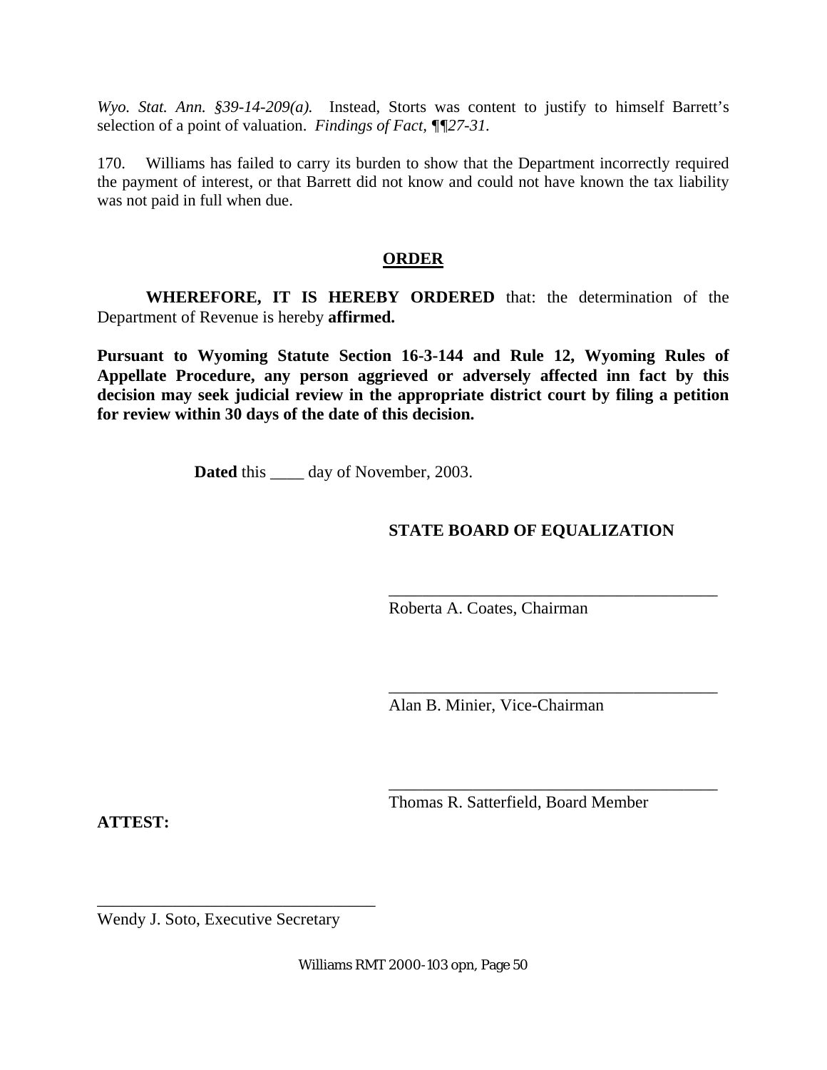*Wyo. Stat. Ann. §39-14-209(a).* Instead, Storts was content to justify to himself Barrett's selection of a point of valuation. *Findings of Fact, ¶¶27-31*.

170. Williams has failed to carry its burden to show that the Department incorrectly required the payment of interest, or that Barrett did not know and could not have known the tax liability was not paid in full when due.

## ORDER

**WHEREFORE, IT IS HEREBY ORDERED** that: the determination of the Department of Revenue is hereby **affirmed.**

**Pursuant to Wyoming Statute Section 16-3-144 and Rule 12, Wyoming Rules of Appellate Procedure, any person aggrieved or adversely affected inn fact by this decision may seek judicial review in the appropriate district court by filing a petition for review within 30 days of the date of this decision.**

**Dated** this ____ day of November, 2003.

**STATE BOARD OF EQUALIZATION**

_______________________________________
Roberta A. Coates, Chairman

_______________________________________
Alan B. Minier, Vice-Chairman

_______________________________________
Thomas R. Satterfield, Board Member

**ATTEST:**

_________________________________
Wendy J. Soto, Executive Secretary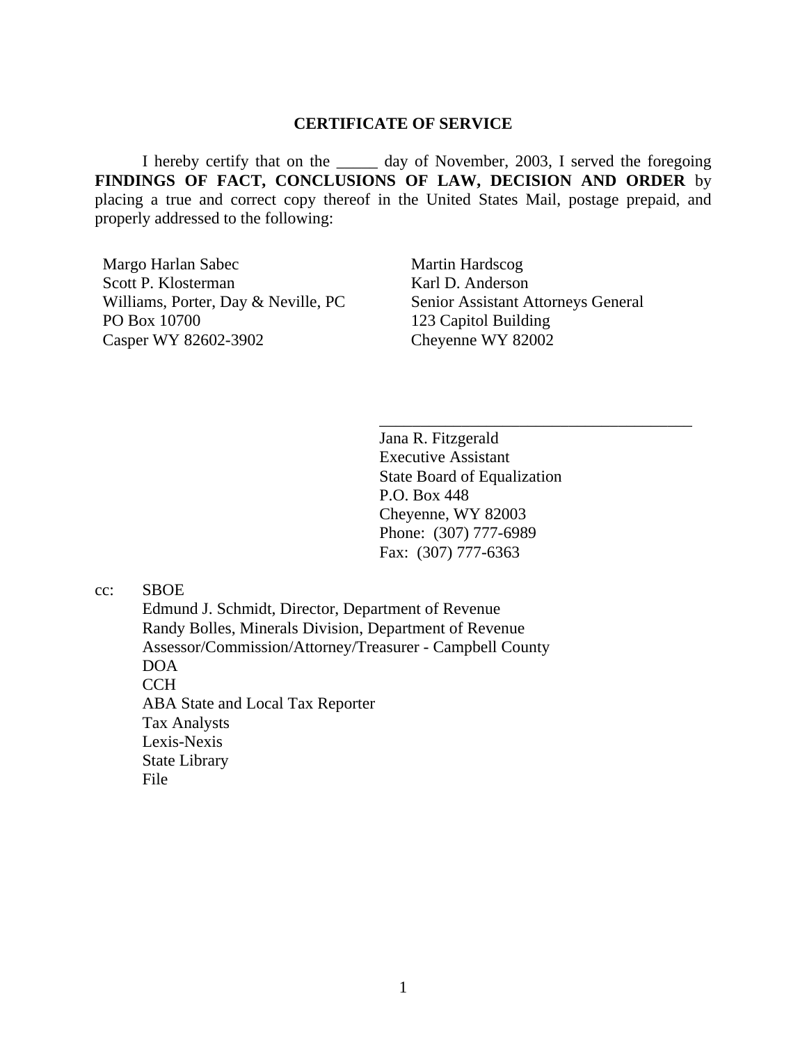## CERTIFICATE OF SERVICE

I hereby certify that on the _____ day of November, 2003, I served the foregoing **FINDINGS OF FACT, CONCLUSIONS OF LAW, DECISION AND ORDER** by placing a true and correct copy thereof in the United States Mail, postage prepaid, and properly addressed to the following:

Margo Harlan Sabec
Scott P. Klosterman
Williams, Porter, Day & Neville, PC
PO Box 10700
Casper WY 82602-3902

Martin Hardscog
Karl D. Anderson
Senior Assistant Attorneys General
123 Capitol Building
Cheyenne WY 82002

_______________________________________
Jana R. Fitzgerald
Executive Assistant
State Board of Equalization
P.O. Box 448
Cheyenne, WY 82003
Phone: (307) 777-6989
Fax: (307) 777-6363

cc: SBOE
Edmund J. Schmidt, Director, Department of Revenue
Randy Bolles, Minerals Division, Department of Revenue
Assessor/Commission/Attorney/Treasurer - Campbell County
DOA
CCH
ABA State and Local Tax Reporter
Tax Analysts
Lexis-Nexis
State Library
File